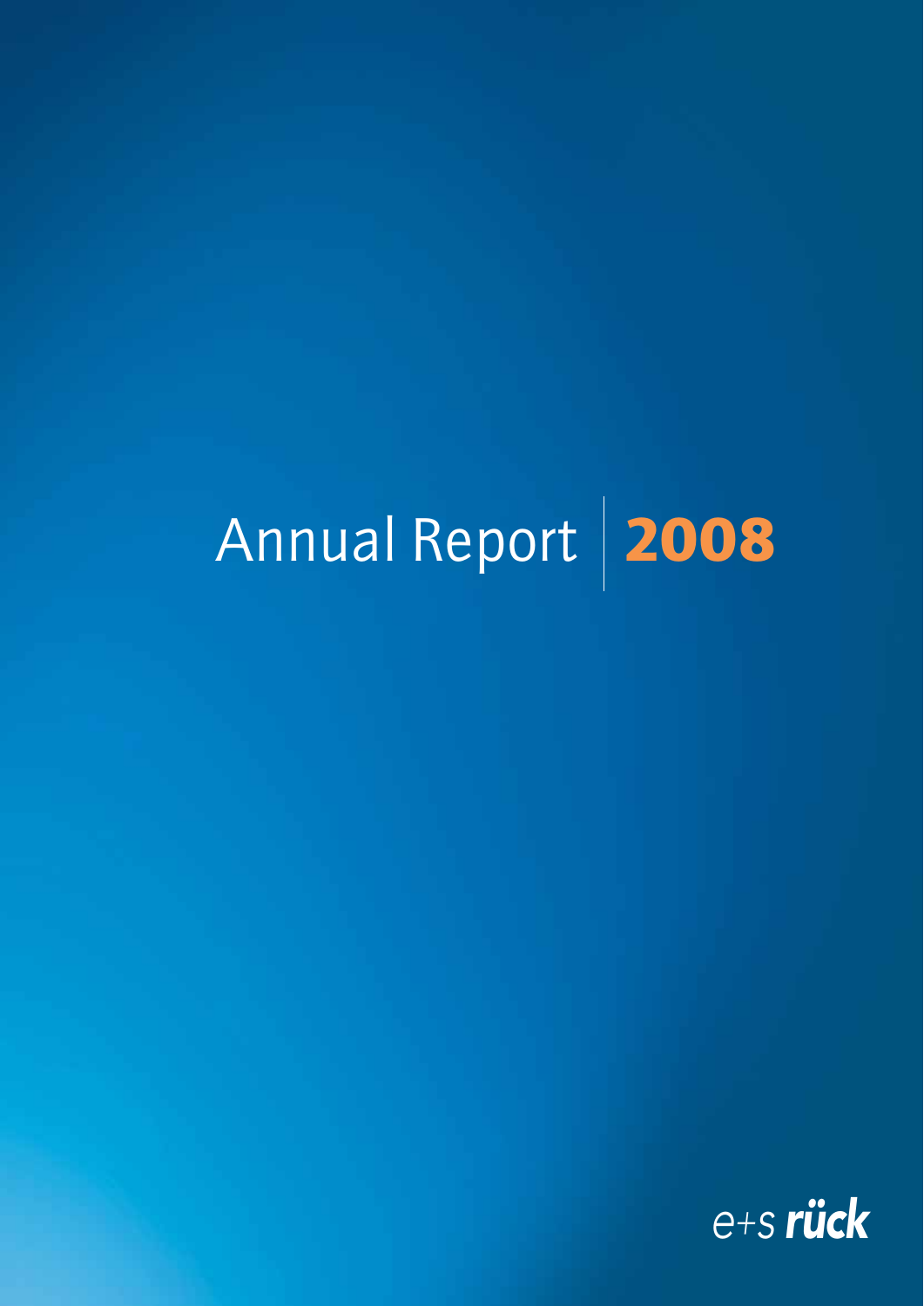# Annual Report 2008

e+s rück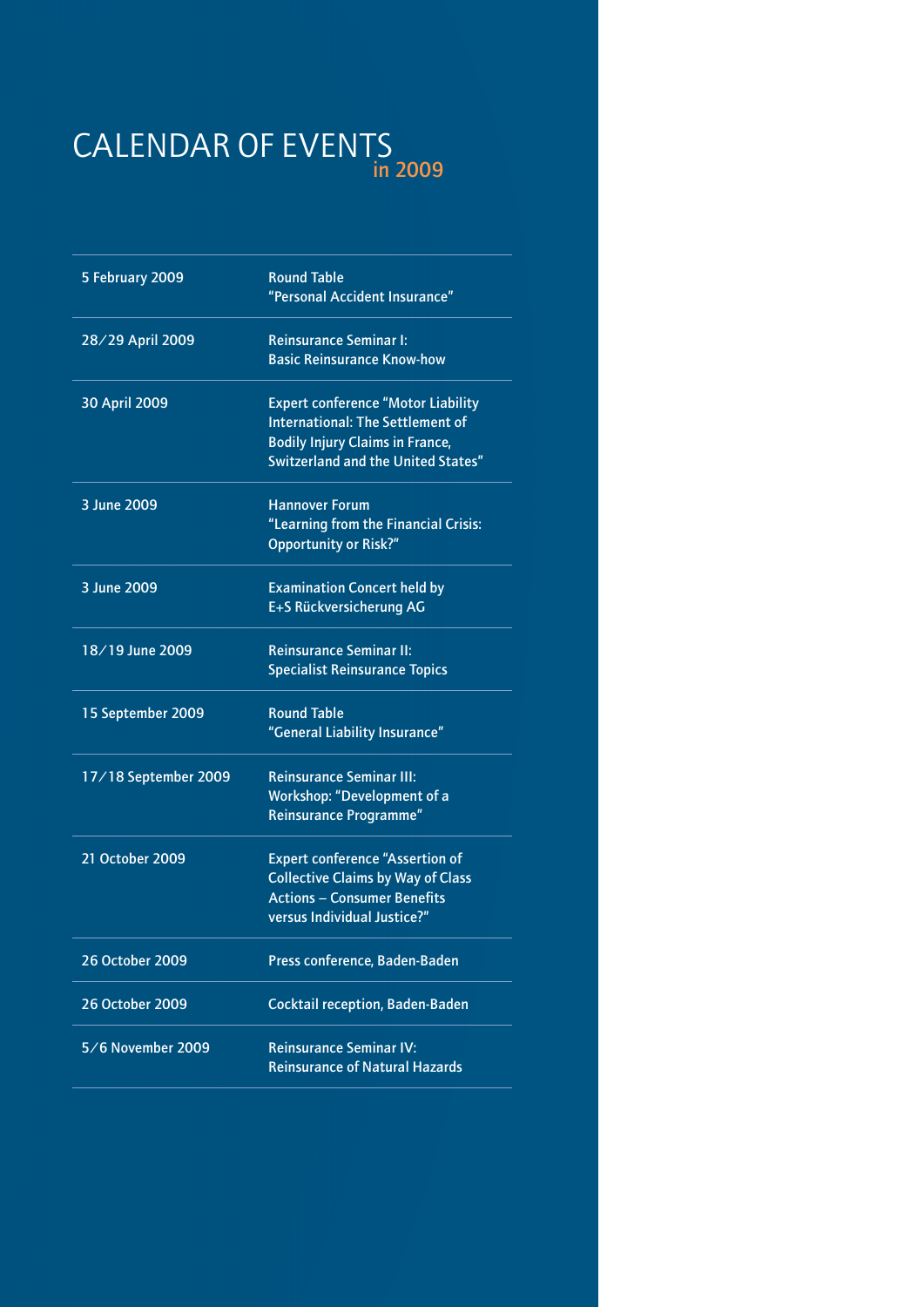# CALENDAR OF EVENTS in 2009

| | |
|---|---|
| 5 February 2009 | Round Table "Personal Accident Insurance" |
| 28/29 April 2009 | Reinsurance Seminar I: Basic Reinsurance Know-how |
| 30 April 2009 | Expert conference "Motor Liability International: The Settlement of Bodily Injury Claims in France, Switzerland and the United States" |
| 3 June 2009 | Hannover Forum "Learning from the Financial Crisis: Opportunity or Risk?" |
| 3 June 2009 | Examination Concert held by E+S Rückversicherung AG |
| 18/19 June 2009 | Reinsurance Seminar II: Specialist Reinsurance Topics |
| 15 September 2009 | Round Table "General Liability Insurance" |
| 17/18 September 2009 | Reinsurance Seminar III: Workshop: "Development of a Reinsurance Programme" |
| 21 October 2009 | Expert conference "Assertion of Collective Claims by Way of Class Actions – Consumer Benefits versus Individual Justice?" |
| 26 October 2009 | Press conference, Baden-Baden |
| 26 October 2009 | Cocktail reception, Baden-Baden |
| 5/6 November 2009 | Reinsurance Seminar IV: Reinsurance of Natural Hazards |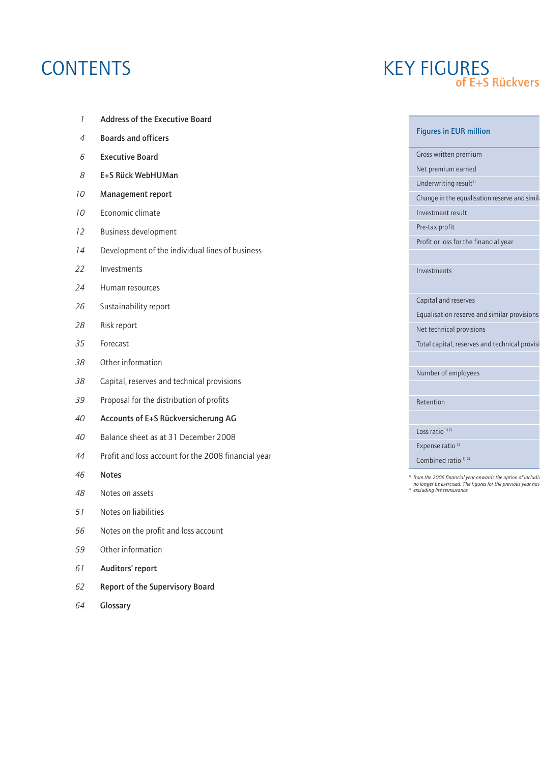# CONTENTS

| | |
|---|---|
| 1 | **Address of the Executive Board** |
| 4 | **Boards and officers** |
| 6 | **Executive Board** |
| 8 | **E+S Rück WebHUMan** |
| 10 | **Management report** |
| 10 | Economic climate |
| 12 | Business development |
| 14 | Development of the individual lines of business |
| 22 | Investments |
| 24 | Human resources |
| 26 | Sustainability report |
| 28 | Risk report |
| 35 | Forecast |
| 38 | Other information |
| 38 | Capital, reserves and technical provisions |
| 39 | Proposal for the distribution of profits |
| 40 | **Accounts of E+S Rückversicherung AG** |
| 40 | Balance sheet as at 31 December 2008 |
| 44 | Profit and loss account for the 2008 financial year |
| 46 | **Notes** |
| 48 | Notes on assets |
| 51 | Notes on liabilities |
| 56 | Notes on the profit and loss account |
| 59 | Other information |
| 61 | **Auditors' report** |
| 62 | **Report of the Supervisory Board** |
| 64 | **Glossary** |

# KEY FIGURES

## of E+S Rückvers

| Figures in EUR million |
|---|
| Gross written premium |
| Net premium earned |
| Underwriting result[1] |
| Change in the equalisation reserve and simil |
| Investment result |
| Pre-tax profit |
| Profit or loss for the financial year |
| |
| Investments |
| |
| Capital and reserves |
| Equalisation reserve and similar provisions |
| Net technical provisions |
| Total capital, reserves and technical provisi |
| |
| Number of employees |
| |
| Retention |
| |
| Loss ratio [1) 2)] |
| Expense ratio [2)] |
| Combined ratio [1) 2)] |

[1)] from the 2006 financial year onwards the option of includi no longer be exercised. The figures for the previous year hav

[2)] excluding life reinsurance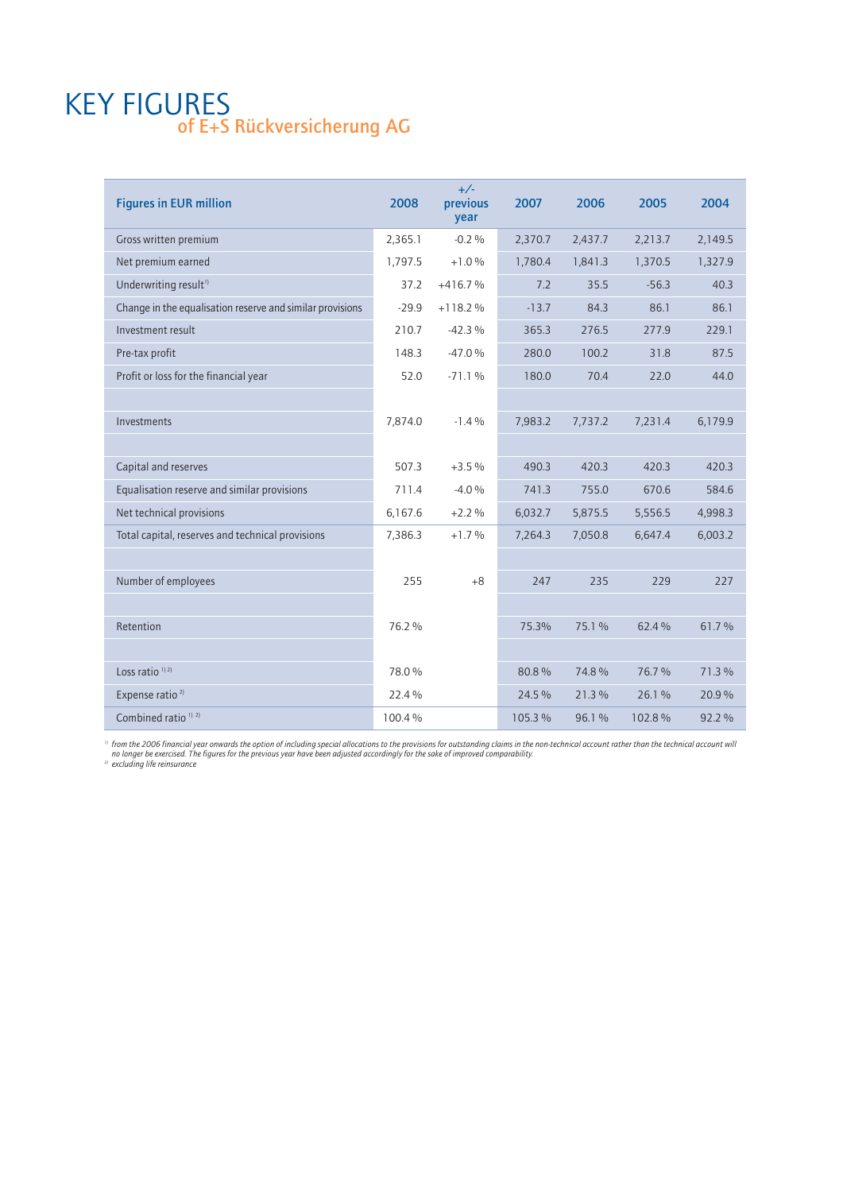# KEY FIGURES
## of E+S Rückversicherung AG

| Figures in EUR million | 2008 | +/- previous year | 2007 | 2006 | 2005 | 2004 |
|---|---|---|---|---|---|---|
| Gross written premium | 2,365.1 | -0.2 % | 2,370.7 | 2,437.7 | 2,213.7 | 2,149.5 |
| Net premium earned | 1,797.5 | +1.0 % | 1,780.4 | 1,841.3 | 1,370.5 | 1,327.9 |
| Underwriting result[1] | 37.2 | +416.7 % | 7.2 | 35.5 | -56.3 | 40.3 |
| Change in the equalisation reserve and similar provisions | -29.9 | +118.2 % | -13.7 | 84.3 | 86.1 | 86.1 |
| Investment result | 210.7 | -42.3 % | 365.3 | 276.5 | 277.9 | 229.1 |
| Pre-tax profit | 148.3 | -47.0 % | 280.0 | 100.2 | 31.8 | 87.5 |
| Profit or loss for the financial year | 52.0 | -71.1 % | 180.0 | 70.4 | 22.0 | 44.0 |
| | | | | | | |
| Investments | 7,874.0 | -1.4 % | 7,983.2 | 7,737.2 | 7,231.4 | 6,179.9 |
| | | | | | | |
| Capital and reserves | 507.3 | +3.5 % | 490.3 | 420.3 | 420.3 | 420.3 |
| Equalisation reserve and similar provisions | 711.4 | -4.0 % | 741.3 | 755.0 | 670.6 | 584.6 |
| Net technical provisions | 6,167.6 | +2.2 % | 6,032.7 | 5,875.5 | 5,556.5 | 4,998.3 |
| Total capital, reserves and technical provisions | 7,386.3 | +1.7 % | 7,264.3 | 7,050.8 | 6,647.4 | 6,003.2 |
| | | | | | | |
| Number of employees | 255 | +8 | 247 | 235 | 229 | 227 |
| | | | | | | |
| Retention | 76.2 % | | 75.3% | 75.1 % | 62.4 % | 61.7 % |
| | | | | | | |
| Loss ratio [1] [2] | 78.0 % | | 80.8 % | 74.8 % | 76.7 % | 71.3 % |
| Expense ratio [2] | 22.4 % | | 24.5 % | 21.3 % | 26.1 % | 20.9 % |
| Combined ratio [1] [2] | 100.4 % | | 105.3 % | 96.1 % | 102.8 % | 92.2 % |

[1] *from the 2006 financial year onwards the option of including special allocations to the provisions for outstanding claims in the non-technical account rather than the technical account will no longer be exercised. The figures for the previous year have been adjusted accordingly for the sake of improved comparability.*
[2] *excluding life reinsurance*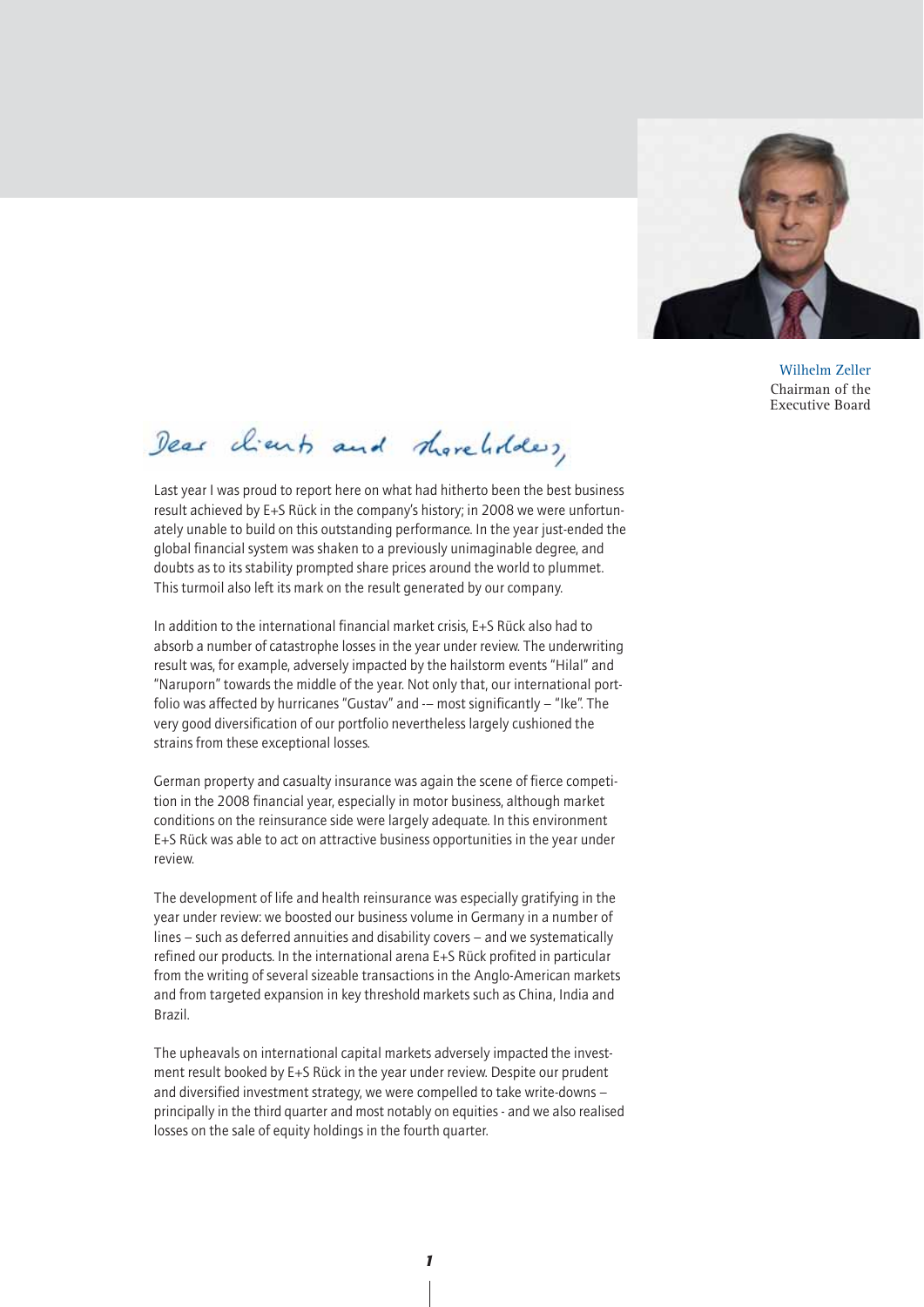Wilhelm Zeller
Chairman of the Executive Board

Dear clients and shareholders,

Last year I was proud to report here on what had hitherto been the best business result achieved by E+S Rück in the company's history; in 2008 we were unfortunately unable to build on this outstanding performance. In the year just-ended the global financial system was shaken to a previously unimaginable degree, and doubts as to its stability prompted share prices around the world to plummet. This turmoil also left its mark on the result generated by our company.

In addition to the international financial market crisis, E+S Rück also had to absorb a number of catastrophe losses in the year under review. The underwriting result was, for example, adversely impacted by the hailstorm events "Hilal" and "Naruporn" towards the middle of the year. Not only that, our international portfolio was affected by hurricanes "Gustav" and -– most significantly – "Ike". The very good diversification of our portfolio nevertheless largely cushioned the strains from these exceptional losses.

German property and casualty insurance was again the scene of fierce competition in the 2008 financial year, especially in motor business, although market conditions on the reinsurance side were largely adequate. In this environment E+S Rück was able to act on attractive business opportunities in the year under review.

The development of life and health reinsurance was especially gratifying in the year under review: we boosted our business volume in Germany in a number of lines – such as deferred annuities and disability covers – and we systematically refined our products. In the international arena E+S Rück profited in particular from the writing of several sizeable transactions in the Anglo-American markets and from targeted expansion in key threshold markets such as China, India and Brazil.

The upheavals on international capital markets adversely impacted the investment result booked by E+S Rück in the year under review. Despite our prudent and diversified investment strategy, we were compelled to take write-downs – principally in the third quarter and most notably on equities - and we also realised losses on the sale of equity holdings in the fourth quarter.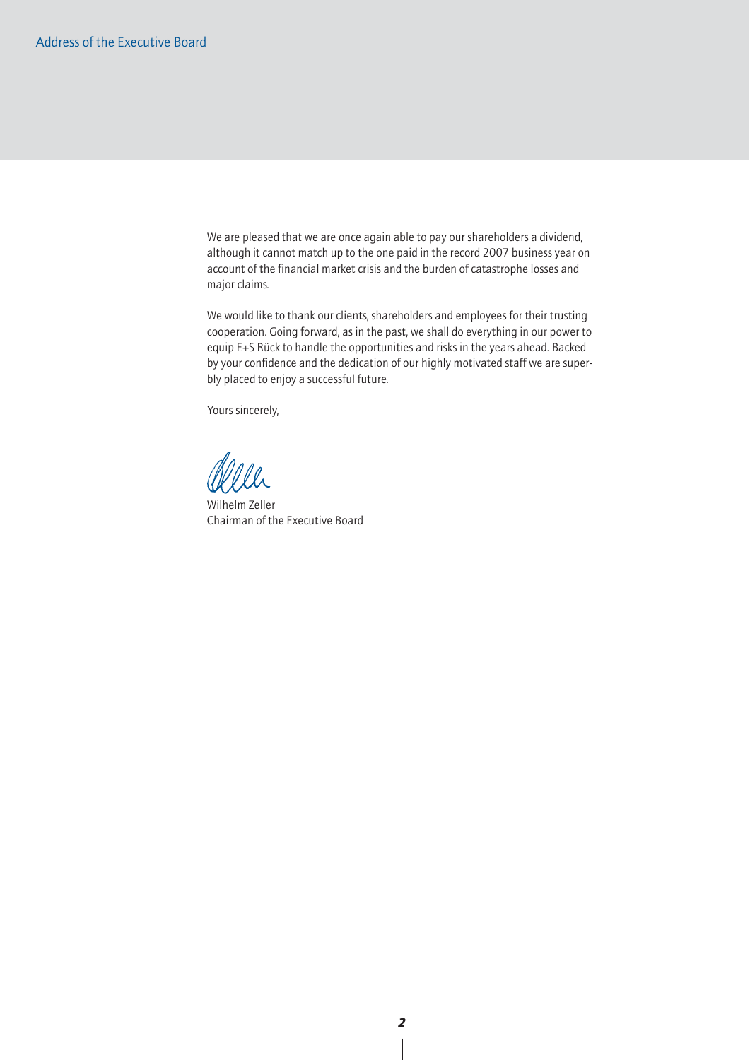We are pleased that we are once again able to pay our shareholders a dividend, although it cannot match up to the one paid in the record 2007 business year on account of the financial market crisis and the burden of catastrophe losses and major claims.

We would like to thank our clients, shareholders and employees for their trusting cooperation. Going forward, as in the past, we shall do everything in our power to equip E+S Rück to handle the opportunities and risks in the years ahead. Backed by your confidence and the dedication of our highly motivated staff we are superbly placed to enjoy a successful future.

Yours sincerely,

Wilhelm Zeller
Chairman of the Executive Board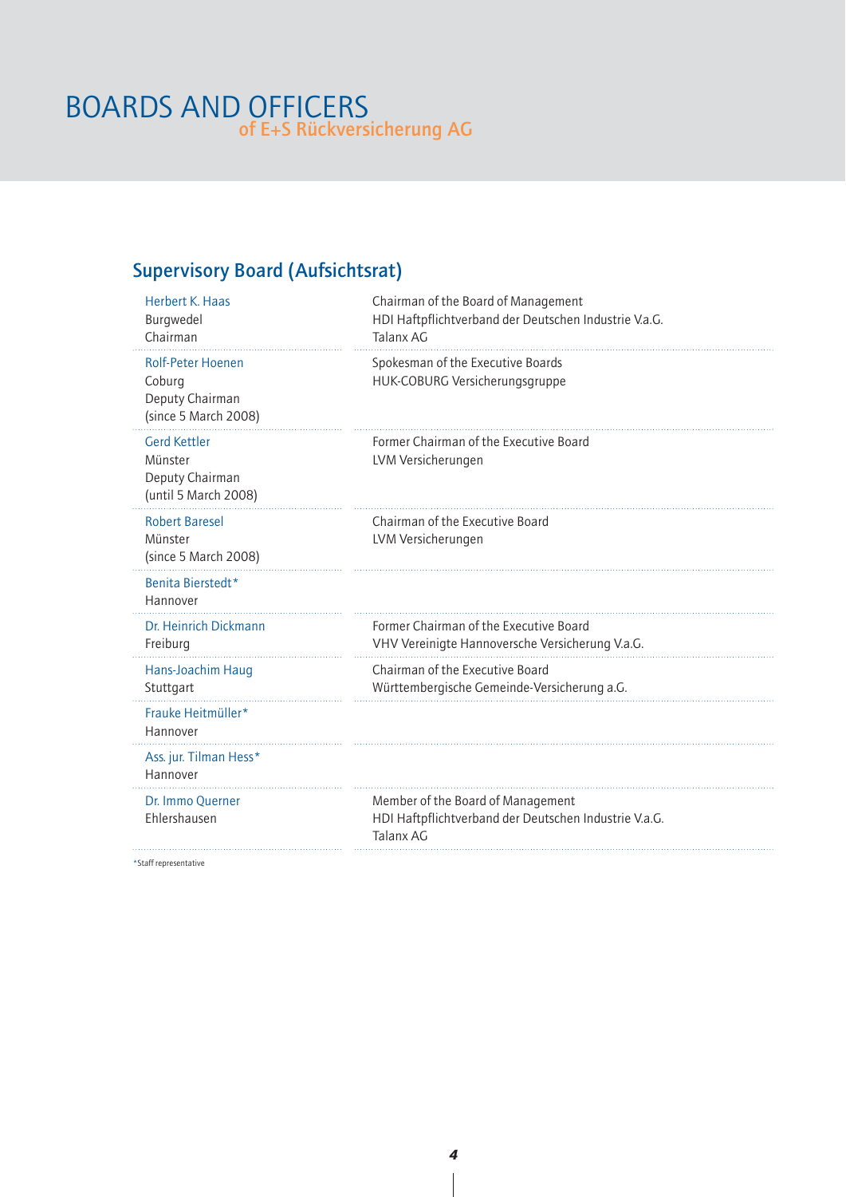# BOARDS AND OFFICERS
## of E+S Rückversicherung AG

### Supervisory Board (Aufsichtsrat)

| | |
|---|---|
| Herbert K. Haas<br>Burgwedel<br>Chairman | Chairman of the Board of Management<br>HDI Haftpflichtverband der Deutschen Industrie V.a.G.<br>Talanx AG |
| Rolf-Peter Hoenen<br>Coburg<br>Deputy Chairman<br>(since 5 March 2008) | Spokesman of the Executive Boards<br>HUK-COBURG Versicherungsgruppe |
| Gerd Kettler<br>Münster<br>Deputy Chairman<br>(until 5 March 2008) | Former Chairman of the Executive Board<br>LVM Versicherungen |
| Robert Baresel<br>Münster<br>(since 5 March 2008) | Chairman of the Executive Board<br>LVM Versicherungen |
| Benita Bierstedt*<br>Hannover | |
| Dr. Heinrich Dickmann<br>Freiburg | Former Chairman of the Executive Board<br>VHV Vereinigte Hannoversche Versicherung V.a.G. |
| Hans-Joachim Haug<br>Stuttgart | Chairman of the Executive Board<br>Württembergische Gemeinde-Versicherung a.G. |
| Frauke Heitmüller*<br>Hannover | |
| Ass. jur. Tilman Hess*<br>Hannover | |
| Dr. Immo Querner<br>Ehlershausen | Member of the Board of Management<br>HDI Haftpflichtverband der Deutschen Industrie V.a.G.<br>Talanx AG |

*Staff representative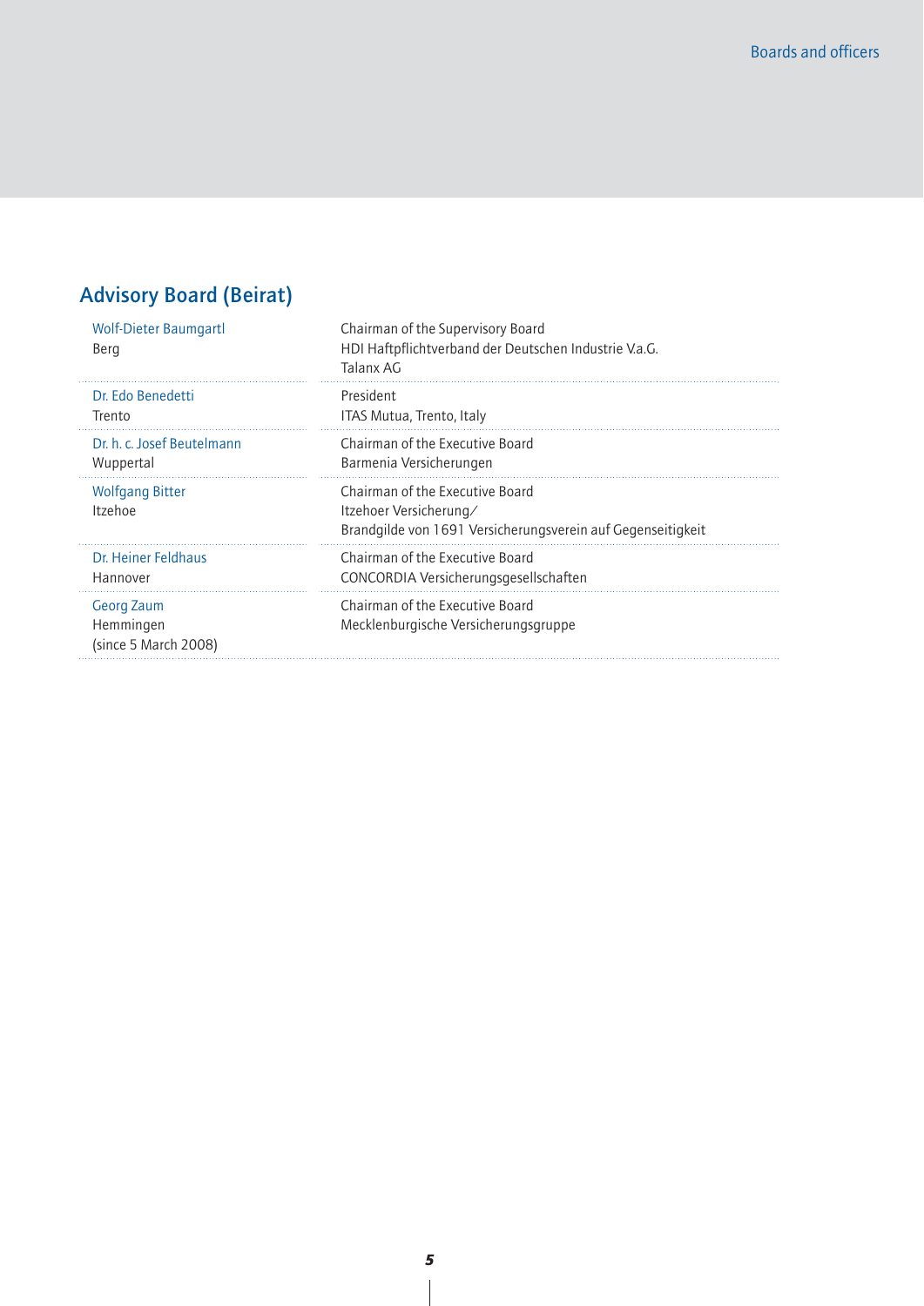## Advisory Board (Beirat)

| | |
|---|---|
| Wolf-Dieter Baumgartl<br>Berg | Chairman of the Supervisory Board<br>HDI Haftpflichtverband der Deutschen Industrie V.a.G.<br>Talanx AG |
| Dr. Edo Benedetti<br>Trento | President<br>ITAS Mutua, Trento, Italy |
| Dr. h. c. Josef Beutelmann<br>Wuppertal | Chairman of the Executive Board<br>Barmenia Versicherungen |
| Wolfgang Bitter<br>Itzehoe | Chairman of the Executive Board<br>Itzehoer Versicherung/<br>Brandgilde von 1691 Versicherungsverein auf Gegenseitigkeit |
| Dr. Heiner Feldhaus<br>Hannover | Chairman of the Executive Board<br>CONCORDIA Versicherungsgesellschaften |
| Georg Zaum<br>Hemmingen<br>(since 5 March 2008) | Chairman of the Executive Board<br>Mecklenburgische Versicherungsgruppe |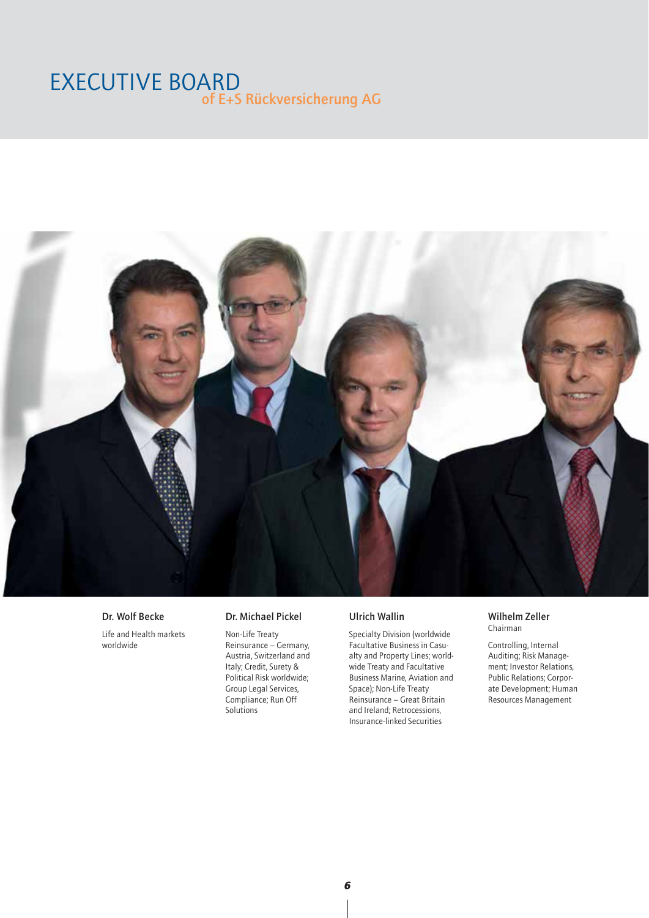# EXECUTIVE BOARD
## of E+S Rückversicherung AG

**Dr. Wolf Becke**

Life and Health markets worldwide

**Dr. Michael Pickel**

Non-Life Treaty Reinsurance – Germany, Austria, Switzerland and Italy; Credit, Surety & Political Risk worldwide; Group Legal Services, Compliance; Run Off Solutions

**Ulrich Wallin**

Specialty Division (worldwide Facultative Business in Casualty and Property Lines; worldwide Treaty and Facultative Business Marine, Aviation and Space); Non-Life Treaty Reinsurance – Great Britain and Ireland; Retrocessions, Insurance-linked Securities

**Wilhelm Zeller**
Chairman

Controlling, Internal Auditing; Risk Management; Investor Relations, Public Relations; Corporate Development; Human Resources Management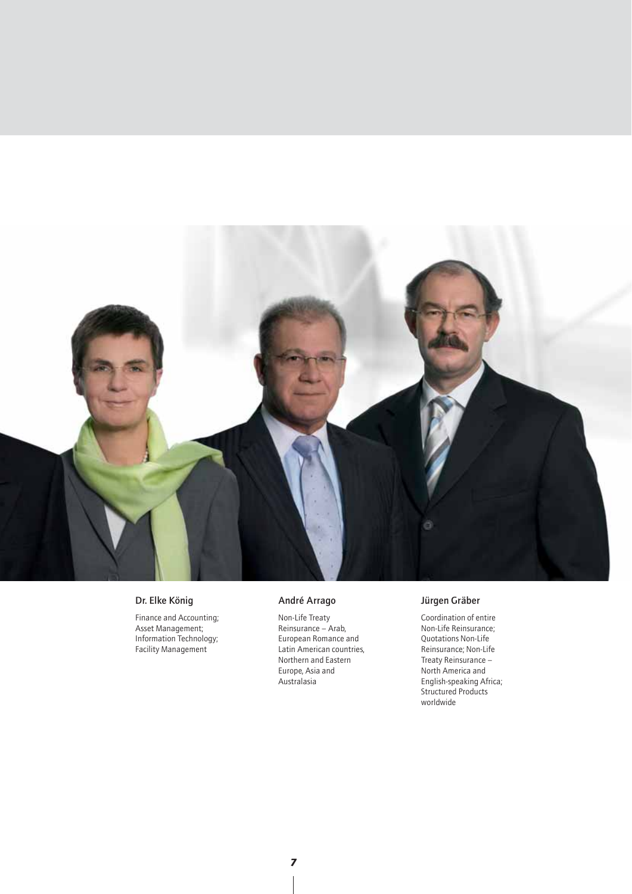**Dr. Elke König**

Finance and Accounting; Asset Management; Information Technology; Facility Management

**André Arrago**

Non-Life Treaty Reinsurance – Arab, European Romance and Latin American countries, Northern and Eastern Europe, Asia and Australasia

**Jürgen Gräber**

Coordination of entire Non-Life Reinsurance; Quotations Non-Life Reinsurance; Non-Life Treaty Reinsurance – North America and English-speaking Africa; Structured Products worldwide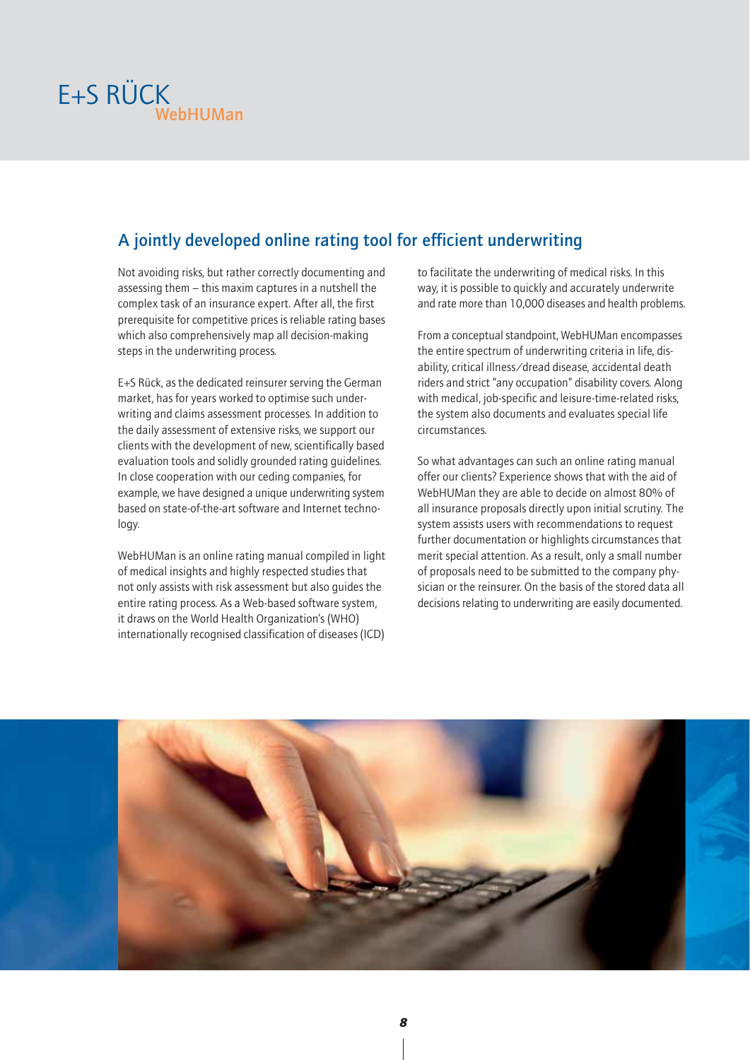E+S RÜCK
WebHUMan

## A jointly developed online rating tool for efficient underwriting

Not avoiding risks, but rather correctly documenting and assessing them – this maxim captures in a nutshell the complex task of an insurance expert. After all, the first prerequisite for competitive prices is reliable rating bases which also comprehensively map all decision-making steps in the underwriting process.

E+S Rück, as the dedicated reinsurer serving the German market, has for years worked to optimise such underwriting and claims assessment processes. In addition to the daily assessment of extensive risks, we support our clients with the development of new, scientifically based evaluation tools and solidly grounded rating guidelines. In close cooperation with our ceding companies, for example, we have designed a unique underwriting system based on state-of-the-art software and Internet technology.

WebHUMan is an online rating manual compiled in light of medical insights and highly respected studies that not only assists with risk assessment but also guides the entire rating process. As a Web-based software system, it draws on the World Health Organization's (WHO) internationally recognised classification of diseases (ICD) to facilitate the underwriting of medical risks. In this way, it is possible to quickly and accurately underwrite and rate more than 10,000 diseases and health problems.

From a conceptual standpoint, WebHUMan encompasses the entire spectrum of underwriting criteria in life, disability, critical illness/dread disease, accidental death riders and strict "any occupation" disability covers. Along with medical, job-specific and leisure-time-related risks, the system also documents and evaluates special life circumstances.

So what advantages can such an online rating manual offer our clients? Experience shows that with the aid of WebHUMan they are able to decide on almost 80% of all insurance proposals directly upon initial scrutiny. The system assists users with recommendations to request further documentation or highlights circumstances that merit special attention. As a result, only a small number of proposals need to be submitted to the company physician or the reinsurer. On the basis of the stored data all decisions relating to underwriting are easily documented.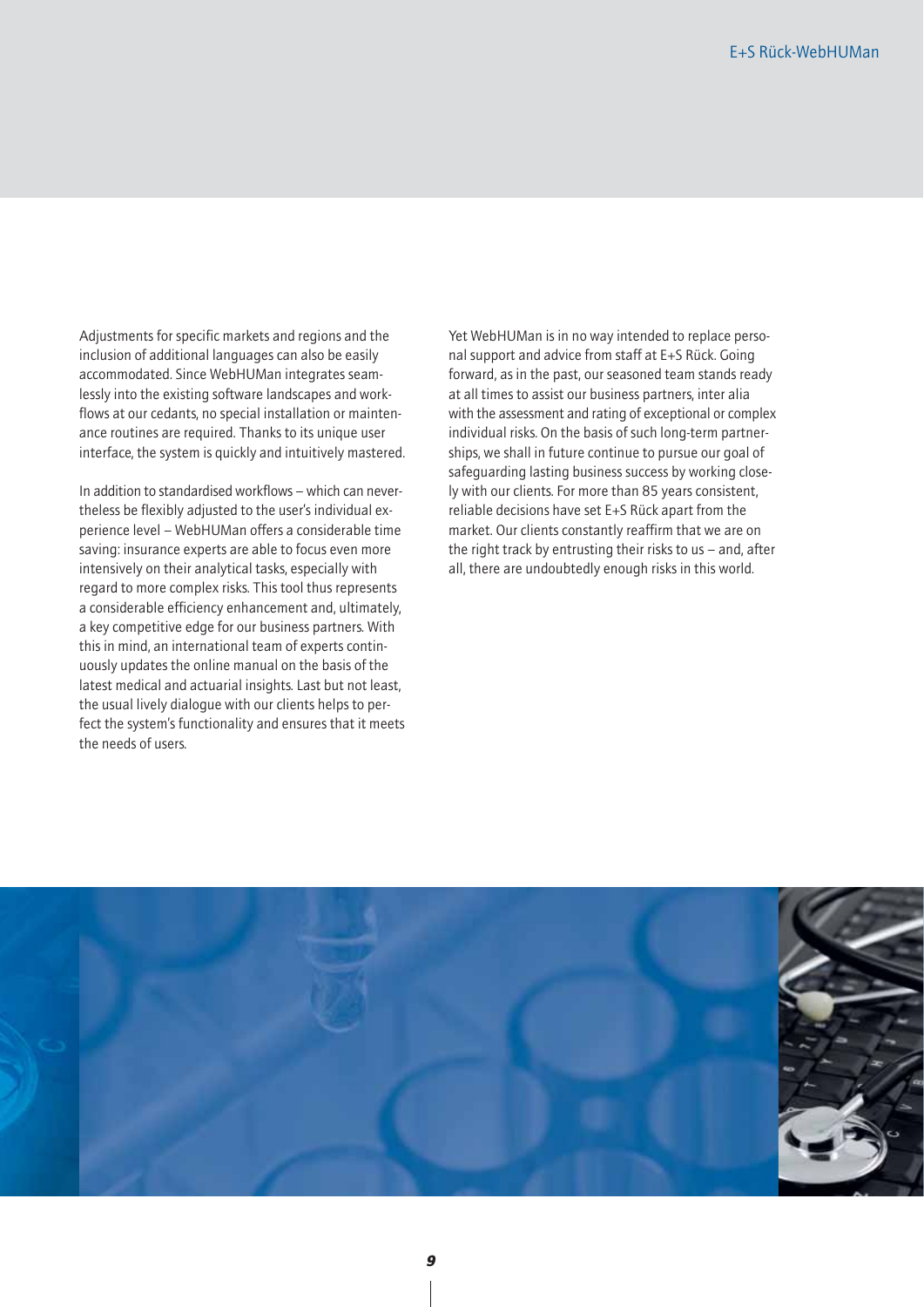Adjustments for specific markets and regions and the inclusion of additional languages can also be easily accommodated. Since WebHUMan integrates seamlessly into the existing software landscapes and workflows at our cedants, no special installation or maintenance routines are required. Thanks to its unique user interface, the system is quickly and intuitively mastered.

In addition to standardised workflows – which can nevertheless be flexibly adjusted to the user's individual experience level – WebHUMan offers a considerable time saving: insurance experts are able to focus even more intensively on their analytical tasks, especially with regard to more complex risks. This tool thus represents a considerable efficiency enhancement and, ultimately, a key competitive edge for our business partners. With this in mind, an international team of experts continuously updates the online manual on the basis of the latest medical and actuarial insights. Last but not least, the usual lively dialogue with our clients helps to perfect the system's functionality and ensures that it meets the needs of users.

Yet WebHUMan is in no way intended to replace personal support and advice from staff at E+S Rück. Going forward, as in the past, our seasoned team stands ready at all times to assist our business partners, inter alia with the assessment and rating of exceptional or complex individual risks. On the basis of such long-term partnerships, we shall in future continue to pursue our goal of safeguarding lasting business success by working closely with our clients. For more than 85 years consistent, reliable decisions have set E+S Rück apart from the market. Our clients constantly reaffirm that we are on the right track by entrusting their risks to us – and, after all, there are undoubtedly enough risks in this world.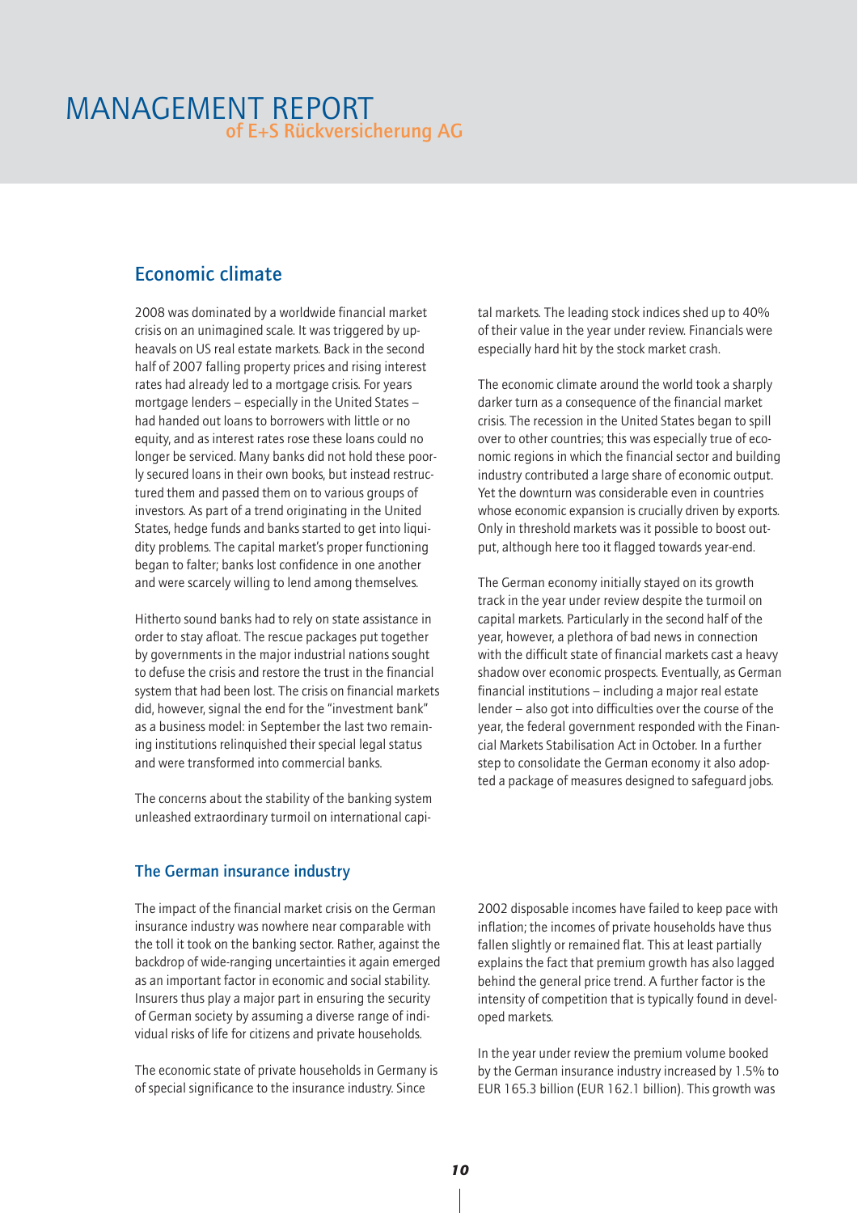# MANAGEMENT REPORT of E+S Rückversicherung AG

## Economic climate

2008 was dominated by a worldwide financial market crisis on an unimagined scale. It was triggered by upheavals on US real estate markets. Back in the second half of 2007 falling property prices and rising interest rates had already led to a mortgage crisis. For years mortgage lenders – especially in the United States – had handed out loans to borrowers with little or no equity, and as interest rates rose these loans could no longer be serviced. Many banks did not hold these poorly secured loans in their own books, but instead restructured them and passed them on to various groups of investors. As part of a trend originating in the United States, hedge funds and banks started to get into liquidity problems. The capital market's proper functioning began to falter; banks lost confidence in one another and were scarcely willing to lend among themselves.

Hitherto sound banks had to rely on state assistance in order to stay afloat. The rescue packages put together by governments in the major industrial nations sought to defuse the crisis and restore the trust in the financial system that had been lost. The crisis on financial markets did, however, signal the end for the "investment bank" as a business model: in September the last two remaining institutions relinquished their special legal status and were transformed into commercial banks.

The concerns about the stability of the banking system unleashed extraordinary turmoil on international capital markets. The leading stock indices shed up to 40% of their value in the year under review. Financials were especially hard hit by the stock market crash.

The economic climate around the world took a sharply darker turn as a consequence of the financial market crisis. The recession in the United States began to spill over to other countries; this was especially true of economic regions in which the financial sector and building industry contributed a large share of economic output. Yet the downturn was considerable even in countries whose economic expansion is crucially driven by exports. Only in threshold markets was it possible to boost output, although here too it flagged towards year-end.

The German economy initially stayed on its growth track in the year under review despite the turmoil on capital markets. Particularly in the second half of the year, however, a plethora of bad news in connection with the difficult state of financial markets cast a heavy shadow over economic prospects. Eventually, as German financial institutions – including a major real estate lender – also got into difficulties over the course of the year, the federal government responded with the Financial Markets Stabilisation Act in October. In a further step to consolidate the German economy it also adopted a package of measures designed to safeguard jobs.

### The German insurance industry

The impact of the financial market crisis on the German insurance industry was nowhere near comparable with the toll it took on the banking sector. Rather, against the backdrop of wide-ranging uncertainties it again emerged as an important factor in economic and social stability. Insurers thus play a major part in ensuring the security of German society by assuming a diverse range of individual risks of life for citizens and private households.

The economic state of private households in Germany is of special significance to the insurance industry. Since 2002 disposable incomes have failed to keep pace with inflation; the incomes of private households have thus fallen slightly or remained flat. This at least partially explains the fact that premium growth has also lagged behind the general price trend. A further factor is the intensity of competition that is typically found in developed markets.

In the year under review the premium volume booked by the German insurance industry increased by 1.5% to EUR 165.3 billion (EUR 162.1 billion). This growth was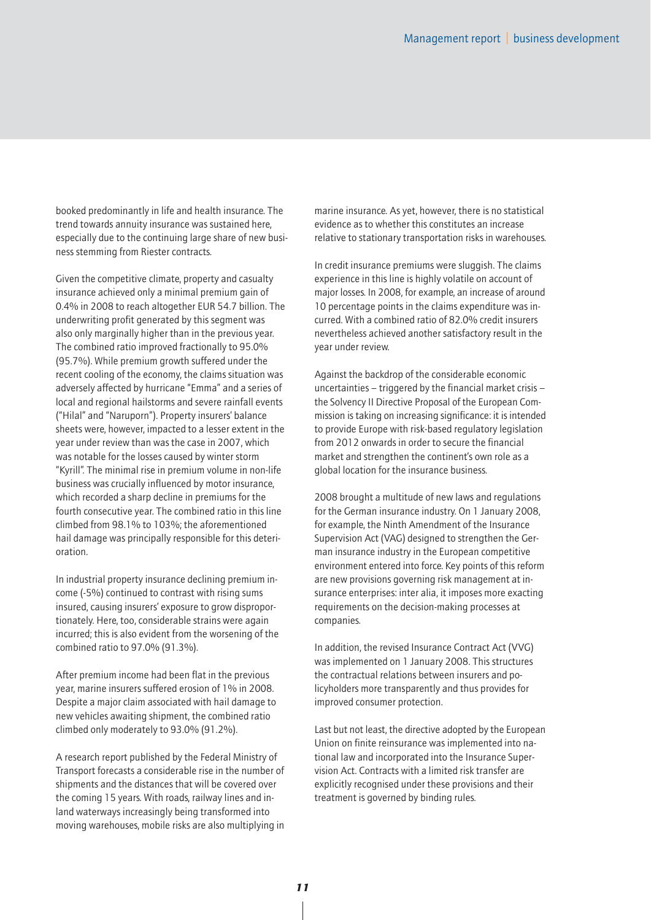booked predominantly in life and health insurance. The trend towards annuity insurance was sustained here, especially due to the continuing large share of new business stemming from Riester contracts.

Given the competitive climate, property and casualty insurance achieved only a minimal premium gain of 0.4% in 2008 to reach altogether EUR 54.7 billion. The underwriting profit generated by this segment was also only marginally higher than in the previous year. The combined ratio improved fractionally to 95.0% (95.7%). While premium growth suffered under the recent cooling of the economy, the claims situation was adversely affected by hurricane "Emma" and a series of local and regional hailstorms and severe rainfall events ("Hilal" and "Naruporn"). Property insurers' balance sheets were, however, impacted to a lesser extent in the year under review than was the case in 2007, which was notable for the losses caused by winter storm "Kyrill". The minimal rise in premium volume in non-life business was crucially influenced by motor insurance, which recorded a sharp decline in premiums for the fourth consecutive year. The combined ratio in this line climbed from 98.1% to 103%; the aforementioned hail damage was principally responsible for this deterioration.

In industrial property insurance declining premium income (-5%) continued to contrast with rising sums insured, causing insurers' exposure to grow disproportionately. Here, too, considerable strains were again incurred; this is also evident from the worsening of the combined ratio to 97.0% (91.3%).

After premium income had been flat in the previous year, marine insurers suffered erosion of 1% in 2008. Despite a major claim associated with hail damage to new vehicles awaiting shipment, the combined ratio climbed only moderately to 93.0% (91.2%).

A research report published by the Federal Ministry of Transport forecasts a considerable rise in the number of shipments and the distances that will be covered over the coming 15 years. With roads, railway lines and inland waterways increasingly being transformed into moving warehouses, mobile risks are also multiplying in marine insurance. As yet, however, there is no statistical evidence as to whether this constitutes an increase relative to stationary transportation risks in warehouses.

In credit insurance premiums were sluggish. The claims experience in this line is highly volatile on account of major losses. In 2008, for example, an increase of around 10 percentage points in the claims expenditure was incurred. With a combined ratio of 82.0% credit insurers nevertheless achieved another satisfactory result in the year under review.

Against the backdrop of the considerable economic uncertainties – triggered by the financial market crisis – the Solvency II Directive Proposal of the European Commission is taking on increasing significance: it is intended to provide Europe with risk-based regulatory legislation from 2012 onwards in order to secure the financial market and strengthen the continent's own role as a global location for the insurance business.

2008 brought a multitude of new laws and regulations for the German insurance industry. On 1 January 2008, for example, the Ninth Amendment of the Insurance Supervision Act (VAG) designed to strengthen the German insurance industry in the European competitive environment entered into force. Key points of this reform are new provisions governing risk management at insurance enterprises: inter alia, it imposes more exacting requirements on the decision-making processes at companies.

In addition, the revised Insurance Contract Act (VVG) was implemented on 1 January 2008. This structures the contractual relations between insurers and policyholders more transparently and thus provides for improved consumer protection.

Last but not least, the directive adopted by the European Union on finite reinsurance was implemented into national law and incorporated into the Insurance Supervision Act. Contracts with a limited risk transfer are explicitly recognised under these provisions and their treatment is governed by binding rules.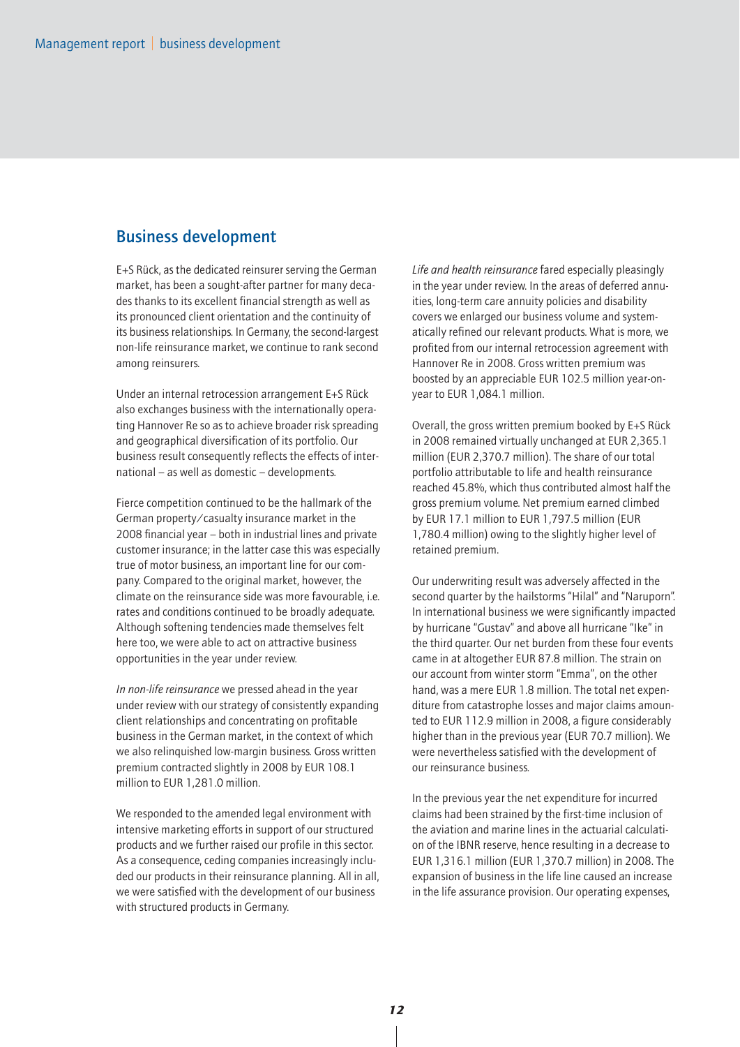## Business development

E+S Rück, as the dedicated reinsurer serving the German market, has been a sought-after partner for many decades thanks to its excellent financial strength as well as its pronounced client orientation and the continuity of its business relationships. In Germany, the second-largest non-life reinsurance market, we continue to rank second among reinsurers.

Under an internal retrocession arrangement E+S Rück also exchanges business with the internationally operating Hannover Re so as to achieve broader risk spreading and geographical diversification of its portfolio. Our business result consequently reflects the effects of international – as well as domestic – developments.

Fierce competition continued to be the hallmark of the German property/casualty insurance market in the 2008 financial year – both in industrial lines and private customer insurance; in the latter case this was especially true of motor business, an important line for our company. Compared to the original market, however, the climate on the reinsurance side was more favourable, i.e. rates and conditions continued to be broadly adequate. Although softening tendencies made themselves felt here too, we were able to act on attractive business opportunities in the year under review.

*In non-life reinsurance* we pressed ahead in the year under review with our strategy of consistently expanding client relationships and concentrating on profitable business in the German market, in the context of which we also relinquished low-margin business. Gross written premium contracted slightly in 2008 by EUR 108.1 million to EUR 1,281.0 million.

We responded to the amended legal environment with intensive marketing efforts in support of our structured products and we further raised our profile in this sector. As a consequence, ceding companies increasingly included our products in their reinsurance planning. All in all, we were satisfied with the development of our business with structured products in Germany.

*Life and health reinsurance* fared especially pleasingly in the year under review. In the areas of deferred annuities, long-term care annuity policies and disability covers we enlarged our business volume and systematically refined our relevant products. What is more, we profited from our internal retrocession agreement with Hannover Re in 2008. Gross written premium was boosted by an appreciable EUR 102.5 million year-on-year to EUR 1,084.1 million.

Overall, the gross written premium booked by E+S Rück in 2008 remained virtually unchanged at EUR 2,365.1 million (EUR 2,370.7 million). The share of our total portfolio attributable to life and health reinsurance reached 45.8%, which thus contributed almost half the gross premium volume. Net premium earned climbed by EUR 17.1 million to EUR 1,797.5 million (EUR 1,780.4 million) owing to the slightly higher level of retained premium.

Our underwriting result was adversely affected in the second quarter by the hailstorms "Hilal" and "Naruporn". In international business we were significantly impacted by hurricane "Gustav" and above all hurricane "Ike" in the third quarter. Our net burden from these four events came in at altogether EUR 87.8 million. The strain on our account from winter storm "Emma", on the other hand, was a mere EUR 1.8 million. The total net expenditure from catastrophe losses and major claims amounted to EUR 112.9 million in 2008, a figure considerably higher than in the previous year (EUR 70.7 million). We were nevertheless satisfied with the development of our reinsurance business.

In the previous year the net expenditure for incurred claims had been strained by the first-time inclusion of the aviation and marine lines in the actuarial calculation of the IBNR reserve, hence resulting in a decrease to EUR 1,316.1 million (EUR 1,370.7 million) in 2008. The expansion of business in the life line caused an increase in the life assurance provision. Our operating expenses,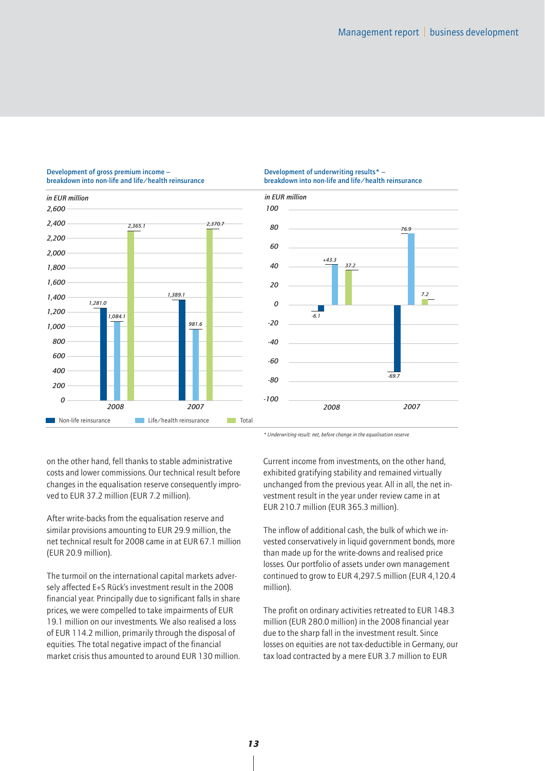**Development of gross premium income – breakdown into non-life and life/health reinsurance**

*in EUR million*

| | Non-life reinsurance | Life/health reinsurance | Total |
|---|---|---|---|
| 2008 | 1,281.0 | 1,084.1 | 2,365.1 |
| 2007 | 1,389.1 | 981.6 | 2,370.7 |

**Development of underwriting results* – breakdown into non-life and life/health reinsurance**

*in EUR million*

| | Non-life reinsurance | Life/health reinsurance | Total |
|---|---|---|---|
| 2008 | -6.1 | +43.3 | 37.2 |
| 2007 | -69.7 | 76.9 | 7.2 |

*\* Underwriting result: net, before change in the equalisation reserve*

on the other hand, fell thanks to stable administrative costs and lower commissions. Our technical result before changes in the equalisation reserve consequently improved to EUR 37.2 million (EUR 7.2 million).

After write-backs from the equalisation reserve and similar provisions amounting to EUR 29.9 million, the net technical result for 2008 came in at EUR 67.1 million (EUR 20.9 million).

The turmoil on the international capital markets adversely affected E+S Rück's investment result in the 2008 financial year. Principally due to significant falls in share prices, we were compelled to take impairments of EUR 19.1 million on our investments. We also realised a loss of EUR 114.2 million, primarily through the disposal of equities. The total negative impact of the financial market crisis thus amounted to around EUR 130 million.

Current income from investments, on the other hand, exhibited gratifying stability and remained virtually unchanged from the previous year. All in all, the net investment result in the year under review came in at EUR 210.7 million (EUR 365.3 million).

The inflow of additional cash, the bulk of which we invested conservatively in liquid government bonds, more than made up for the write-downs and realised price losses. Our portfolio of assets under own management continued to grow to EUR 4,297.5 million (EUR 4,120.4 million).

The profit on ordinary activities retreated to EUR 148.3 million (EUR 280.0 million) in the 2008 financial year due to the sharp fall in the investment result. Since losses on equities are not tax-deductible in Germany, our tax load contracted by a mere EUR 3.7 million to EUR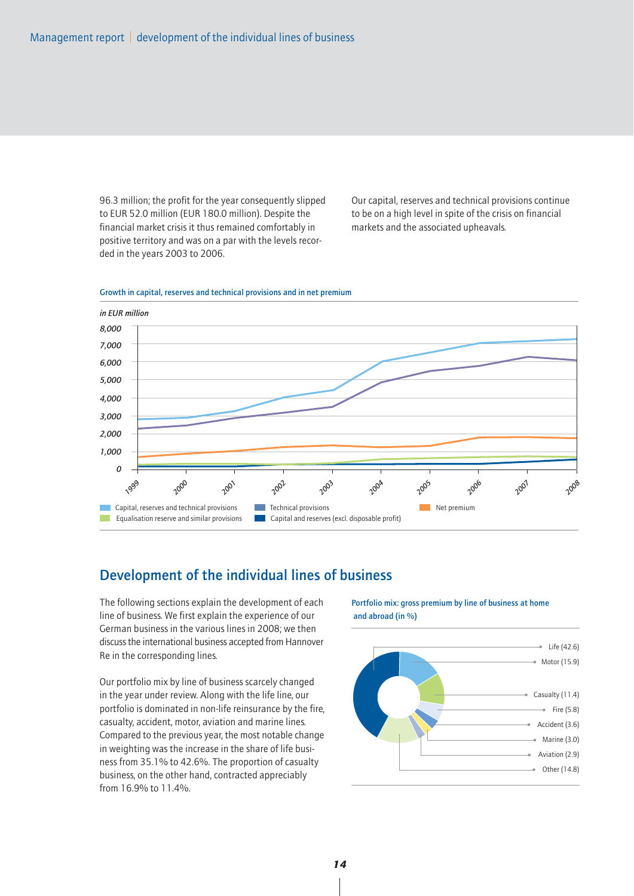96.3 million; the profit for the year consequently slipped to EUR 52.0 million (EUR 180.0 million). Despite the financial market crisis it thus remained comfortably in positive territory and was on a par with the levels recorded in the years 2003 to 2006.

Our capital, reserves and technical provisions continue to be on a high level in spite of the crisis on financial markets and the associated upheavals.

**Growth in capital, reserves and technical provisions and in net premium**

*in EUR million*

Capital, reserves and technical provisions | Technical provisions | Net premium | Equalisation reserve and similar provisions | Capital and reserves (excl. disposable profit)

## Development of the individual lines of business

The following sections explain the development of each line of business. We first explain the experience of our German business in the various lines in 2008; we then discuss the international business accepted from Hannover Re in the corresponding lines.

Our portfolio mix by line of business scarcely changed in the year under review. Along with the life line, our portfolio is dominated in non-life reinsurance by the fire, casualty, accident, motor, aviation and marine lines. Compared to the previous year, the most notable change in weighting was the increase in the share of life business from 35.1% to 42.6%. The proportion of casualty business, on the other hand, contracted appreciably from 16.9% to 11.4%.

**Portfolio mix: gross premium by line of business at home and abroad (in %)**

| Line of business | % |
|---|---|
| Life | 42.6 |
| Motor | 15.9 |
| Casualty | 11.4 |
| Fire | 5.8 |
| Accident | 3.6 |
| Marine | 3.0 |
| Aviation | 2.9 |
| Other | 14.8 |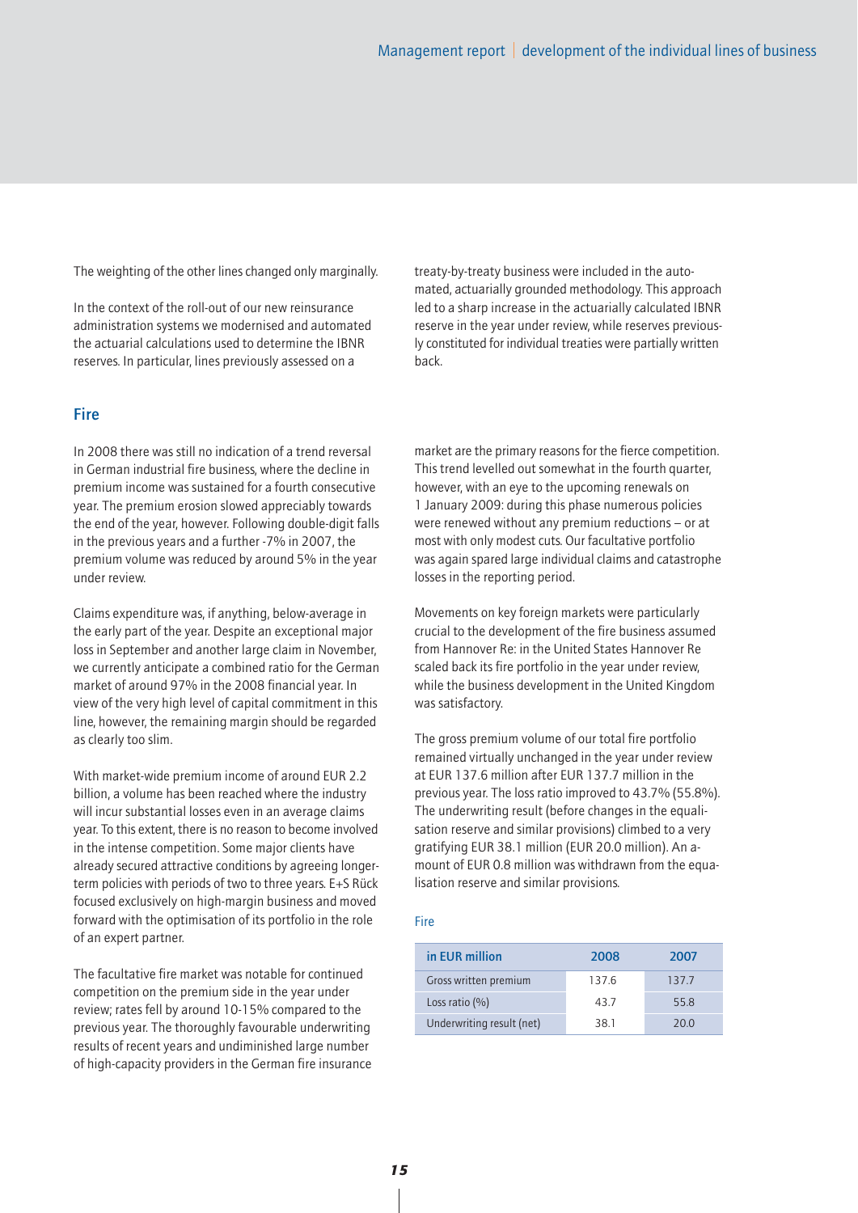The weighting of the other lines changed only marginally.

In the context of the roll-out of our new reinsurance administration systems we modernised and automated the actuarial calculations used to determine the IBNR reserves. In particular, lines previously assessed on a treaty-by-treaty business were included in the automated, actuarially grounded methodology. This approach led to a sharp increase in the actuarially calculated IBNR reserve in the year under review, while reserves previously constituted for individual treaties were partially written back.

## Fire

In 2008 there was still no indication of a trend reversal in German industrial fire business, where the decline in premium income was sustained for a fourth consecutive year. The premium erosion slowed appreciably towards the end of the year, however. Following double-digit falls in the previous years and a further -7% in 2007, the premium volume was reduced by around 5% in the year under review.

Claims expenditure was, if anything, below-average in the early part of the year. Despite an exceptional major loss in September and another large claim in November, we currently anticipate a combined ratio for the German market of around 97% in the 2008 financial year. In view of the very high level of capital commitment in this line, however, the remaining margin should be regarded as clearly too slim.

With market-wide premium income of around EUR 2.2 billion, a volume has been reached where the industry will incur substantial losses even in an average claims year. To this extent, there is no reason to become involved in the intense competition. Some major clients have already secured attractive conditions by agreeing longer-term policies with periods of two to three years. E+S Rück focused exclusively on high-margin business and moved forward with the optimisation of its portfolio in the role of an expert partner.

The facultative fire market was notable for continued competition on the premium side in the year under review; rates fell by around 10-15% compared to the previous year. The thoroughly favourable underwriting results of recent years and undiminished large number of high-capacity providers in the German fire insurance market are the primary reasons for the fierce competition. This trend levelled out somewhat in the fourth quarter, however, with an eye to the upcoming renewals on 1 January 2009: during this phase numerous policies were renewed without any premium reductions – or at most with only modest cuts. Our facultative portfolio was again spared large individual claims and catastrophe losses in the reporting period.

Movements on key foreign markets were particularly crucial to the development of the fire business assumed from Hannover Re: in the United States Hannover Re scaled back its fire portfolio in the year under review, while the business development in the United Kingdom was satisfactory.

The gross premium volume of our total fire portfolio remained virtually unchanged in the year under review at EUR 137.6 million after EUR 137.7 million in the previous year. The loss ratio improved to 43.7% (55.8%). The underwriting result (before changes in the equalisation reserve and similar provisions) climbed to a very gratifying EUR 38.1 million (EUR 20.0 million). An amount of EUR 0.8 million was withdrawn from the equalisation reserve and similar provisions.

Fire

| in EUR million | 2008 | 2007 |
|---|---|---|
| Gross written premium | 137.6 | 137.7 |
| Loss ratio (%) | 43.7 | 55.8 |
| Underwriting result (net) | 38.1 | 20.0 |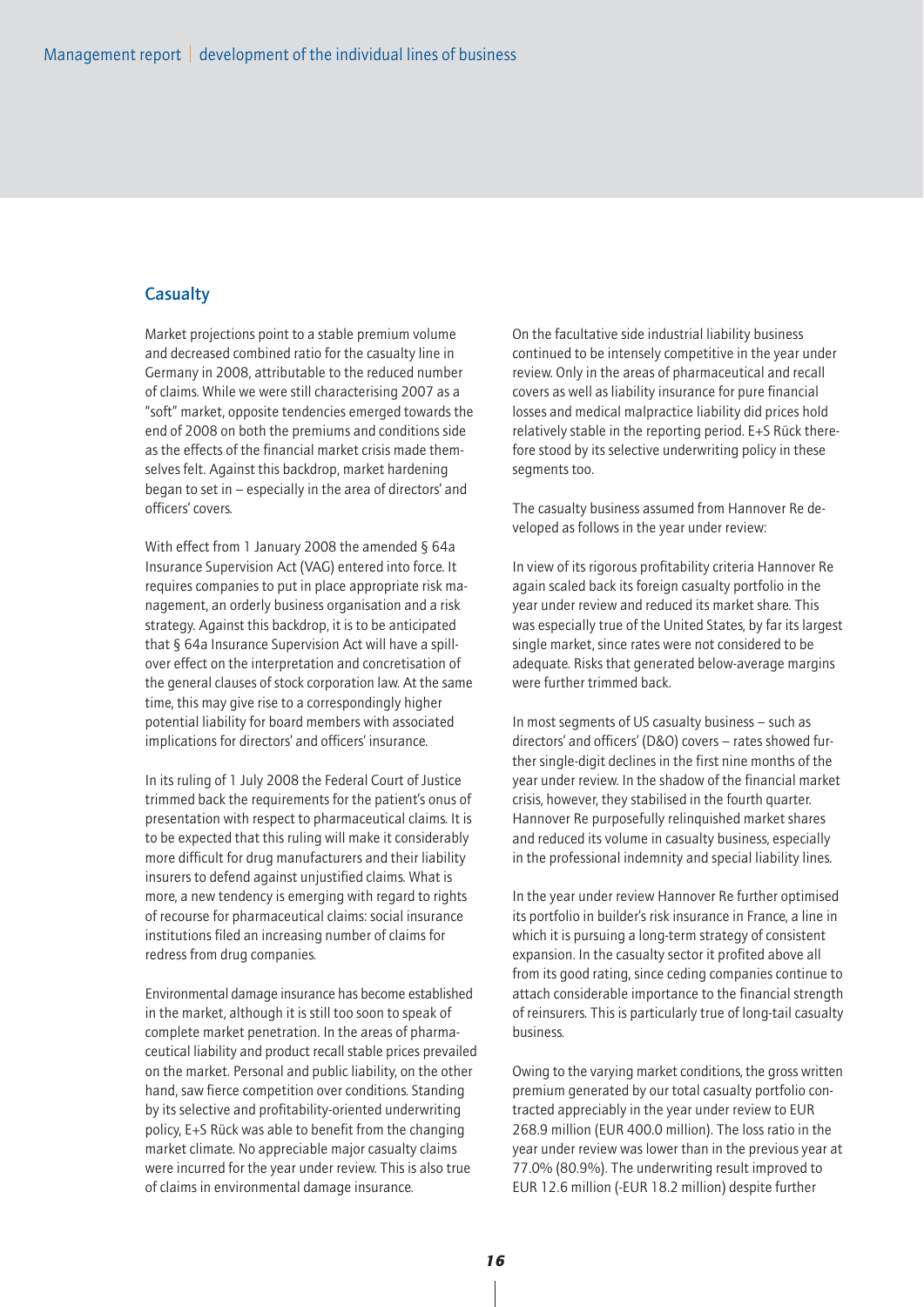## Casualty

Market projections point to a stable premium volume and decreased combined ratio for the casualty line in Germany in 2008, attributable to the reduced number of claims. While we were still characterising 2007 as a "soft" market, opposite tendencies emerged towards the end of 2008 on both the premiums and conditions side as the effects of the financial market crisis made themselves felt. Against this backdrop, market hardening began to set in – especially in the area of directors' and officers' covers.

With effect from 1 January 2008 the amended § 64a Insurance Supervision Act (VAG) entered into force. It requires companies to put in place appropriate risk management, an orderly business organisation and a risk strategy. Against this backdrop, it is to be anticipated that § 64a Insurance Supervision Act will have a spill-over effect on the interpretation and concretisation of the general clauses of stock corporation law. At the same time, this may give rise to a correspondingly higher potential liability for board members with associated implications for directors' and officers' insurance.

In its ruling of 1 July 2008 the Federal Court of Justice trimmed back the requirements for the patient's onus of presentation with respect to pharmaceutical claims. It is to be expected that this ruling will make it considerably more difficult for drug manufacturers and their liability insurers to defend against unjustified claims. What is more, a new tendency is emerging with regard to rights of recourse for pharmaceutical claims: social insurance institutions filed an increasing number of claims for redress from drug companies.

Environmental damage insurance has become established in the market, although it is still too soon to speak of complete market penetration. In the areas of pharmaceutical liability and product recall stable prices prevailed on the market. Personal and public liability, on the other hand, saw fierce competition over conditions. Standing by its selective and profitability-oriented underwriting policy, E+S Rück was able to benefit from the changing market climate. No appreciable major casualty claims were incurred for the year under review. This is also true of claims in environmental damage insurance.

On the facultative side industrial liability business continued to be intensely competitive in the year under review. Only in the areas of pharmaceutical and recall covers as well as liability insurance for pure financial losses and medical malpractice liability did prices hold relatively stable in the reporting period. E+S Rück therefore stood by its selective underwriting policy in these segments too.

The casualty business assumed from Hannover Re developed as follows in the year under review:

In view of its rigorous profitability criteria Hannover Re again scaled back its foreign casualty portfolio in the year under review and reduced its market share. This was especially true of the United States, by far its largest single market, since rates were not considered to be adequate. Risks that generated below-average margins were further trimmed back.

In most segments of US casualty business – such as directors' and officers' (D&O) covers – rates showed further single-digit declines in the first nine months of the year under review. In the shadow of the financial market crisis, however, they stabilised in the fourth quarter. Hannover Re purposefully relinquished market shares and reduced its volume in casualty business, especially in the professional indemnity and special liability lines.

In the year under review Hannover Re further optimised its portfolio in builder's risk insurance in France, a line in which it is pursuing a long-term strategy of consistent expansion. In the casualty sector it profited above all from its good rating, since ceding companies continue to attach considerable importance to the financial strength of reinsurers. This is particularly true of long-tail casualty business.

Owing to the varying market conditions, the gross written premium generated by our total casualty portfolio contracted appreciably in the year under review to EUR 268.9 million (EUR 400.0 million). The loss ratio in the year under review was lower than in the previous year at 77.0% (80.9%). The underwriting result improved to EUR 12.6 million (-EUR 18.2 million) despite further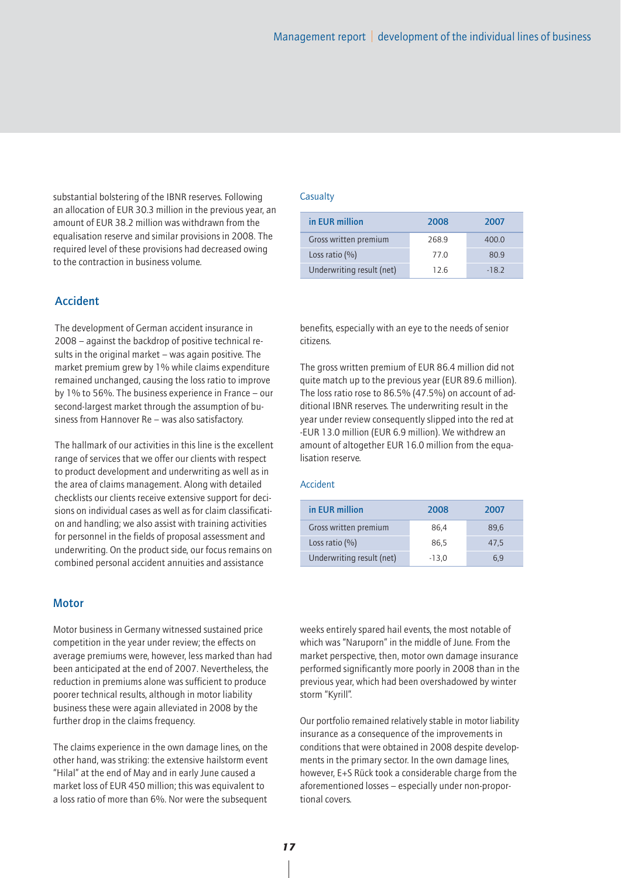substantial bolstering of the IBNR reserves. Following an allocation of EUR 30.3 million in the previous year, an amount of EUR 38.2 million was withdrawn from the equalisation reserve and similar provisions in 2008. The required level of these provisions had decreased owing to the contraction in business volume.

Casualty

| in EUR million | 2008 | 2007 |
|---|---|---|
| Gross written premium | 268.9 | 400.0 |
| Loss ratio (%) | 77.0 | 80.9 |
| Underwriting result (net) | 12.6 | -18.2 |

## Accident

The development of German accident insurance in 2008 – against the backdrop of positive technical results in the original market – was again positive. The market premium grew by 1% while claims expenditure remained unchanged, causing the loss ratio to improve by 1% to 56%. The business experience in France – our second-largest market through the assumption of business from Hannover Re – was also satisfactory.

The hallmark of our activities in this line is the excellent range of services that we offer our clients with respect to product development and underwriting as well as in the area of claims management. Along with detailed checklists our clients receive extensive support for decisions on individual cases as well as for claim classification and handling; we also assist with training activities for personnel in the fields of proposal assessment and underwriting. On the product side, our focus remains on combined personal accident annuities and assistance benefits, especially with an eye to the needs of senior citizens.

The gross written premium of EUR 86.4 million did not quite match up to the previous year (EUR 89.6 million). The loss ratio rose to 86.5% (47.5%) on account of additional IBNR reserves. The underwriting result in the year under review consequently slipped into the red at -EUR 13.0 million (EUR 6.9 million). We withdrew an amount of altogether EUR 16.0 million from the equalisation reserve.

Accident

| in EUR million | 2008 | 2007 |
|---|---|---|
| Gross written premium | 86,4 | 89,6 |
| Loss ratio (%) | 86,5 | 47,5 |
| Underwriting result (net) | -13,0 | 6,9 |

## Motor

Motor business in Germany witnessed sustained price competition in the year under review; the effects on average premiums were, however, less marked than had been anticipated at the end of 2007. Nevertheless, the reduction in premiums alone was sufficient to produce poorer technical results, although in motor liability business these were again alleviated in 2008 by the further drop in the claims frequency.

The claims experience in the own damage lines, on the other hand, was striking: the extensive hailstorm event "Hilal" at the end of May and in early June caused a market loss of EUR 450 million; this was equivalent to a loss ratio of more than 6%. Nor were the subsequent weeks entirely spared hail events, the most notable of which was "Naruporn" in the middle of June. From the market perspective, then, motor own damage insurance performed significantly more poorly in 2008 than in the previous year, which had been overshadowed by winter storm "Kyrill".

Our portfolio remained relatively stable in motor liability insurance as a consequence of the improvements in conditions that were obtained in 2008 despite developments in the primary sector. In the own damage lines, however, E+S Rück took a considerable charge from the aforementioned losses – especially under non-proportional covers.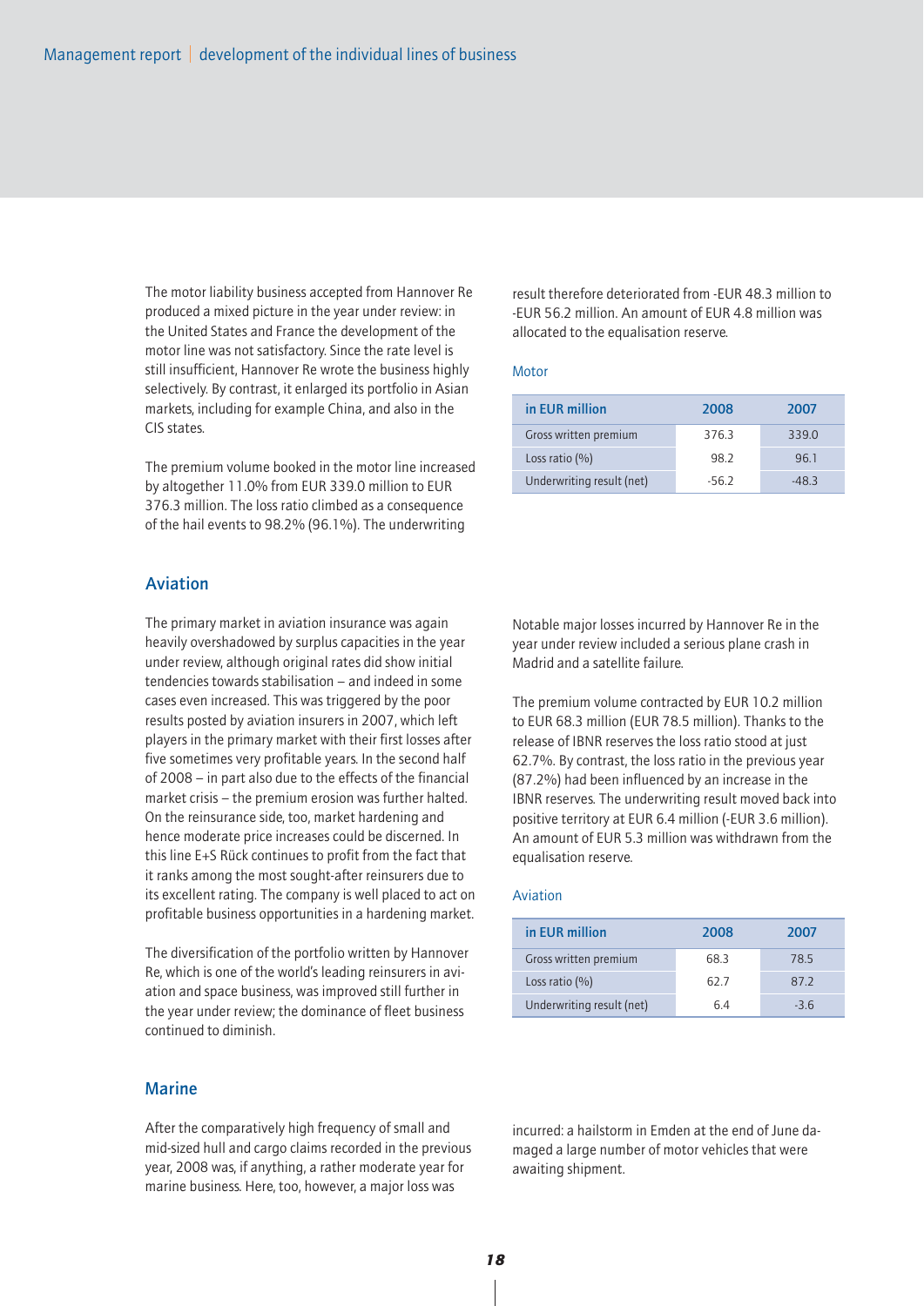The motor liability business accepted from Hannover Re produced a mixed picture in the year under review: in the United States and France the development of the motor line was not satisfactory. Since the rate level is still insufficient, Hannover Re wrote the business highly selectively. By contrast, it enlarged its portfolio in Asian markets, including for example China, and also in the CIS states.

The premium volume booked in the motor line increased by altogether 11.0% from EUR 339.0 million to EUR 376.3 million. The loss ratio climbed as a consequence of the hail events to 98.2% (96.1%). The underwriting result therefore deteriorated from -EUR 48.3 million to -EUR 56.2 million. An amount of EUR 4.8 million was allocated to the equalisation reserve.

Motor

| in EUR million | 2008 | 2007 |
|---|---|---|
| Gross written premium | 376.3 | 339.0 |
| Loss ratio (%) | 98.2 | 96.1 |
| Underwriting result (net) | -56.2 | -48.3 |

## Aviation

The primary market in aviation insurance was again heavily overshadowed by surplus capacities in the year under review, although original rates did show initial tendencies towards stabilisation – and indeed in some cases even increased. This was triggered by the poor results posted by aviation insurers in 2007, which left players in the primary market with their first losses after five sometimes very profitable years. In the second half of 2008 – in part also due to the effects of the financial market crisis – the premium erosion was further halted. On the reinsurance side, too, market hardening and hence moderate price increases could be discerned. In this line E+S Rück continues to profit from the fact that it ranks among the most sought-after reinsurers due to its excellent rating. The company is well placed to act on profitable business opportunities in a hardening market.

The diversification of the portfolio written by Hannover Re, which is one of the world's leading reinsurers in aviation and space business, was improved still further in the year under review; the dominance of fleet business continued to diminish.

Notable major losses incurred by Hannover Re in the year under review included a serious plane crash in Madrid and a satellite failure.

The premium volume contracted by EUR 10.2 million to EUR 68.3 million (EUR 78.5 million). Thanks to the release of IBNR reserves the loss ratio stood at just 62.7%. By contrast, the loss ratio in the previous year (87.2%) had been influenced by an increase in the IBNR reserves. The underwriting result moved back into positive territory at EUR 6.4 million (-EUR 3.6 million). An amount of EUR 5.3 million was withdrawn from the equalisation reserve.

Aviation

| in EUR million | 2008 | 2007 |
|---|---|---|
| Gross written premium | 68.3 | 78.5 |
| Loss ratio (%) | 62.7 | 87.2 |
| Underwriting result (net) | 6.4 | -3.6 |

## Marine

After the comparatively high frequency of small and mid-sized hull and cargo claims recorded in the previous year, 2008 was, if anything, a rather moderate year for marine business. Here, too, however, a major loss was incurred: a hailstorm in Emden at the end of June damaged a large number of motor vehicles that were awaiting shipment.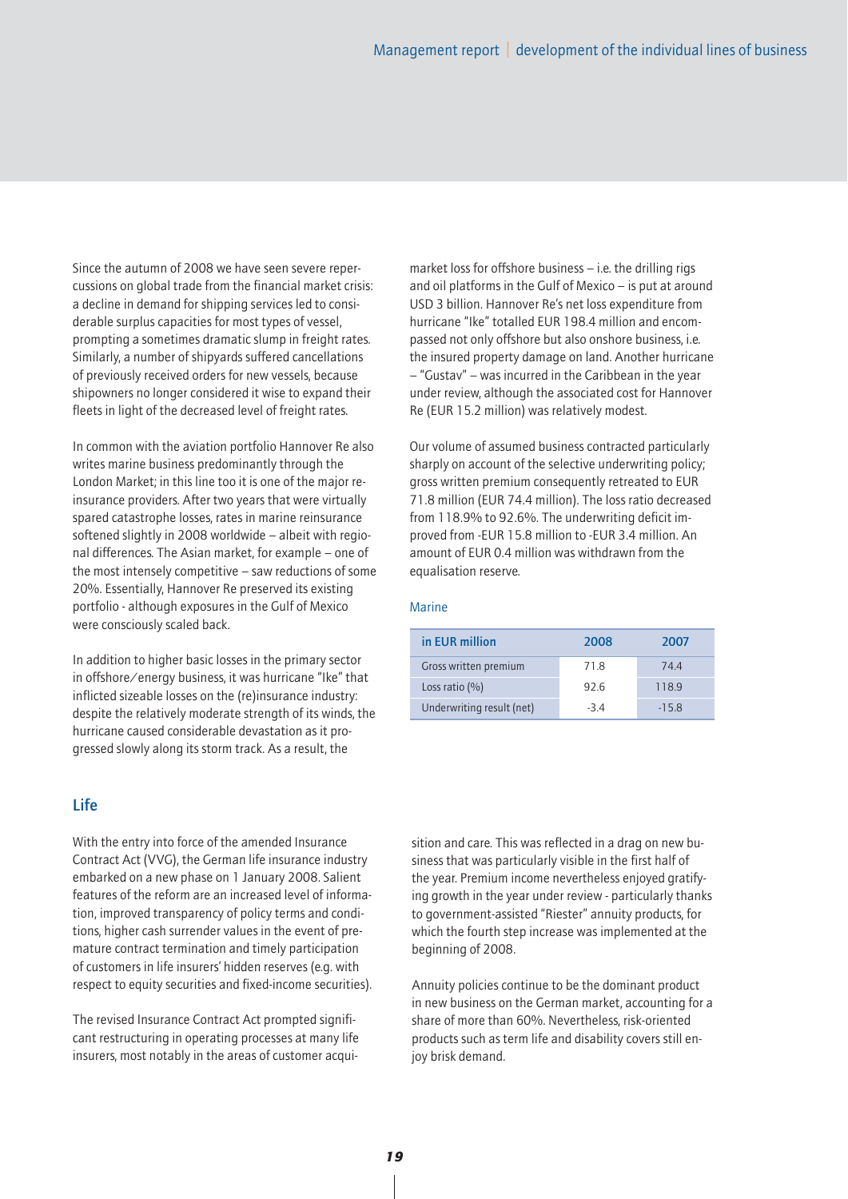Since the autumn of 2008 we have seen severe repercussions on global trade from the financial market crisis: a decline in demand for shipping services led to considerable surplus capacities for most types of vessel, prompting a sometimes dramatic slump in freight rates. Similarly, a number of shipyards suffered cancellations of previously received orders for new vessels, because shipowners no longer considered it wise to expand their fleets in light of the decreased level of freight rates.

In common with the aviation portfolio Hannover Re also writes marine business predominantly through the London Market; in this line too it is one of the major reinsurance providers. After two years that were virtually spared catastrophe losses, rates in marine reinsurance softened slightly in 2008 worldwide – albeit with regional differences. The Asian market, for example – one of the most intensely competitive – saw reductions of some 20%. Essentially, Hannover Re preserved its existing portfolio - although exposures in the Gulf of Mexico were consciously scaled back.

In addition to higher basic losses in the primary sector in offshore/energy business, it was hurricane "Ike" that inflicted sizeable losses on the (re)insurance industry: despite the relatively moderate strength of its winds, the hurricane caused considerable devastation as it progressed slowly along its storm track. As a result, the market loss for offshore business – i.e. the drilling rigs and oil platforms in the Gulf of Mexico – is put at around USD 3 billion. Hannover Re's net loss expenditure from hurricane "Ike" totalled EUR 198.4 million and encompassed not only offshore but also onshore business, i.e. the insured property damage on land. Another hurricane – "Gustav" – was incurred in the Caribbean in the year under review, although the associated cost for Hannover Re (EUR 15.2 million) was relatively modest.

Our volume of assumed business contracted particularly sharply on account of the selective underwriting policy; gross written premium consequently retreated to EUR 71.8 million (EUR 74.4 million). The loss ratio decreased from 118.9% to 92.6%. The underwriting deficit improved from -EUR 15.8 million to -EUR 3.4 million. An amount of EUR 0.4 million was withdrawn from the equalisation reserve.

Marine

| in EUR million | 2008 | 2007 |
|---|---|---|
| Gross written premium | 71.8 | 74.4 |
| Loss ratio (%) | 92.6 | 118.9 |
| Underwriting result (net) | -3.4 | -15.8 |

## Life

With the entry into force of the amended Insurance Contract Act (VVG), the German life insurance industry embarked on a new phase on 1 January 2008. Salient features of the reform are an increased level of information, improved transparency of policy terms and conditions, higher cash surrender values in the event of premature contract termination and timely participation of customers in life insurers' hidden reserves (e.g. with respect to equity securities and fixed-income securities).

The revised Insurance Contract Act prompted significant restructuring in operating processes at many life insurers, most notably in the areas of customer acquisition and care. This was reflected in a drag on new business that was particularly visible in the first half of the year. Premium income nevertheless enjoyed gratifying growth in the year under review - particularly thanks to government-assisted "Riester" annuity products, for which the fourth step increase was implemented at the beginning of 2008.

Annuity policies continue to be the dominant product in new business on the German market, accounting for a share of more than 60%. Nevertheless, risk-oriented products such as term life and disability covers still enjoy brisk demand.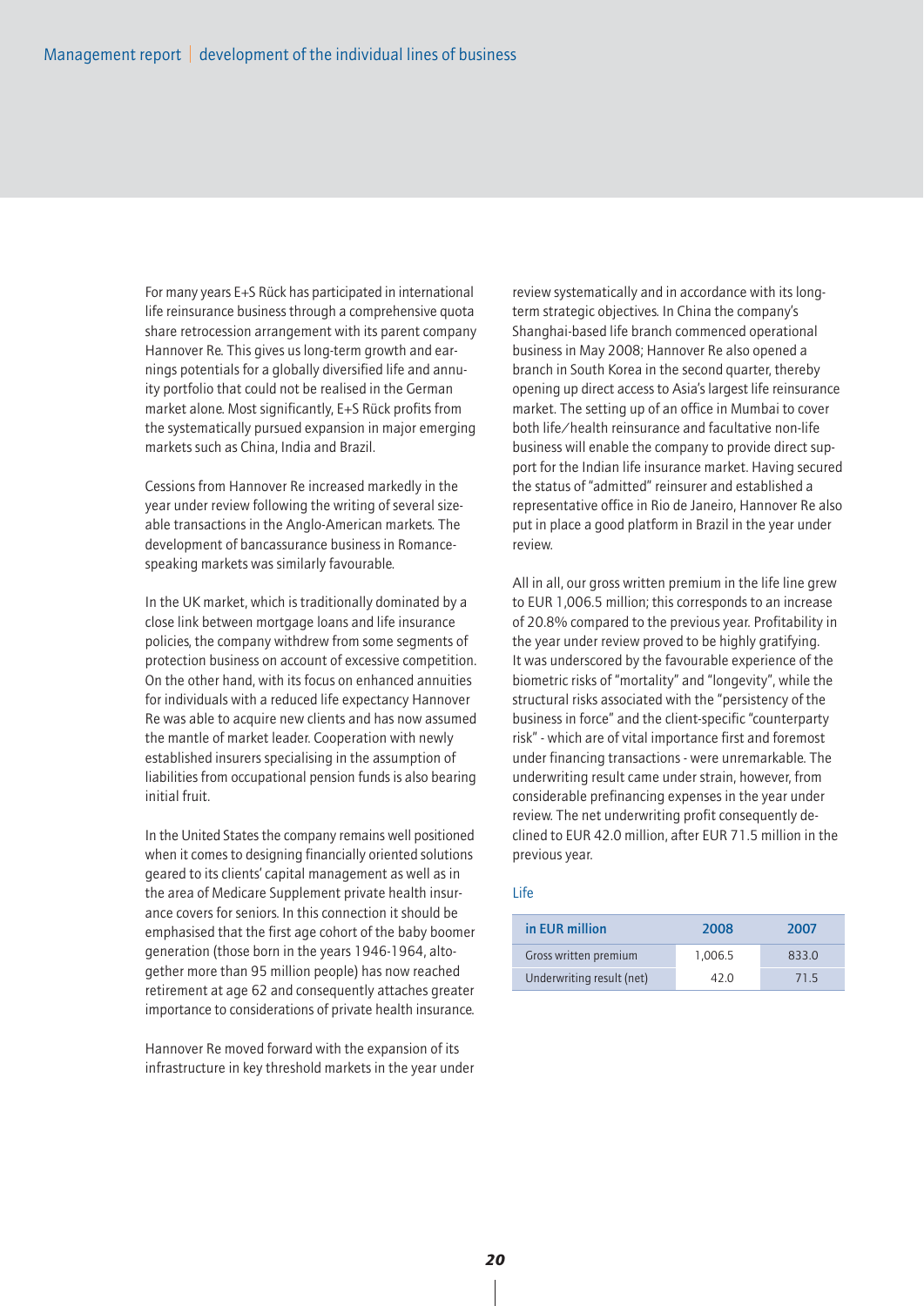For many years E+S Rück has participated in international life reinsurance business through a comprehensive quota share retrocession arrangement with its parent company Hannover Re. This gives us long-term growth and earnings potentials for a globally diversified life and annuity portfolio that could not be realised in the German market alone. Most significantly, E+S Rück profits from the systematically pursued expansion in major emerging markets such as China, India and Brazil.

Cessions from Hannover Re increased markedly in the year under review following the writing of several sizeable transactions in the Anglo-American markets. The development of bancassurance business in Romance-speaking markets was similarly favourable.

In the UK market, which is traditionally dominated by a close link between mortgage loans and life insurance policies, the company withdrew from some segments of protection business on account of excessive competition. On the other hand, with its focus on enhanced annuities for individuals with a reduced life expectancy Hannover Re was able to acquire new clients and has now assumed the mantle of market leader. Cooperation with newly established insurers specialising in the assumption of liabilities from occupational pension funds is also bearing initial fruit.

In the United States the company remains well positioned when it comes to designing financially oriented solutions geared to its clients' capital management as well as in the area of Medicare Supplement private health insurance covers for seniors. In this connection it should be emphasised that the first age cohort of the baby boomer generation (those born in the years 1946-1964, altogether more than 95 million people) has now reached retirement at age 62 and consequently attaches greater importance to considerations of private health insurance.

Hannover Re moved forward with the expansion of its infrastructure in key threshold markets in the year under review systematically and in accordance with its long-term strategic objectives. In China the company's Shanghai-based life branch commenced operational business in May 2008; Hannover Re also opened a branch in South Korea in the second quarter, thereby opening up direct access to Asia's largest life reinsurance market. The setting up of an office in Mumbai to cover both life/health reinsurance and facultative non-life business will enable the company to provide direct support for the Indian life insurance market. Having secured the status of "admitted" reinsurer and established a representative office in Rio de Janeiro, Hannover Re also put in place a good platform in Brazil in the year under review.

All in all, our gross written premium in the life line grew to EUR 1,006.5 million; this corresponds to an increase of 20.8% compared to the previous year. Profitability in the year under review proved to be highly gratifying. It was underscored by the favourable experience of the biometric risks of "mortality" and "longevity", while the structural risks associated with the "persistency of the business in force" and the client-specific "counterparty risk" - which are of vital importance first and foremost under financing transactions - were unremarkable. The underwriting result came under strain, however, from considerable prefinancing expenses in the year under review. The net underwriting profit consequently declined to EUR 42.0 million, after EUR 71.5 million in the previous year.

Life

| in EUR million | 2008 | 2007 |
|---|---|---|
| Gross written premium | 1,006.5 | 833.0 |
| Underwriting result (net) | 42.0 | 71.5 |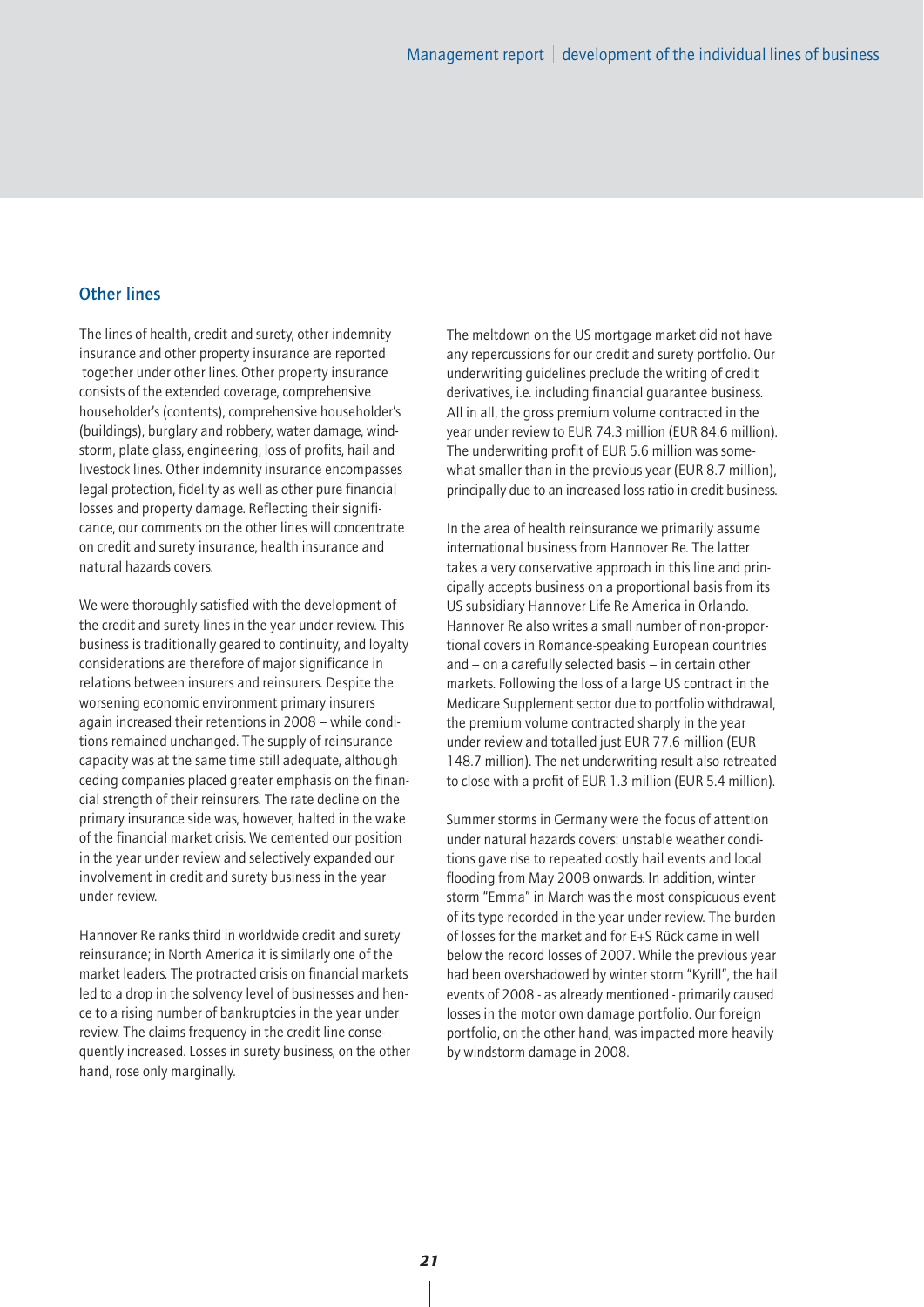## Other lines

The lines of health, credit and surety, other indemnity insurance and other property insurance are reported together under other lines. Other property insurance consists of the extended coverage, comprehensive householder's (contents), comprehensive householder's (buildings), burglary and robbery, water damage, windstorm, plate glass, engineering, loss of profits, hail and livestock lines. Other indemnity insurance encompasses legal protection, fidelity as well as other pure financial losses and property damage. Reflecting their significance, our comments on the other lines will concentrate on credit and surety insurance, health insurance and natural hazards covers.

We were thoroughly satisfied with the development of the credit and surety lines in the year under review. This business is traditionally geared to continuity, and loyalty considerations are therefore of major significance in relations between insurers and reinsurers. Despite the worsening economic environment primary insurers again increased their retentions in 2008 – while conditions remained unchanged. The supply of reinsurance capacity was at the same time still adequate, although ceding companies placed greater emphasis on the financial strength of their reinsurers. The rate decline on the primary insurance side was, however, halted in the wake of the financial market crisis. We cemented our position in the year under review and selectively expanded our involvement in credit and surety business in the year under review.

Hannover Re ranks third in worldwide credit and surety reinsurance; in North America it is similarly one of the market leaders. The protracted crisis on financial markets led to a drop in the solvency level of businesses and hence to a rising number of bankruptcies in the year under review. The claims frequency in the credit line consequently increased. Losses in surety business, on the other hand, rose only marginally.

The meltdown on the US mortgage market did not have any repercussions for our credit and surety portfolio. Our underwriting guidelines preclude the writing of credit derivatives, i.e. including financial guarantee business. All in all, the gross premium volume contracted in the year under review to EUR 74.3 million (EUR 84.6 million). The underwriting profit of EUR 5.6 million was somewhat smaller than in the previous year (EUR 8.7 million), principally due to an increased loss ratio in credit business.

In the area of health reinsurance we primarily assume international business from Hannover Re. The latter takes a very conservative approach in this line and principally accepts business on a proportional basis from its US subsidiary Hannover Life Re America in Orlando. Hannover Re also writes a small number of non-proportional covers in Romance-speaking European countries and – on a carefully selected basis – in certain other markets. Following the loss of a large US contract in the Medicare Supplement sector due to portfolio withdrawal, the premium volume contracted sharply in the year under review and totalled just EUR 77.6 million (EUR 148.7 million). The net underwriting result also retreated to close with a profit of EUR 1.3 million (EUR 5.4 million).

Summer storms in Germany were the focus of attention under natural hazards covers: unstable weather conditions gave rise to repeated costly hail events and local flooding from May 2008 onwards. In addition, winter storm "Emma" in March was the most conspicuous event of its type recorded in the year under review. The burden of losses for the market and for E+S Rück came in well below the record losses of 2007. While the previous year had been overshadowed by winter storm "Kyrill", the hail events of 2008 - as already mentioned - primarily caused losses in the motor own damage portfolio. Our foreign portfolio, on the other hand, was impacted more heavily by windstorm damage in 2008.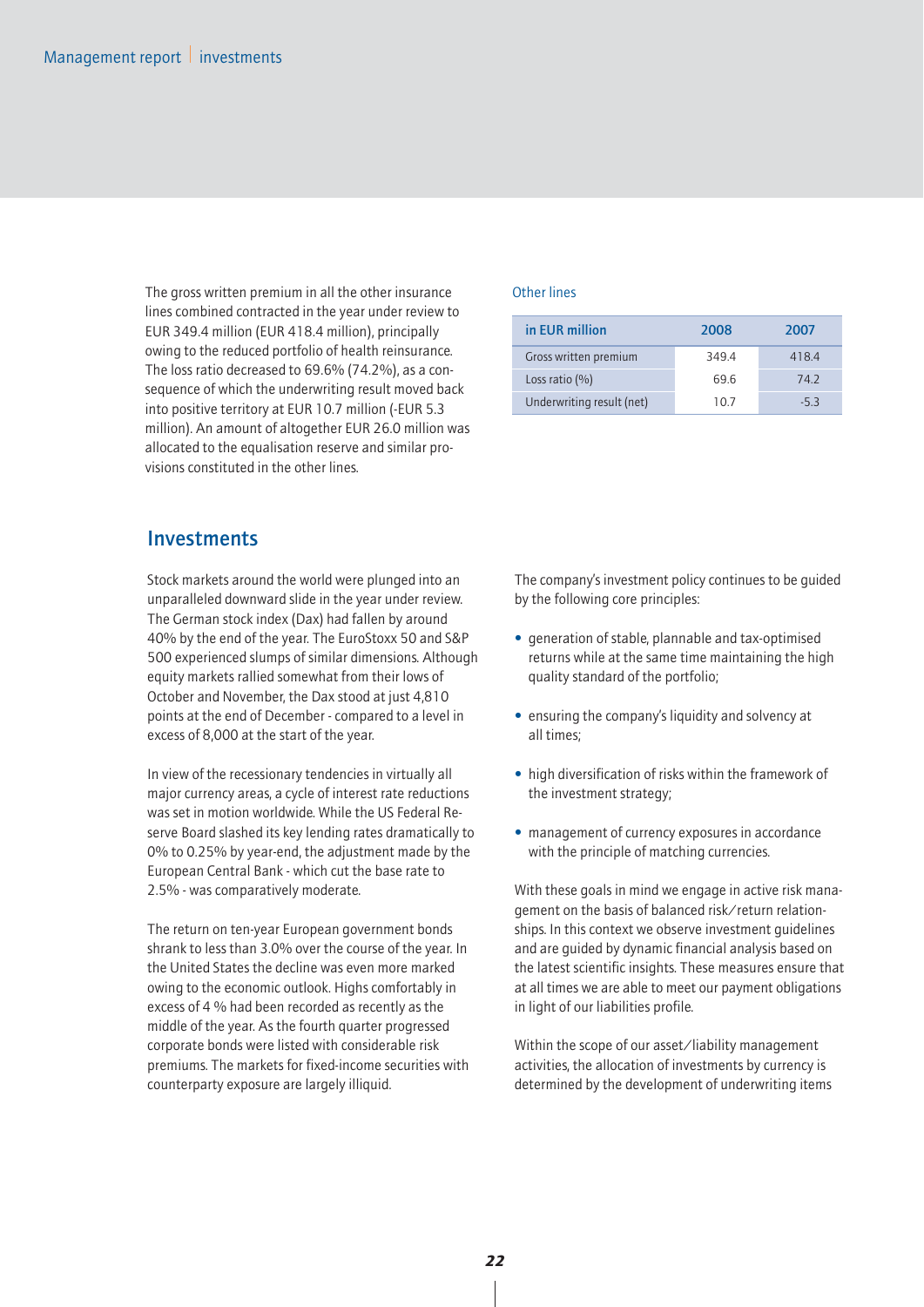The gross written premium in all the other insurance lines combined contracted in the year under review to EUR 349.4 million (EUR 418.4 million), principally owing to the reduced portfolio of health reinsurance. The loss ratio decreased to 69.6% (74.2%), as a consequence of which the underwriting result moved back into positive territory at EUR 10.7 million (-EUR 5.3 million). An amount of altogether EUR 26.0 million was allocated to the equalisation reserve and similar provisions constituted in the other lines.

Other lines

| in EUR million | 2008 | 2007 |
|---|---|---|
| Gross written premium | 349.4 | 418.4 |
| Loss ratio (%) | 69.6 | 74.2 |
| Underwriting result (net) | 10.7 | -5.3 |

## Investments

Stock markets around the world were plunged into an unparalleled downward slide in the year under review. The German stock index (Dax) had fallen by around 40% by the end of the year. The EuroStoxx 50 and S&P 500 experienced slumps of similar dimensions. Although equity markets rallied somewhat from their lows of October and November, the Dax stood at just 4,810 points at the end of December - compared to a level in excess of 8,000 at the start of the year.

In view of the recessionary tendencies in virtually all major currency areas, a cycle of interest rate reductions was set in motion worldwide. While the US Federal Reserve Board slashed its key lending rates dramatically to 0% to 0.25% by year-end, the adjustment made by the European Central Bank - which cut the base rate to 2.5% - was comparatively moderate.

The return on ten-year European government bonds shrank to less than 3.0% over the course of the year. In the United States the decline was even more marked owing to the economic outlook. Highs comfortably in excess of 4 % had been recorded as recently as the middle of the year. As the fourth quarter progressed corporate bonds were listed with considerable risk premiums. The markets for fixed-income securities with counterparty exposure are largely illiquid.

The company's investment policy continues to be guided by the following core principles:

- generation of stable, plannable and tax-optimised returns while at the same time maintaining the high quality standard of the portfolio;
- ensuring the company's liquidity and solvency at all times;
- high diversification of risks within the framework of the investment strategy;
- management of currency exposures in accordance with the principle of matching currencies.

With these goals in mind we engage in active risk management on the basis of balanced risk/return relationships. In this context we observe investment guidelines and are guided by dynamic financial analysis based on the latest scientific insights. These measures ensure that at all times we are able to meet our payment obligations in light of our liabilities profile.

Within the scope of our asset/liability management activities, the allocation of investments by currency is determined by the development of underwriting items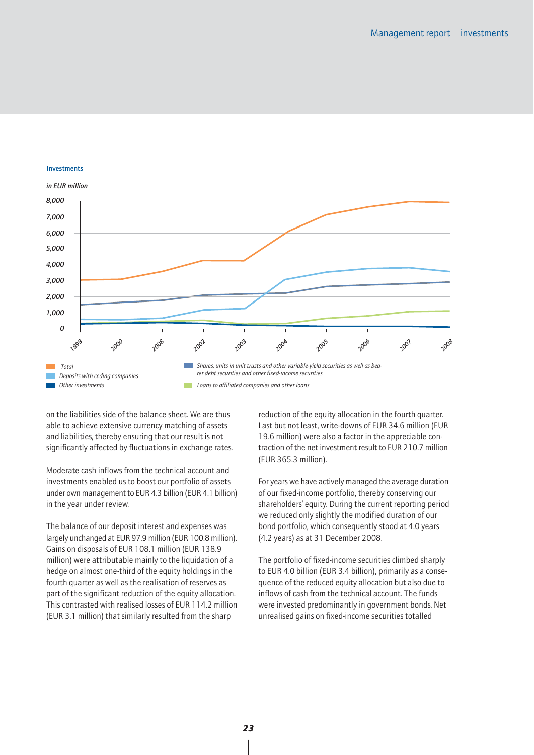**Investments**

*in EUR million*

*Total*
*Deposits with ceding companies*
*Other investments*
*Shares, units in unit trusts and other variable-yield securities as well as bearer debt securities and other fixed-income securities*
*Loans to affiliated companies and other loans*

on the liabilities side of the balance sheet. We are thus able to achieve extensive currency matching of assets and liabilities, thereby ensuring that our result is not significantly affected by fluctuations in exchange rates.

Moderate cash inflows from the technical account and investments enabled us to boost our portfolio of assets under own management to EUR 4.3 billion (EUR 4.1 billion) in the year under review.

The balance of our deposit interest and expenses was largely unchanged at EUR 97.9 million (EUR 100.8 million). Gains on disposals of EUR 108.1 million (EUR 138.9 million) were attributable mainly to the liquidation of a hedge on almost one-third of the equity holdings in the fourth quarter as well as the realisation of reserves as part of the significant reduction of the equity allocation. This contrasted with realised losses of EUR 114.2 million (EUR 3.1 million) that similarly resulted from the sharp reduction of the equity allocation in the fourth quarter. Last but not least, write-downs of EUR 34.6 million (EUR 19.6 million) were also a factor in the appreciable contraction of the net investment result to EUR 210.7 million (EUR 365.3 million).

For years we have actively managed the average duration of our fixed-income portfolio, thereby conserving our shareholders' equity. During the current reporting period we reduced only slightly the modified duration of our bond portfolio, which consequently stood at 4.0 years (4.2 years) as at 31 December 2008.

The portfolio of fixed-income securities climbed sharply to EUR 4.0 billion (EUR 3.4 billion), primarily as a consequence of the reduced equity allocation but also due to inflows of cash from the technical account. The funds were invested predominantly in government bonds. Net unrealised gains on fixed-income securities totalled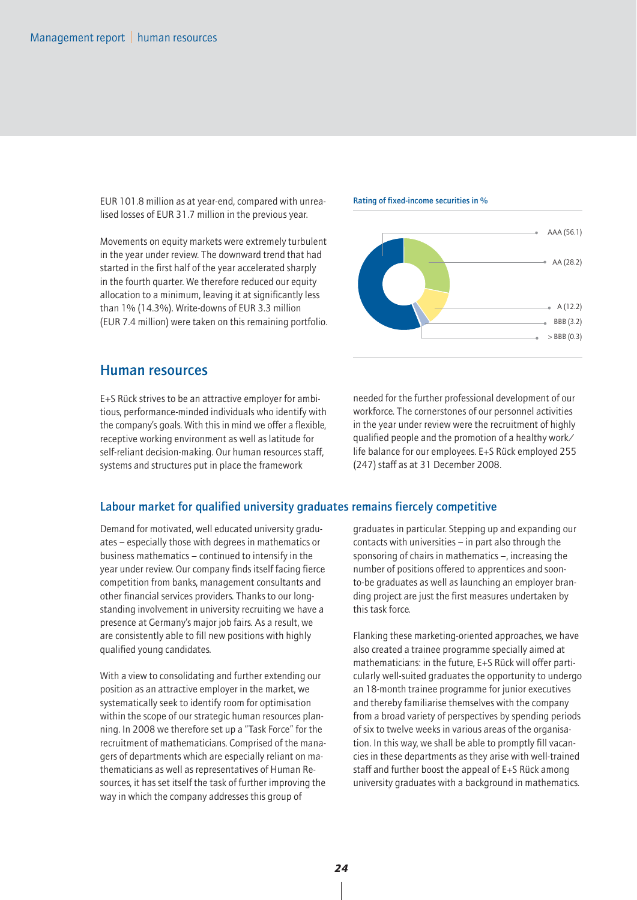EUR 101.8 million as at year-end, compared with unrealised losses of EUR 31.7 million in the previous year.

Movements on equity markets were extremely turbulent in the year under review. The downward trend that had started in the first half of the year accelerated sharply in the fourth quarter. We therefore reduced our equity allocation to a minimum, leaving it at significantly less than 1% (14.3%). Write-downs of EUR 3.3 million (EUR 7.4 million) were taken on this remaining portfolio.

**Rating of fixed-income securities in %**

| Rating | % |
|---|---|
| AAA | 56.1 |
| AA | 28.2 |
| A | 12.2 |
| BBB | 3.2 |
| > BBB | 0.3 |

## Human resources

E+S Rück strives to be an attractive employer for ambitious, performance-minded individuals who identify with the company's goals. With this in mind we offer a flexible, receptive working environment as well as latitude for self-reliant decision-making. Our human resources staff, systems and structures put in place the framework needed for the further professional development of our workforce. The cornerstones of our personnel activities in the year under review were the recruitment of highly qualified people and the promotion of a healthy work/life balance for our employees. E+S Rück employed 255 (247) staff as at 31 December 2008.

### Labour market for qualified university graduates remains fiercely competitive

Demand for motivated, well educated university graduates – especially those with degrees in mathematics or business mathematics – continued to intensify in the year under review. Our company finds itself facing fierce competition from banks, management consultants and other financial services providers. Thanks to our long-standing involvement in university recruiting we have a presence at Germany's major job fairs. As a result, we are consistently able to fill new positions with highly qualified young candidates.

With a view to consolidating and further extending our position as an attractive employer in the market, we systematically seek to identify room for optimisation within the scope of our strategic human resources planning. In 2008 we therefore set up a "Task Force" for the recruitment of mathematicians. Comprised of the managers of departments which are especially reliant on mathematicians as well as representatives of Human Resources, it has set itself the task of further improving the way in which the company addresses this group of graduates in particular. Stepping up and expanding our contacts with universities – in part also through the sponsoring of chairs in mathematics –, increasing the number of positions offered to apprentices and soon-to-be graduates as well as launching an employer branding project are just the first measures undertaken by this task force.

Flanking these marketing-oriented approaches, we have also created a trainee programme specially aimed at mathematicians: in the future, E+S Rück will offer particularly well-suited graduates the opportunity to undergo an 18-month trainee programme for junior executives and thereby familiarise themselves with the company from a broad variety of perspectives by spending periods of six to twelve weeks in various areas of the organisation. In this way, we shall be able to promptly fill vacancies in these departments as they arise with well-trained staff and further boost the appeal of E+S Rück among university graduates with a background in mathematics.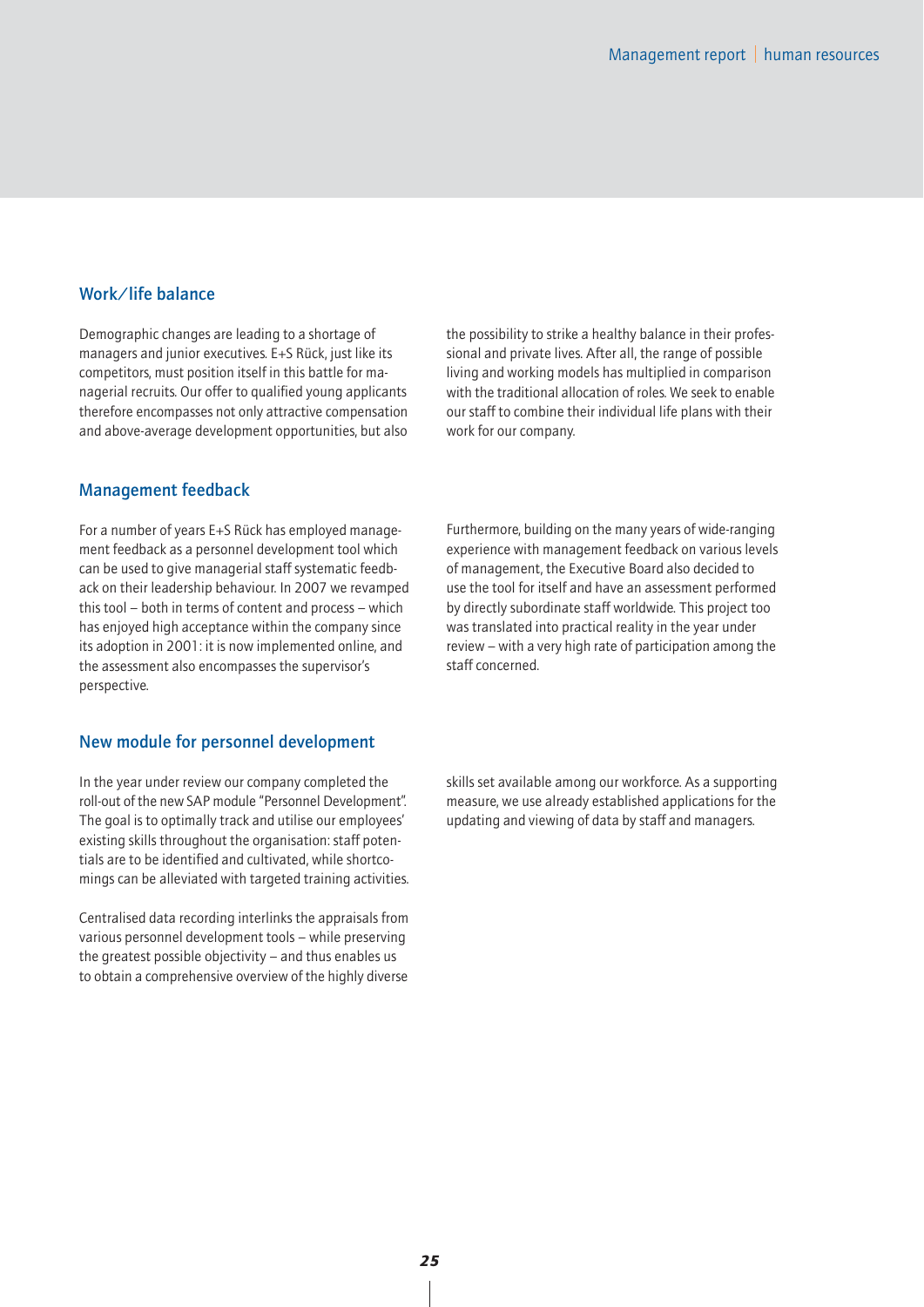## Work/life balance

Demographic changes are leading to a shortage of managers and junior executives. E+S Rück, just like its competitors, must position itself in this battle for managerial recruits. Our offer to qualified young applicants therefore encompasses not only attractive compensation and above-average development opportunities, but also the possibility to strike a healthy balance in their professional and private lives. After all, the range of possible living and working models has multiplied in comparison with the traditional allocation of roles. We seek to enable our staff to combine their individual life plans with their work for our company.

## Management feedback

For a number of years E+S Rück has employed management feedback as a personnel development tool which can be used to give managerial staff systematic feedback on their leadership behaviour. In 2007 we revamped this tool – both in terms of content and process – which has enjoyed high acceptance within the company since its adoption in 2001: it is now implemented online, and the assessment also encompasses the supervisor's perspective.

Furthermore, building on the many years of wide-ranging experience with management feedback on various levels of management, the Executive Board also decided to use the tool for itself and have an assessment performed by directly subordinate staff worldwide. This project too was translated into practical reality in the year under review – with a very high rate of participation among the staff concerned.

## New module for personnel development

In the year under review our company completed the roll-out of the new SAP module "Personnel Development". The goal is to optimally track and utilise our employees' existing skills throughout the organisation: staff potentials are to be identified and cultivated, while shortcomings can be alleviated with targeted training activities.

Centralised data recording interlinks the appraisals from various personnel development tools – while preserving the greatest possible objectivity – and thus enables us to obtain a comprehensive overview of the highly diverse skills set available among our workforce. As a supporting measure, we use already established applications for the updating and viewing of data by staff and managers.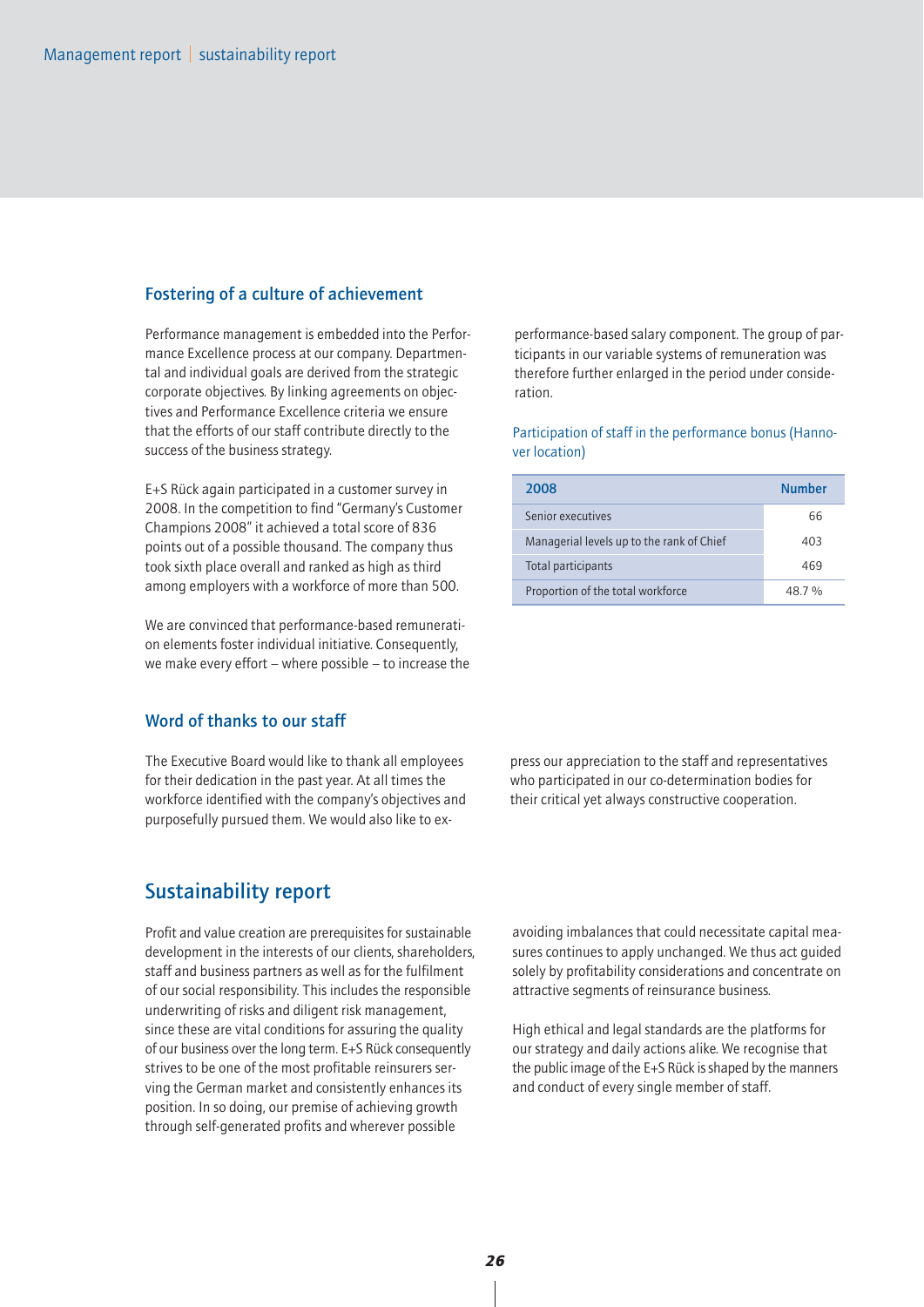### Fostering of a culture of achievement

Performance management is embedded into the Performance Excellence process at our company. Departmental and individual goals are derived from the strategic corporate objectives. By linking agreements on objectives and Performance Excellence criteria we ensure that the efforts of our staff contribute directly to the success of the business strategy.

E+S Rück again participated in a customer survey in 2008. In the competition to find "Germany's Customer Champions 2008" it achieved a total score of 836 points out of a possible thousand. The company thus took sixth place overall and ranked as high as third among employers with a workforce of more than 500.

We are convinced that performance-based remuneration elements foster individual initiative. Consequently, we make every effort – where possible – to increase the performance-based salary component. The group of participants in our variable systems of remuneration was therefore further enlarged in the period under consideration.

Participation of staff in the performance bonus (Hannover location)

| 2008 | Number |
|---|---|
| Senior executives | 66 |
| Managerial levels up to the rank of Chief | 403 |
| Total participants | 469 |
| Proportion of the total workforce | 48.7 % |

### Word of thanks to our staff

The Executive Board would like to thank all employees for their dedication in the past year. At all times the workforce identified with the company's objectives and purposefully pursued them. We would also like to express our appreciation to the staff and representatives who participated in our co-determination bodies for their critical yet always constructive cooperation.

## Sustainability report

Profit and value creation are prerequisites for sustainable development in the interests of our clients, shareholders, staff and business partners as well as for the fulfilment of our social responsibility. This includes the responsible underwriting of risks and diligent risk management, since these are vital conditions for assuring the quality of our business over the long term. E+S Rück consequently strives to be one of the most profitable reinsurers serving the German market and consistently enhances its position. In so doing, our premise of achieving growth through self-generated profits and wherever possible avoiding imbalances that could necessitate capital measures continues to apply unchanged. We thus act guided solely by profitability considerations and concentrate on attractive segments of reinsurance business.

High ethical and legal standards are the platforms for our strategy and daily actions alike. We recognise that the public image of the E+S Rück is shaped by the manners and conduct of every single member of staff.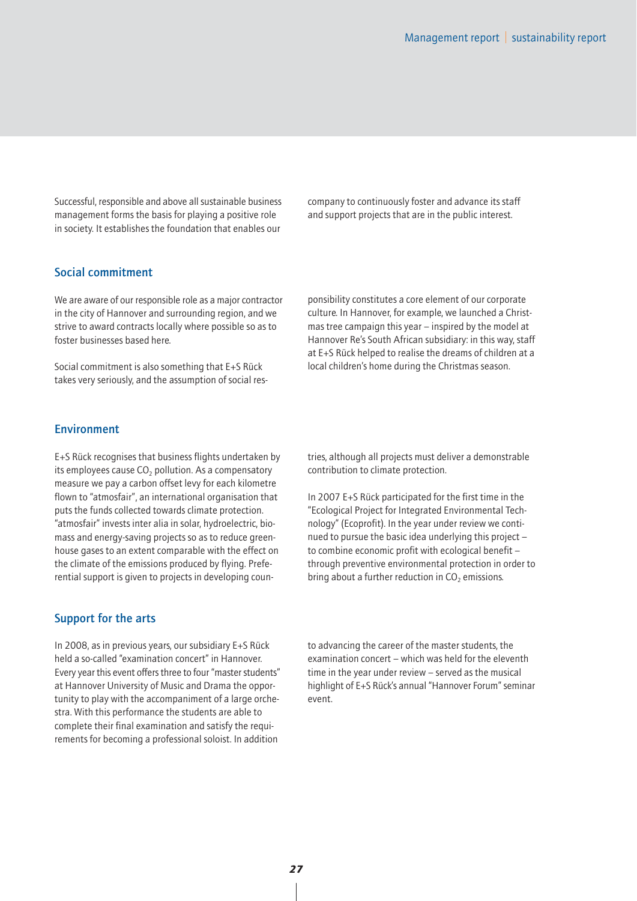Successful, responsible and above all sustainable business management forms the basis for playing a positive role in society. It establishes the foundation that enables our company to continuously foster and advance its staff and support projects that are in the public interest.

## Social commitment

We are aware of our responsible role as a major contractor in the city of Hannover and surrounding region, and we strive to award contracts locally where possible so as to foster businesses based here.

Social commitment is also something that E+S Rück takes very seriously, and the assumption of social responsibility constitutes a core element of our corporate culture. In Hannover, for example, we launched a Christmas tree campaign this year – inspired by the model at Hannover Re's South African subsidiary: in this way, staff at E+S Rück helped to realise the dreams of children at a local children's home during the Christmas season.

## Environment

E+S Rück recognises that business flights undertaken by its employees cause $CO_2$ pollution. As a compensatory measure we pay a carbon offset levy for each kilometre flown to "atmosfair", an international organisation that puts the funds collected towards climate protection. "atmosfair" invests inter alia in solar, hydroelectric, biomass and energy-saving projects so as to reduce greenhouse gases to an extent comparable with the effect on the climate of the emissions produced by flying. Preferential support is given to projects in developing countries, although all projects must deliver a demonstrable contribution to climate protection.

In 2007 E+S Rück participated for the first time in the "Ecological Project for Integrated Environmental Technology" (Ecoprofit). In the year under review we continued to pursue the basic idea underlying this project – to combine economic profit with ecological benefit – through preventive environmental protection in order to bring about a further reduction in $CO_2$ emissions.

## Support for the arts

In 2008, as in previous years, our subsidiary E+S Rück held a so-called "examination concert" in Hannover. Every year this event offers three to four "master students" at Hannover University of Music and Drama the opportunity to play with the accompaniment of a large orchestra. With this performance the students are able to complete their final examination and satisfy the requirements for becoming a professional soloist. In addition to advancing the career of the master students, the examination concert – which was held for the eleventh time in the year under review – served as the musical highlight of E+S Rück's annual "Hannover Forum" seminar event.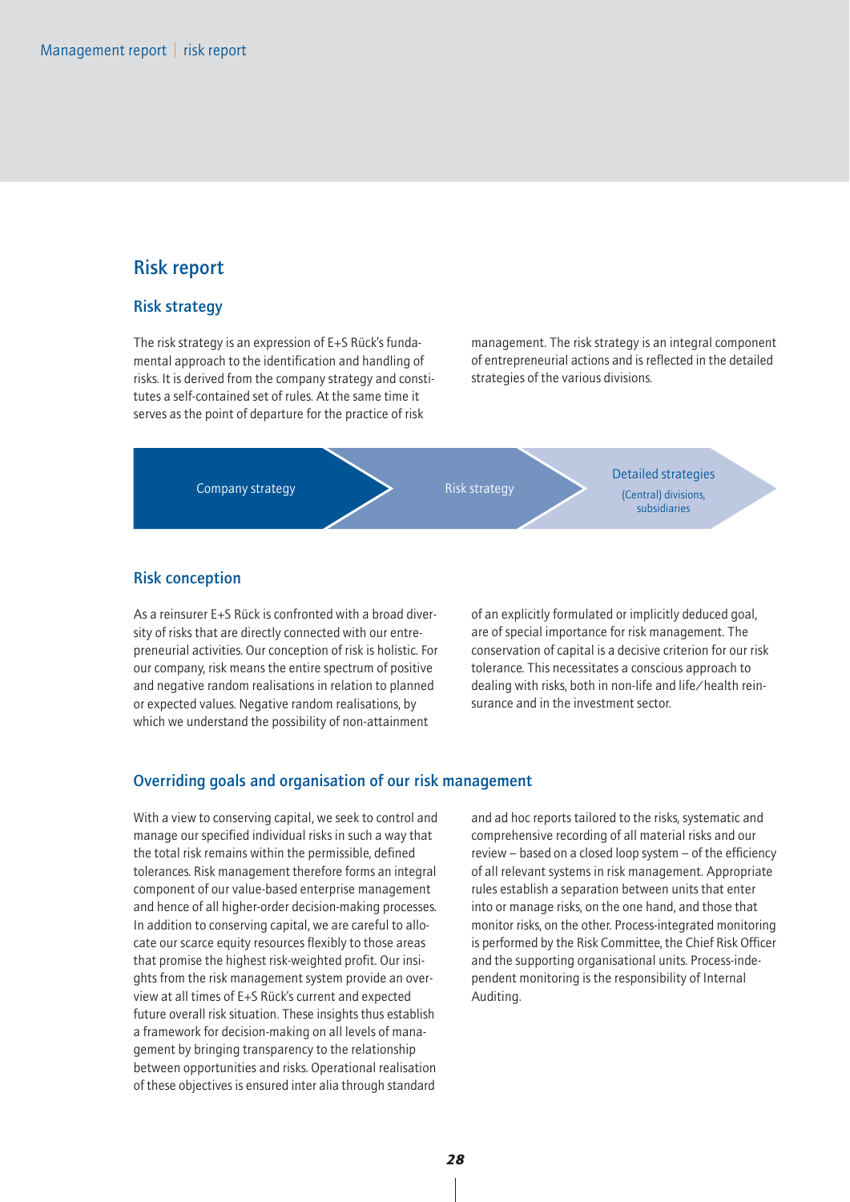# Risk report

## Risk strategy

The risk strategy is an expression of E+S Rück's fundamental approach to the identification and handling of risks. It is derived from the company strategy and constitutes a self-contained set of rules. At the same time it serves as the point of departure for the practice of risk management. The risk strategy is an integral component of entrepreneurial actions and is reflected in the detailed strategies of the various divisions.

Company strategy → Risk strategy → Detailed strategies (Central) divisions, subsidiaries

## Risk conception

As a reinsurer E+S Rück is confronted with a broad diversity of risks that are directly connected with our entrepreneurial activities. Our conception of risk is holistic. For our company, risk means the entire spectrum of positive and negative random realisations in relation to planned or expected values. Negative random realisations, by which we understand the possibility of non-attainment of an explicitly formulated or implicitly deduced goal, are of special importance for risk management. The conservation of capital is a decisive criterion for our risk tolerance. This necessitates a conscious approach to dealing with risks, both in non-life and life/health reinsurance and in the investment sector.

## Overriding goals and organisation of our risk management

With a view to conserving capital, we seek to control and manage our specified individual risks in such a way that the total risk remains within the permissible, defined tolerances. Risk management therefore forms an integral component of our value-based enterprise management and hence of all higher-order decision-making processes. In addition to conserving capital, we are careful to allocate our scarce equity resources flexibly to those areas that promise the highest risk-weighted profit. Our insights from the risk management system provide an overview at all times of E+S Rück's current and expected future overall risk situation. These insights thus establish a framework for decision-making on all levels of management by bringing transparency to the relationship between opportunities and risks. Operational realisation of these objectives is ensured inter alia through standard and ad hoc reports tailored to the risks, systematic and comprehensive recording of all material risks and our review – based on a closed loop system – of the efficiency of all relevant systems in risk management. Appropriate rules establish a separation between units that enter into or manage risks, on the one hand, and those that monitor risks, on the other. Process-integrated monitoring is performed by the Risk Committee, the Chief Risk Officer and the supporting organisational units. Process-independent monitoring is the responsibility of Internal Auditing.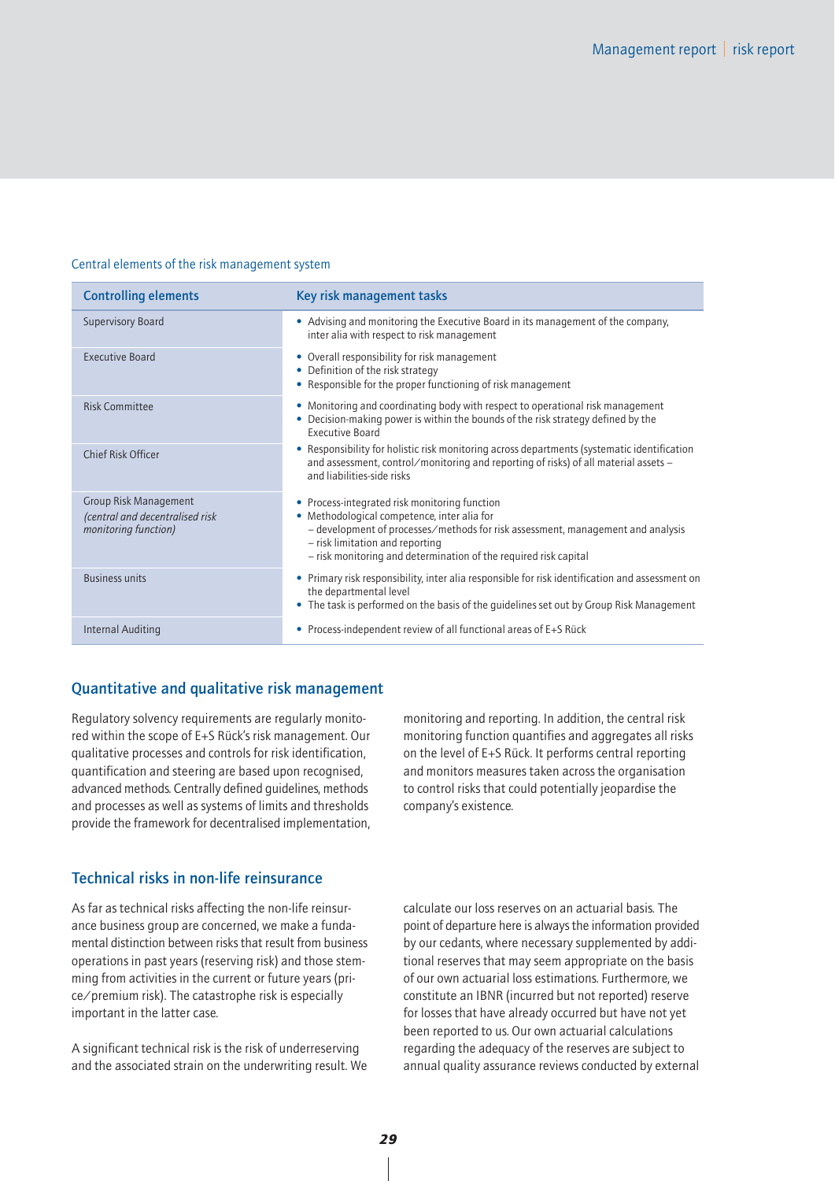Central elements of the risk management system

| Controlling elements | Key risk management tasks |
|---|---|
| Supervisory Board | • Advising and monitoring the Executive Board in its management of the company, inter alia with respect to risk management |
| Executive Board | • Overall responsibility for risk management<br>• Definition of the risk strategy<br>• Responsible for the proper functioning of risk management |
| Risk Committee | • Monitoring and coordinating body with respect to operational risk management<br>• Decision-making power is within the bounds of the risk strategy defined by the Executive Board |
| Chief Risk Officer | • Responsibility for holistic risk monitoring across departments (systematic identification and assessment, control/monitoring and reporting of risks) of all material assets – and liabilities-side risks |
| Group Risk Management *(central and decentralised risk monitoring function)* | • Process-integrated risk monitoring function<br>• Methodological competence, inter alia for<br>– development of processes/methods for risk assessment, management and analysis<br>– risk limitation and reporting<br>– risk monitoring and determination of the required risk capital |
| Business units | • Primary risk responsibility, inter alia responsible for risk identification and assessment on the departmental level<br>• The task is performed on the basis of the guidelines set out by Group Risk Management |
| Internal Auditing | • Process-independent review of all functional areas of E+S Rück |

## Quantitative and qualitative risk management

Regulatory solvency requirements are regularly monitored within the scope of E+S Rück's risk management. Our qualitative processes and controls for risk identification, quantification and steering are based upon recognised, advanced methods. Centrally defined guidelines, methods and processes as well as systems of limits and thresholds provide the framework for decentralised implementation, monitoring and reporting. In addition, the central risk monitoring function quantifies and aggregates all risks on the level of E+S Rück. It performs central reporting and monitors measures taken across the organisation to control risks that could potentially jeopardise the company's existence.

## Technical risks in non-life reinsurance

As far as technical risks affecting the non-life reinsurance business group are concerned, we make a fundamental distinction between risks that result from business operations in past years (reserving risk) and those stemming from activities in the current or future years (price/premium risk). The catastrophe risk is especially important in the latter case.

A significant technical risk is the risk of underreserving and the associated strain on the underwriting result. We calculate our loss reserves on an actuarial basis. The point of departure here is always the information provided by our cedants, where necessary supplemented by additional reserves that may seem appropriate on the basis of our own actuarial loss estimations. Furthermore, we constitute an IBNR (incurred but not reported) reserve for losses that have already occurred but have not yet been reported to us. Our own actuarial calculations regarding the adequacy of the reserves are subject to annual quality assurance reviews conducted by external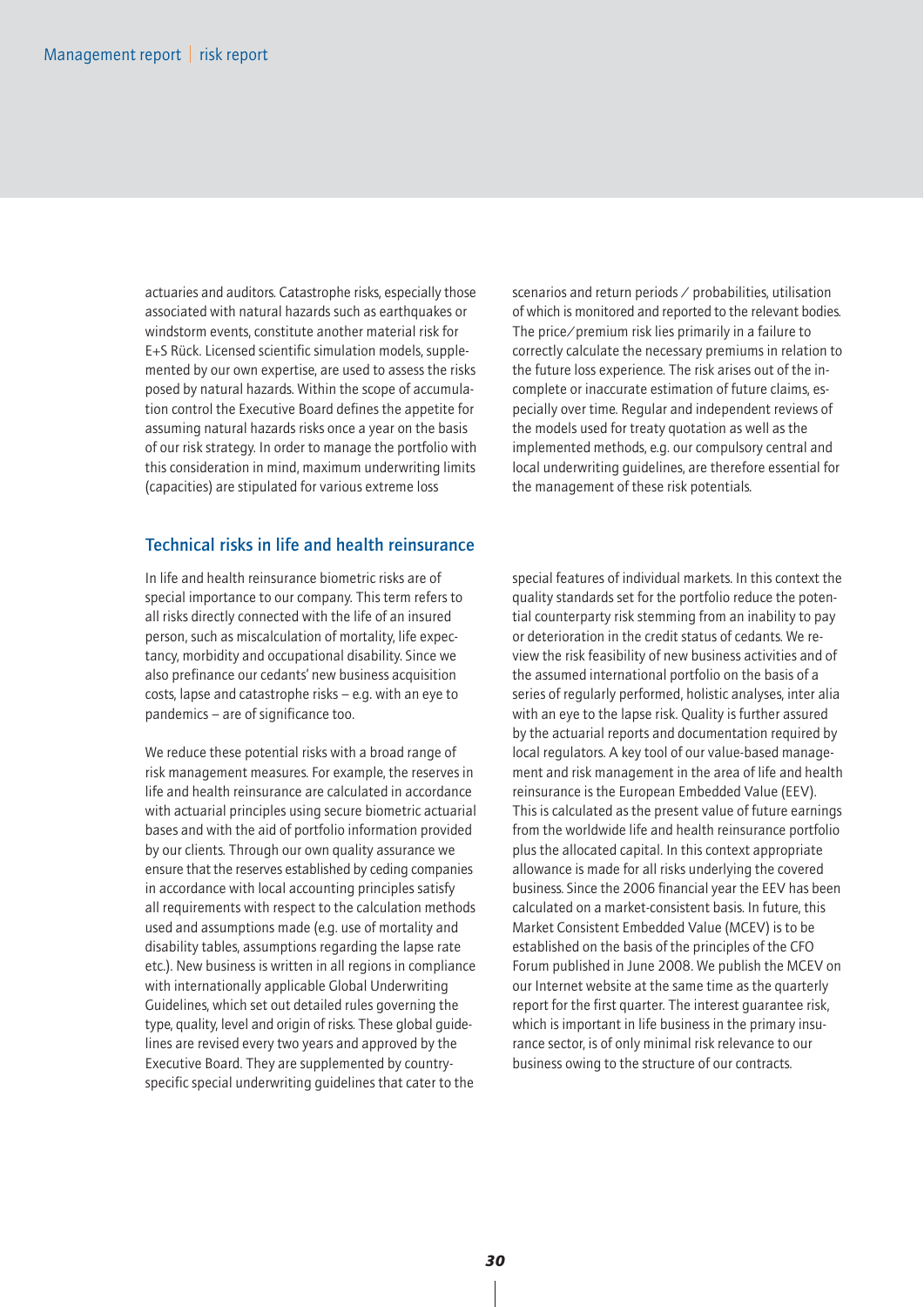actuaries and auditors. Catastrophe risks, especially those associated with natural hazards such as earthquakes or windstorm events, constitute another material risk for E+S Rück. Licensed scientific simulation models, supplemented by our own expertise, are used to assess the risks posed by natural hazards. Within the scope of accumulation control the Executive Board defines the appetite for assuming natural hazards risks once a year on the basis of our risk strategy. In order to manage the portfolio with this consideration in mind, maximum underwriting limits (capacities) are stipulated for various extreme loss scenarios and return periods / probabilities, utilisation of which is monitored and reported to the relevant bodies. The price/premium risk lies primarily in a failure to correctly calculate the necessary premiums in relation to the future loss experience. The risk arises out of the incomplete or inaccurate estimation of future claims, especially over time. Regular and independent reviews of the models used for treaty quotation as well as the implemented methods, e.g. our compulsory central and local underwriting guidelines, are therefore essential for the management of these risk potentials.

## Technical risks in life and health reinsurance

In life and health reinsurance biometric risks are of special importance to our company. This term refers to all risks directly connected with the life of an insured person, such as miscalculation of mortality, life expectancy, morbidity and occupational disability. Since we also prefinance our cedants' new business acquisition costs, lapse and catastrophe risks – e.g. with an eye to pandemics – are of significance too.

We reduce these potential risks with a broad range of risk management measures. For example, the reserves in life and health reinsurance are calculated in accordance with actuarial principles using secure biometric actuarial bases and with the aid of portfolio information provided by our clients. Through our own quality assurance we ensure that the reserves established by ceding companies in accordance with local accounting principles satisfy all requirements with respect to the calculation methods used and assumptions made (e.g. use of mortality and disability tables, assumptions regarding the lapse rate etc.). New business is written in all regions in compliance with internationally applicable Global Underwriting Guidelines, which set out detailed rules governing the type, quality, level and origin of risks. These global guidelines are revised every two years and approved by the Executive Board. They are supplemented by country-specific special underwriting guidelines that cater to the special features of individual markets. In this context the quality standards set for the portfolio reduce the potential counterparty risk stemming from an inability to pay or deterioration in the credit status of cedants. We review the risk feasibility of new business activities and of the assumed international portfolio on the basis of a series of regularly performed, holistic analyses, inter alia with an eye to the lapse risk. Quality is further assured by the actuarial reports and documentation required by local regulators. A key tool of our value-based management and risk management in the area of life and health reinsurance is the European Embedded Value (EEV). This is calculated as the present value of future earnings from the worldwide life and health reinsurance portfolio plus the allocated capital. In this context appropriate allowance is made for all risks underlying the covered business. Since the 2006 financial year the EEV has been calculated on a market-consistent basis. In future, this Market Consistent Embedded Value (MCEV) is to be established on the basis of the principles of the CFO Forum published in June 2008. We publish the MCEV on our Internet website at the same time as the quarterly report for the first quarter. The interest guarantee risk, which is important in life business in the primary insurance sector, is of only minimal risk relevance to our business owing to the structure of our contracts.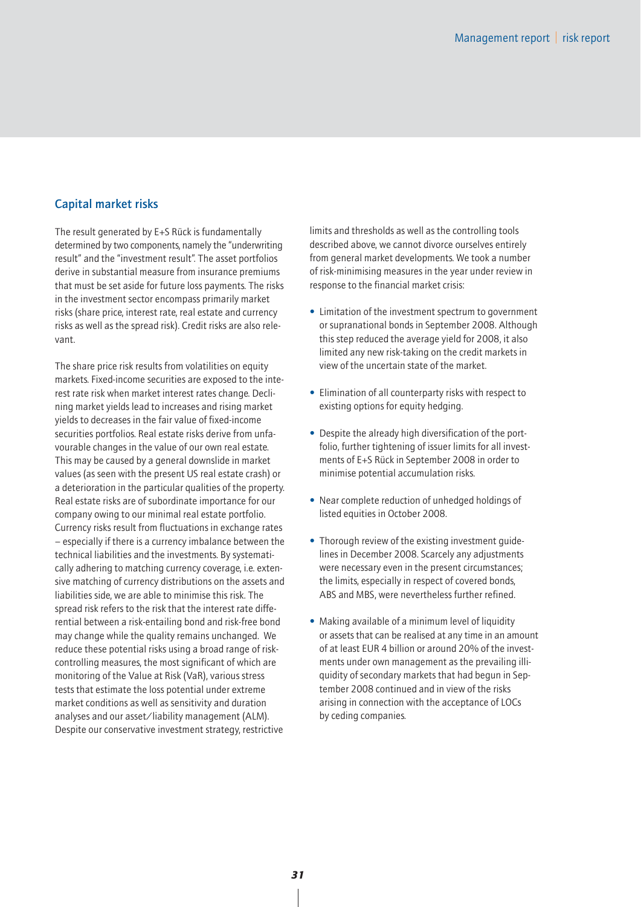## Capital market risks

The result generated by E+S Rück is fundamentally determined by two components, namely the "underwriting result" and the "investment result". The asset portfolios derive in substantial measure from insurance premiums that must be set aside for future loss payments. The risks in the investment sector encompass primarily market risks (share price, interest rate, real estate and currency risks as well as the spread risk). Credit risks are also relevant.

The share price risk results from volatilities on equity markets. Fixed-income securities are exposed to the interest rate risk when market interest rates change. Declining market yields lead to increases and rising market yields to decreases in the fair value of fixed-income securities portfolios. Real estate risks derive from unfavourable changes in the value of our own real estate. This may be caused by a general downslide in market values (as seen with the present US real estate crash) or a deterioration in the particular qualities of the property. Real estate risks are of subordinate importance for our company owing to our minimal real estate portfolio. Currency risks result from fluctuations in exchange rates – especially if there is a currency imbalance between the technical liabilities and the investments. By systematically adhering to matching currency coverage, i.e. extensive matching of currency distributions on the assets and liabilities side, we are able to minimise this risk. The spread risk refers to the risk that the interest rate differential between a risk-entailing bond and risk-free bond may change while the quality remains unchanged. We reduce these potential risks using a broad range of risk-controlling measures, the most significant of which are monitoring of the Value at Risk (VaR), various stress tests that estimate the loss potential under extreme market conditions as well as sensitivity and duration analyses and our asset/liability management (ALM). Despite our conservative investment strategy, restrictive limits and thresholds as well as the controlling tools described above, we cannot divorce ourselves entirely from general market developments. We took a number of risk-minimising measures in the year under review in response to the financial market crisis:

- Limitation of the investment spectrum to government or supranational bonds in September 2008. Although this step reduced the average yield for 2008, it also limited any new risk-taking on the credit markets in view of the uncertain state of the market.
- Elimination of all counterparty risks with respect to existing options for equity hedging.
- Despite the already high diversification of the portfolio, further tightening of issuer limits for all investments of E+S Rück in September 2008 in order to minimise potential accumulation risks.
- Near complete reduction of unhedged holdings of listed equities in October 2008.
- Thorough review of the existing investment guidelines in December 2008. Scarcely any adjustments were necessary even in the present circumstances; the limits, especially in respect of covered bonds, ABS and MBS, were nevertheless further refined.
- Making available of a minimum level of liquidity or assets that can be realised at any time in an amount of at least EUR 4 billion or around 20% of the investments under own management as the prevailing illiquidity of secondary markets that had begun in September 2008 continued and in view of the risks arising in connection with the acceptance of LOCs by ceding companies.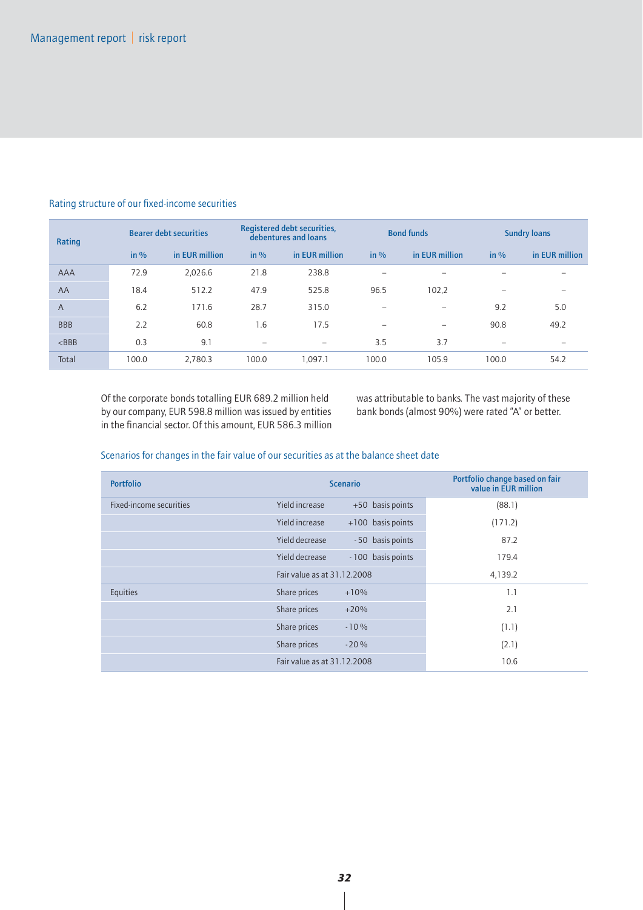### Rating structure of our fixed-income securities

| Rating | Bearer debt securities | | Registered debt securities, debentures and loans | | Bond funds | | Sundry loans | |
|---|---|---|---|---|---|---|---|---|
| | in % | in EUR million | in % | in EUR million | in % | in EUR million | in % | in EUR million |
| AAA | 72.9 | 2,026.6 | 21.8 | 238.8 | – | – | – | – |
| AA | 18.4 | 512.2 | 47.9 | 525.8 | 96.5 | 102,2 | – | – |
| A | 6.2 | 171.6 | 28.7 | 315.0 | – | – | 9.2 | 5.0 |
| BBB | 2.2 | 60.8 | 1.6 | 17.5 | – | – | 90.8 | 49.2 |
| <BBB | 0.3 | 9.1 | – | – | 3.5 | 3.7 | – | – |
| Total | 100.0 | 2,780.3 | 100.0 | 1,097.1 | 100.0 | 105.9 | 100.0 | 54.2 |

Of the corporate bonds totalling EUR 689.2 million held by our company, EUR 598.8 million was issued by entities in the financial sector. Of this amount, EUR 586.3 million was attributable to banks. The vast majority of these bank bonds (almost 90%) were rated "A" or better.

### Scenarios for changes in the fair value of our securities as at the balance sheet date

| Portfolio | Scenario | | Portfolio change based on fair value in EUR million |
|---|---|---|---|
| Fixed-income securities | Yield increase | +50 basis points | (88.1) |
| | Yield increase | +100 basis points | (171.2) |
| | Yield decrease | -50 basis points | 87.2 |
| | Yield decrease | -100 basis points | 179.4 |
| | Fair value as at 31.12.2008 | | 4,139.2 |
| Equities | Share prices | +10% | 1.1 |
| | Share prices | +20% | 2.1 |
| | Share prices | -10% | (1.1) |
| | Share prices | -20% | (2.1) |
| | Fair value as at 31.12.2008 | | 10.6 |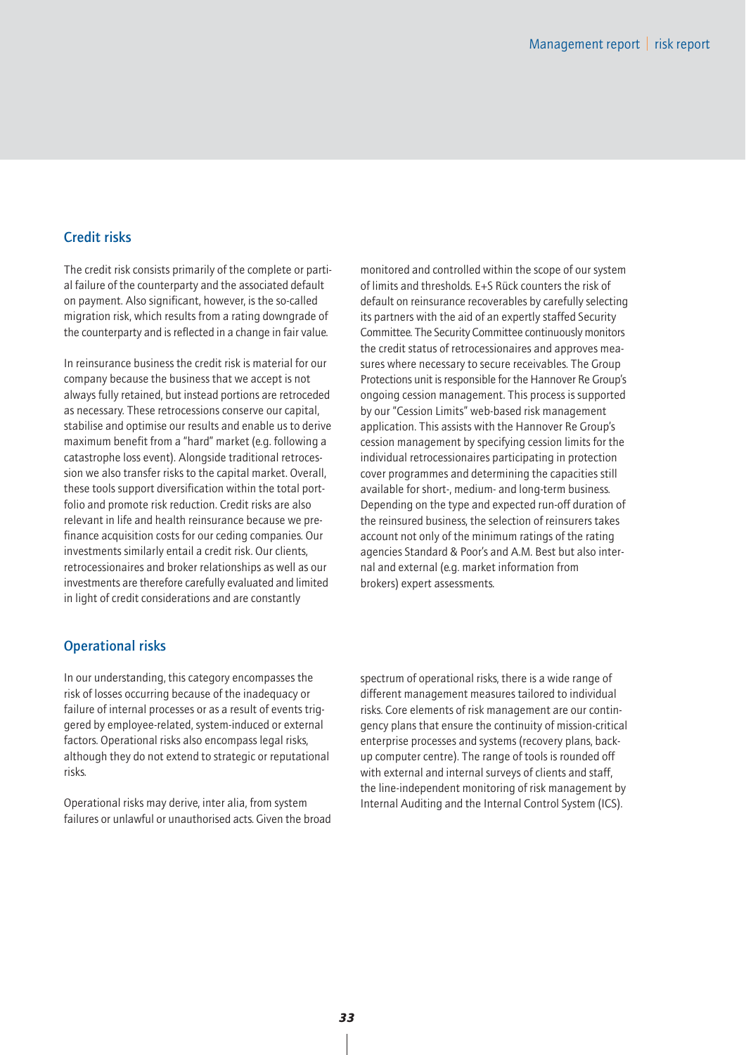## Credit risks

The credit risk consists primarily of the complete or partial failure of the counterparty and the associated default on payment. Also significant, however, is the so-called migration risk, which results from a rating downgrade of the counterparty and is reflected in a change in fair value.

In reinsurance business the credit risk is material for our company because the business that we accept is not always fully retained, but instead portions are retroceded as necessary. These retrocessions conserve our capital, stabilise and optimise our results and enable us to derive maximum benefit from a "hard" market (e.g. following a catastrophe loss event). Alongside traditional retrocession we also transfer risks to the capital market. Overall, these tools support diversification within the total portfolio and promote risk reduction. Credit risks are also relevant in life and health reinsurance because we pre-finance acquisition costs for our ceding companies. Our investments similarly entail a credit risk. Our clients, retrocessionaires and broker relationships as well as our investments are therefore carefully evaluated and limited in light of credit considerations and are constantly monitored and controlled within the scope of our system of limits and thresholds. E+S Rück counters the risk of default on reinsurance recoverables by carefully selecting its partners with the aid of an expertly staffed Security Committee. The Security Committee continuously monitors the credit status of retrocessionaires and approves measures where necessary to secure receivables. The Group Protections unit is responsible for the Hannover Re Group's ongoing cession management. This process is supported by our "Cession Limits" web-based risk management application. This assists with the Hannover Re Group's cession management by specifying cession limits for the individual retrocessionaires participating in protection cover programmes and determining the capacities still available for short-, medium- and long-term business. Depending on the type and expected run-off duration of the reinsured business, the selection of reinsurers takes account not only of the minimum ratings of the rating agencies Standard & Poor's and A.M. Best but also internal and external (e.g. market information from brokers) expert assessments.

## Operational risks

In our understanding, this category encompasses the risk of losses occurring because of the inadequacy or failure of internal processes or as a result of events triggered by employee-related, system-induced or external factors. Operational risks also encompass legal risks, although they do not extend to strategic or reputational risks.

Operational risks may derive, inter alia, from system failures or unlawful or unauthorised acts. Given the broad spectrum of operational risks, there is a wide range of different management measures tailored to individual risks. Core elements of risk management are our contingency plans that ensure the continuity of mission-critical enterprise processes and systems (recovery plans, backup computer centre). The range of tools is rounded off with external and internal surveys of clients and staff, the line-independent monitoring of risk management by Internal Auditing and the Internal Control System (ICS).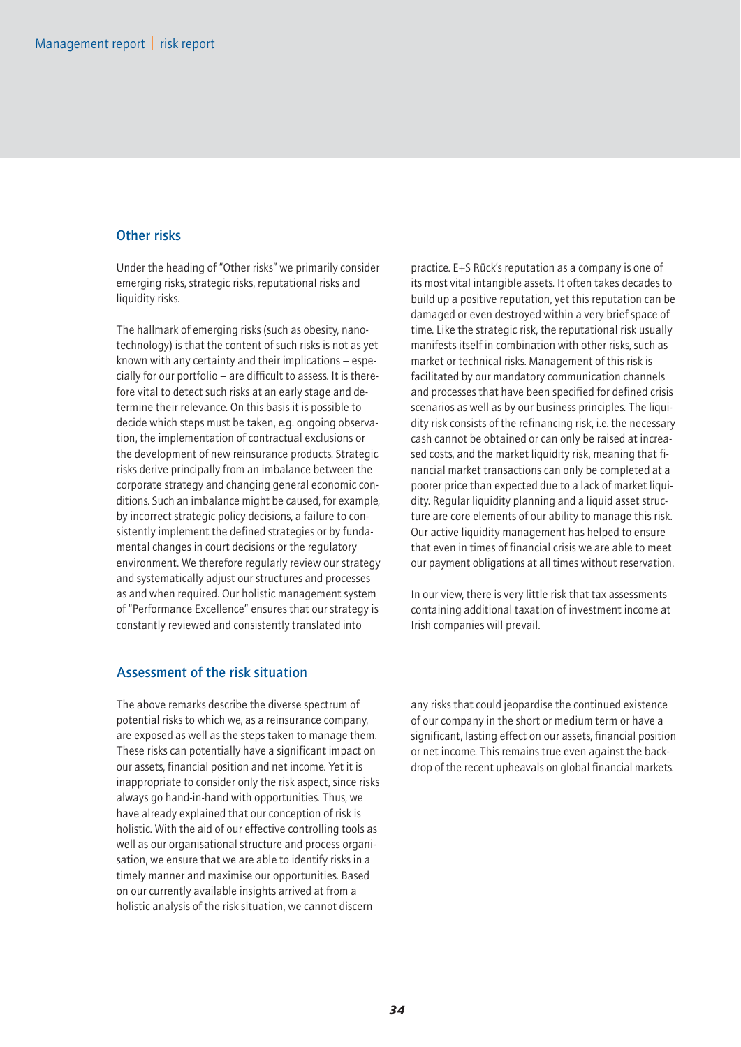## Other risks

Under the heading of "Other risks" we primarily consider emerging risks, strategic risks, reputational risks and liquidity risks.

The hallmark of emerging risks (such as obesity, nanotechnology) is that the content of such risks is not as yet known with any certainty and their implications – especially for our portfolio – are difficult to assess. It is therefore vital to detect such risks at an early stage and determine their relevance. On this basis it is possible to decide which steps must be taken, e.g. ongoing observation, the implementation of contractual exclusions or the development of new reinsurance products. Strategic risks derive principally from an imbalance between the corporate strategy and changing general economic conditions. Such an imbalance might be caused, for example, by incorrect strategic policy decisions, a failure to consistently implement the defined strategies or by fundamental changes in court decisions or the regulatory environment. We therefore regularly review our strategy and systematically adjust our structures and processes as and when required. Our holistic management system of "Performance Excellence" ensures that our strategy is constantly reviewed and consistently translated into practice. E+S Rück's reputation as a company is one of its most vital intangible assets. It often takes decades to build up a positive reputation, yet this reputation can be damaged or even destroyed within a very brief space of time. Like the strategic risk, the reputational risk usually manifests itself in combination with other risks, such as market or technical risks. Management of this risk is facilitated by our mandatory communication channels and processes that have been specified for defined crisis scenarios as well as by our business principles. The liquidity risk consists of the refinancing risk, i.e. the necessary cash cannot be obtained or can only be raised at increased costs, and the market liquidity risk, meaning that financial market transactions can only be completed at a poorer price than expected due to a lack of market liquidity. Regular liquidity planning and a liquid asset structure are core elements of our ability to manage this risk. Our active liquidity management has helped to ensure that even in times of financial crisis we are able to meet our payment obligations at all times without reservation.

In our view, there is very little risk that tax assessments containing additional taxation of investment income at Irish companies will prevail.

## Assessment of the risk situation

The above remarks describe the diverse spectrum of potential risks to which we, as a reinsurance company, are exposed as well as the steps taken to manage them. These risks can potentially have a significant impact on our assets, financial position and net income. Yet it is inappropriate to consider only the risk aspect, since risks always go hand-in-hand with opportunities. Thus, we have already explained that our conception of risk is holistic. With the aid of our effective controlling tools as well as our organisational structure and process organisation, we ensure that we are able to identify risks in a timely manner and maximise our opportunities. Based on our currently available insights arrived at from a holistic analysis of the risk situation, we cannot discern any risks that could jeopardise the continued existence of our company in the short or medium term or have a significant, lasting effect on our assets, financial position or net income. This remains true even against the backdrop of the recent upheavals on global financial markets.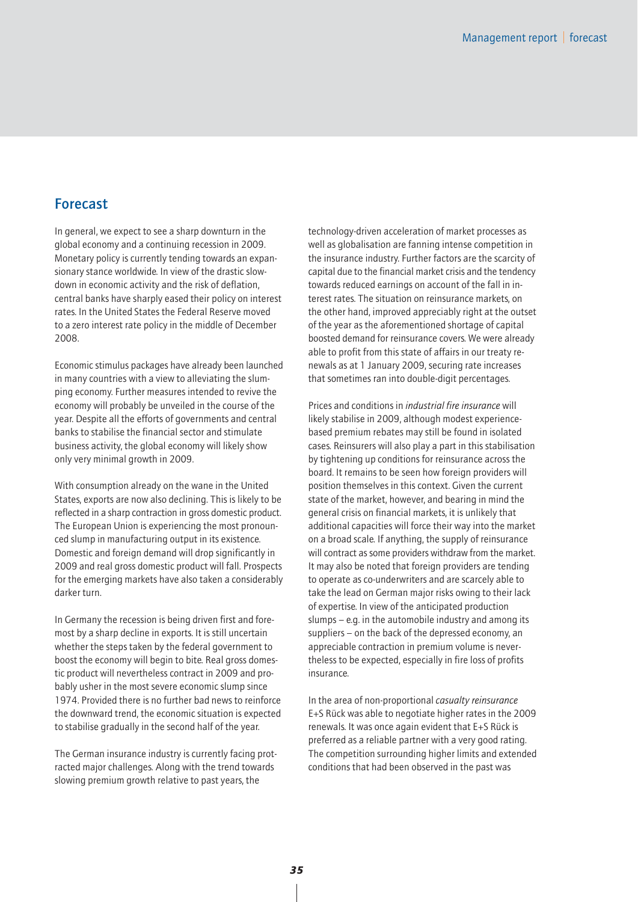## Forecast

In general, we expect to see a sharp downturn in the global economy and a continuing recession in 2009. Monetary policy is currently tending towards an expansionary stance worldwide. In view of the drastic slowdown in economic activity and the risk of deflation, central banks have sharply eased their policy on interest rates. In the United States the Federal Reserve moved to a zero interest rate policy in the middle of December 2008.

Economic stimulus packages have already been launched in many countries with a view to alleviating the slumping economy. Further measures intended to revive the economy will probably be unveiled in the course of the year. Despite all the efforts of governments and central banks to stabilise the financial sector and stimulate business activity, the global economy will likely show only very minimal growth in 2009.

With consumption already on the wane in the United States, exports are now also declining. This is likely to be reflected in a sharp contraction in gross domestic product. The European Union is experiencing the most pronounced slump in manufacturing output in its existence. Domestic and foreign demand will drop significantly in 2009 and real gross domestic product will fall. Prospects for the emerging markets have also taken a considerably darker turn.

In Germany the recession is being driven first and foremost by a sharp decline in exports. It is still uncertain whether the steps taken by the federal government to boost the economy will begin to bite. Real gross domestic product will nevertheless contract in 2009 and probably usher in the most severe economic slump since 1974. Provided there is no further bad news to reinforce the downward trend, the economic situation is expected to stabilise gradually in the second half of the year.

The German insurance industry is currently facing protracted major challenges. Along with the trend towards slowing premium growth relative to past years, the technology-driven acceleration of market processes as well as globalisation are fanning intense competition in the insurance industry. Further factors are the scarcity of capital due to the financial market crisis and the tendency towards reduced earnings on account of the fall in interest rates. The situation on reinsurance markets, on the other hand, improved appreciably right at the outset of the year as the aforementioned shortage of capital boosted demand for reinsurance covers. We were already able to profit from this state of affairs in our treaty renewals as at 1 January 2009, securing rate increases that sometimes ran into double-digit percentages.

Prices and conditions in *industrial fire insurance* will likely stabilise in 2009, although modest experience-based premium rebates may still be found in isolated cases. Reinsurers will also play a part in this stabilisation by tightening up conditions for reinsurance across the board. It remains to be seen how foreign providers will position themselves in this context. Given the current state of the market, however, and bearing in mind the general crisis on financial markets, it is unlikely that additional capacities will force their way into the market on a broad scale. If anything, the supply of reinsurance will contract as some providers withdraw from the market. It may also be noted that foreign providers are tending to operate as co-underwriters and are scarcely able to take the lead on German major risks owing to their lack of expertise. In view of the anticipated production slumps – e.g. in the automobile industry and among its suppliers – on the back of the depressed economy, an appreciable contraction in premium volume is nevertheless to be expected, especially in fire loss of profits insurance.

In the area of non-proportional *casualty reinsurance* E+S Rück was able to negotiate higher rates in the 2009 renewals. It was once again evident that E+S Rück is preferred as a reliable partner with a very good rating. The competition surrounding higher limits and extended conditions that had been observed in the past was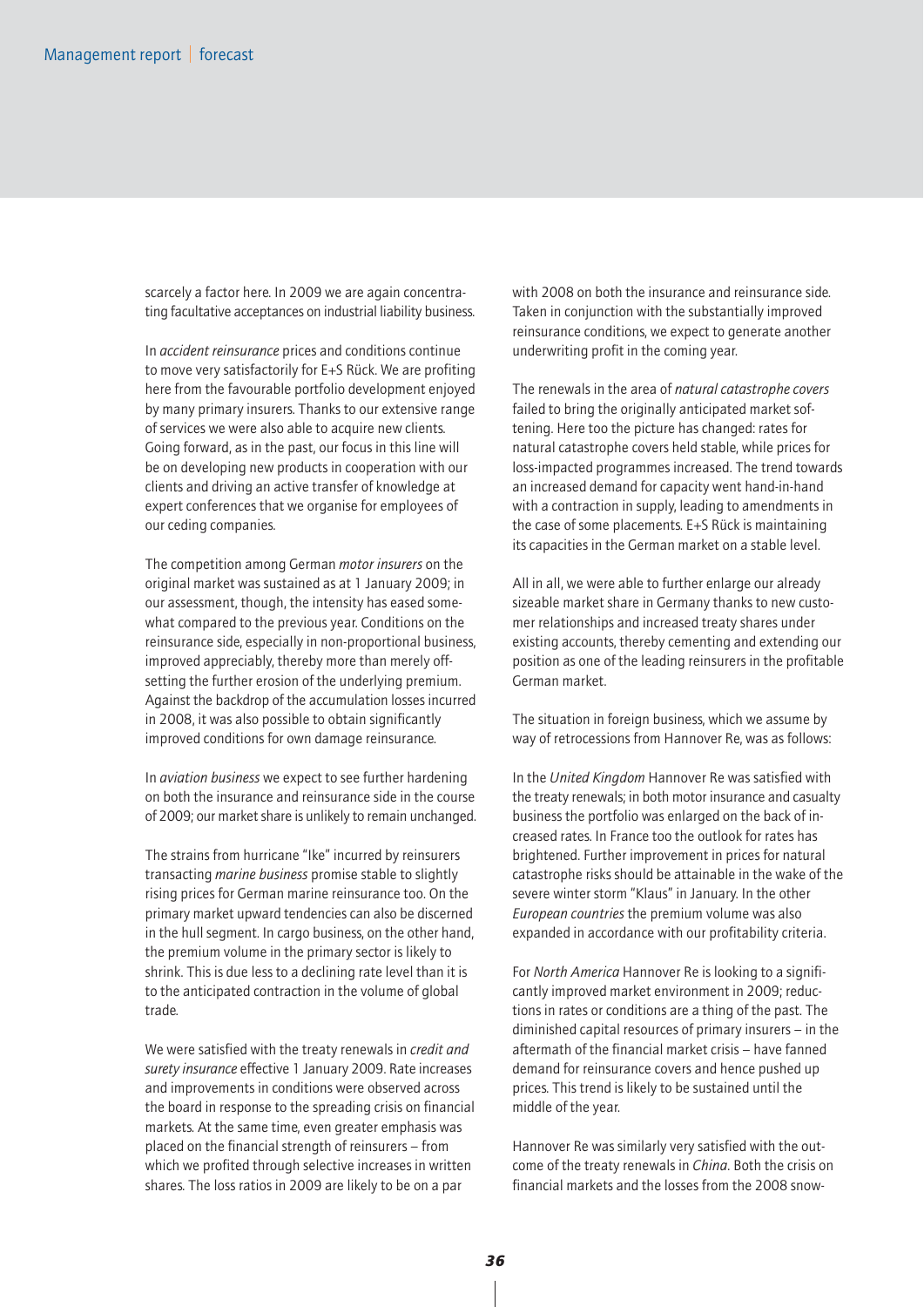scarcely a factor here. In 2009 we are again concentrating facultative acceptances on industrial liability business.

In *accident reinsurance* prices and conditions continue to move very satisfactorily for E+S Rück. We are profiting here from the favourable portfolio development enjoyed by many primary insurers. Thanks to our extensive range of services we were also able to acquire new clients. Going forward, as in the past, our focus in this line will be on developing new products in cooperation with our clients and driving an active transfer of knowledge at expert conferences that we organise for employees of our ceding companies.

The competition among German *motor insurers* on the original market was sustained as at 1 January 2009; in our assessment, though, the intensity has eased somewhat compared to the previous year. Conditions on the reinsurance side, especially in non-proportional business, improved appreciably, thereby more than merely offsetting the further erosion of the underlying premium. Against the backdrop of the accumulation losses incurred in 2008, it was also possible to obtain significantly improved conditions for own damage reinsurance.

In *aviation business* we expect to see further hardening on both the insurance and reinsurance side in the course of 2009; our market share is unlikely to remain unchanged.

The strains from hurricane "Ike" incurred by reinsurers transacting *marine business* promise stable to slightly rising prices for German marine reinsurance too. On the primary market upward tendencies can also be discerned in the hull segment. In cargo business, on the other hand, the premium volume in the primary sector is likely to shrink. This is due less to a declining rate level than it is to the anticipated contraction in the volume of global trade.

We were satisfied with the treaty renewals in *credit and surety insurance* effective 1 January 2009. Rate increases and improvements in conditions were observed across the board in response to the spreading crisis on financial markets. At the same time, even greater emphasis was placed on the financial strength of reinsurers – from which we profited through selective increases in written shares. The loss ratios in 2009 are likely to be on a par with 2008 on both the insurance and reinsurance side. Taken in conjunction with the substantially improved reinsurance conditions, we expect to generate another underwriting profit in the coming year.

The renewals in the area of *natural catastrophe covers* failed to bring the originally anticipated market softening. Here too the picture has changed: rates for natural catastrophe covers held stable, while prices for loss-impacted programmes increased. The trend towards an increased demand for capacity went hand-in-hand with a contraction in supply, leading to amendments in the case of some placements. E+S Rück is maintaining its capacities in the German market on a stable level.

All in all, we were able to further enlarge our already sizeable market share in Germany thanks to new customer relationships and increased treaty shares under existing accounts, thereby cementing and extending our position as one of the leading reinsurers in the profitable German market.

The situation in foreign business, which we assume by way of retrocessions from Hannover Re, was as follows:

In the *United Kingdom* Hannover Re was satisfied with the treaty renewals; in both motor insurance and casualty business the portfolio was enlarged on the back of increased rates. In France too the outlook for rates has brightened. Further improvement in prices for natural catastrophe risks should be attainable in the wake of the severe winter storm "Klaus" in January. In the other *European countries* the premium volume was also expanded in accordance with our profitability criteria.

For *North America* Hannover Re is looking to a significantly improved market environment in 2009; reductions in rates or conditions are a thing of the past. The diminished capital resources of primary insurers – in the aftermath of the financial market crisis – have fanned demand for reinsurance covers and hence pushed up prices. This trend is likely to be sustained until the middle of the year.

Hannover Re was similarly very satisfied with the outcome of the treaty renewals in *China*. Both the crisis on financial markets and the losses from the 2008 snow-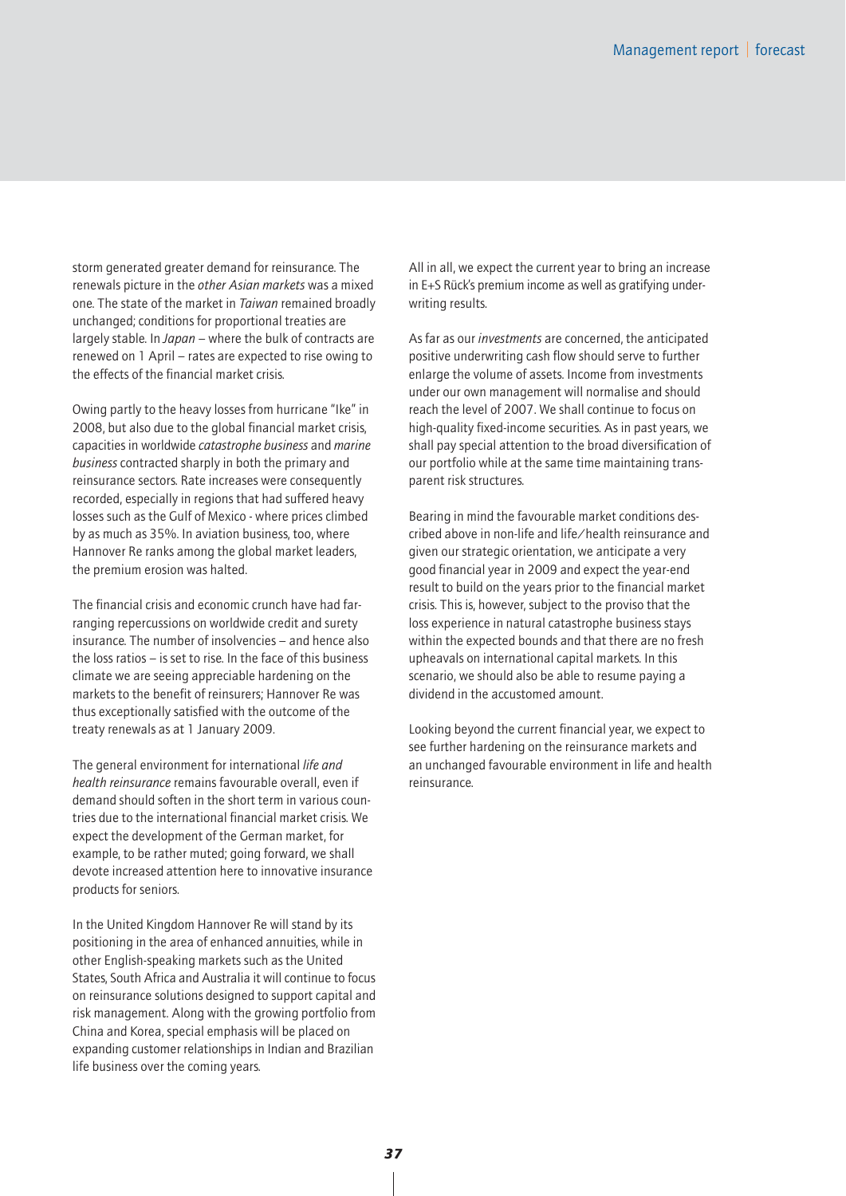storm generated greater demand for reinsurance. The renewals picture in the *other Asian markets* was a mixed one. The state of the market in *Taiwan* remained broadly unchanged; conditions for proportional treaties are largely stable. In *Japan* – where the bulk of contracts are renewed on 1 April – rates are expected to rise owing to the effects of the financial market crisis.

Owing partly to the heavy losses from hurricane "Ike" in 2008, but also due to the global financial market crisis, capacities in worldwide *catastrophe business* and *marine business* contracted sharply in both the primary and reinsurance sectors. Rate increases were consequently recorded, especially in regions that had suffered heavy losses such as the Gulf of Mexico - where prices climbed by as much as 35%. In aviation business, too, where Hannover Re ranks among the global market leaders, the premium erosion was halted.

The financial crisis and economic crunch have had far-ranging repercussions on worldwide credit and surety insurance. The number of insolvencies – and hence also the loss ratios – is set to rise. In the face of this business climate we are seeing appreciable hardening on the markets to the benefit of reinsurers; Hannover Re was thus exceptionally satisfied with the outcome of the treaty renewals as at 1 January 2009.

The general environment for international *life and health reinsurance* remains favourable overall, even if demand should soften in the short term in various countries due to the international financial market crisis. We expect the development of the German market, for example, to be rather muted; going forward, we shall devote increased attention here to innovative insurance products for seniors.

In the United Kingdom Hannover Re will stand by its positioning in the area of enhanced annuities, while in other English-speaking markets such as the United States, South Africa and Australia it will continue to focus on reinsurance solutions designed to support capital and risk management. Along with the growing portfolio from China and Korea, special emphasis will be placed on expanding customer relationships in Indian and Brazilian life business over the coming years.

All in all, we expect the current year to bring an increase in E+S Rück's premium income as well as gratifying underwriting results.

As far as our *investments* are concerned, the anticipated positive underwriting cash flow should serve to further enlarge the volume of assets. Income from investments under our own management will normalise and should reach the level of 2007. We shall continue to focus on high-quality fixed-income securities. As in past years, we shall pay special attention to the broad diversification of our portfolio while at the same time maintaining transparent risk structures.

Bearing in mind the favourable market conditions described above in non-life and life/health reinsurance and given our strategic orientation, we anticipate a very good financial year in 2009 and expect the year-end result to build on the years prior to the financial market crisis. This is, however, subject to the proviso that the loss experience in natural catastrophe business stays within the expected bounds and that there are no fresh upheavals on international capital markets. In this scenario, we should also be able to resume paying a dividend in the accustomed amount.

Looking beyond the current financial year, we expect to see further hardening on the reinsurance markets and an unchanged favourable environment in life and health reinsurance.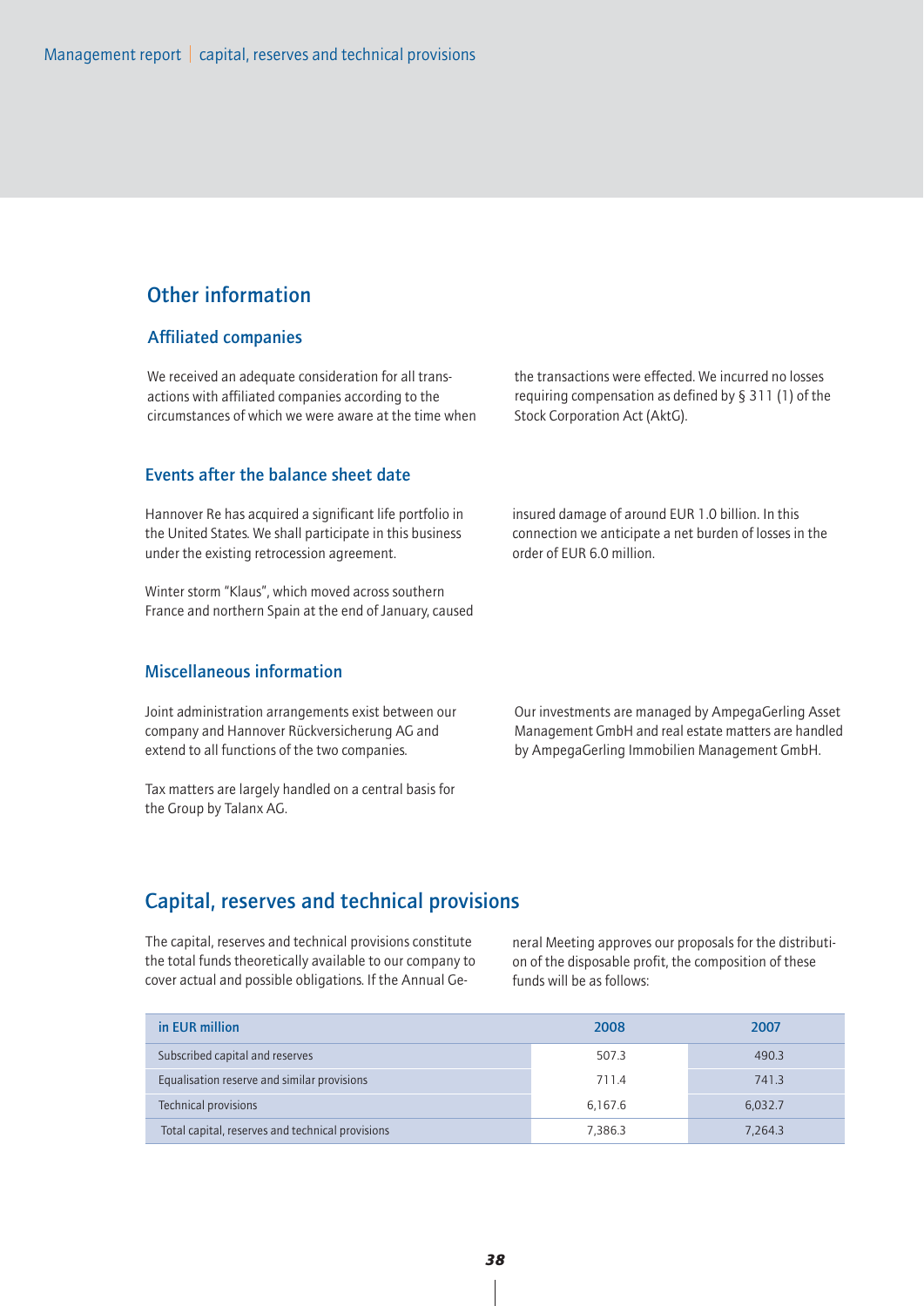## Other information

### Affiliated companies

We received an adequate consideration for all transactions with affiliated companies according to the circumstances of which we were aware at the time when the transactions were effected. We incurred no losses requiring compensation as defined by § 311 (1) of the Stock Corporation Act (AktG).

### Events after the balance sheet date

Hannover Re has acquired a significant life portfolio in the United States. We shall participate in this business under the existing retrocession agreement.

Winter storm "Klaus", which moved across southern France and northern Spain at the end of January, caused insured damage of around EUR 1.0 billion. In this connection we anticipate a net burden of losses in the order of EUR 6.0 million.

### Miscellaneous information

Joint administration arrangements exist between our company and Hannover Rückversicherung AG and extend to all functions of the two companies.

Tax matters are largely handled on a central basis for the Group by Talanx AG.

Our investments are managed by AmpegaGerling Asset Management GmbH and real estate matters are handled by AmpegaGerling Immobilien Management GmbH.

## Capital, reserves and technical provisions

The capital, reserves and technical provisions constitute the total funds theoretically available to our company to cover actual and possible obligations. If the Annual General Meeting approves our proposals for the distribution of the disposable profit, the composition of these funds will be as follows:

| in EUR million | 2008 | 2007 |
|---|---|---|
| Subscribed capital and reserves | 507.3 | 490.3 |
| Equalisation reserve and similar provisions | 711.4 | 741.3 |
| Technical provisions | 6,167.6 | 6,032.7 |
| Total capital, reserves and technical provisions | 7,386.3 | 7,264.3 |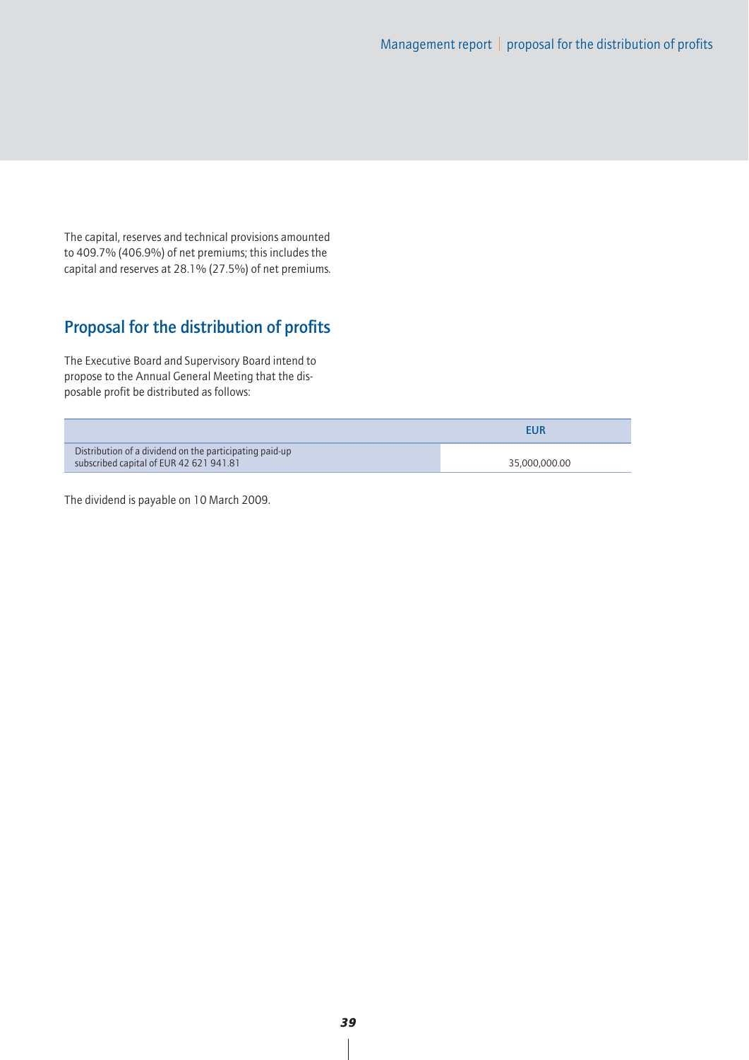The capital, reserves and technical provisions amounted to 409.7% (406.9%) of net premiums; this includes the capital and reserves at 28.1% (27.5%) of net premiums.

## Proposal for the distribution of profits

The Executive Board and Supervisory Board intend to propose to the Annual General Meeting that the disposable profit be distributed as follows:

| | EUR |
|---|---|
| Distribution of a dividend on the participating paid-up subscribed capital of EUR 42 621 941.81 | 35,000,000.00 |

The dividend is payable on 10 March 2009.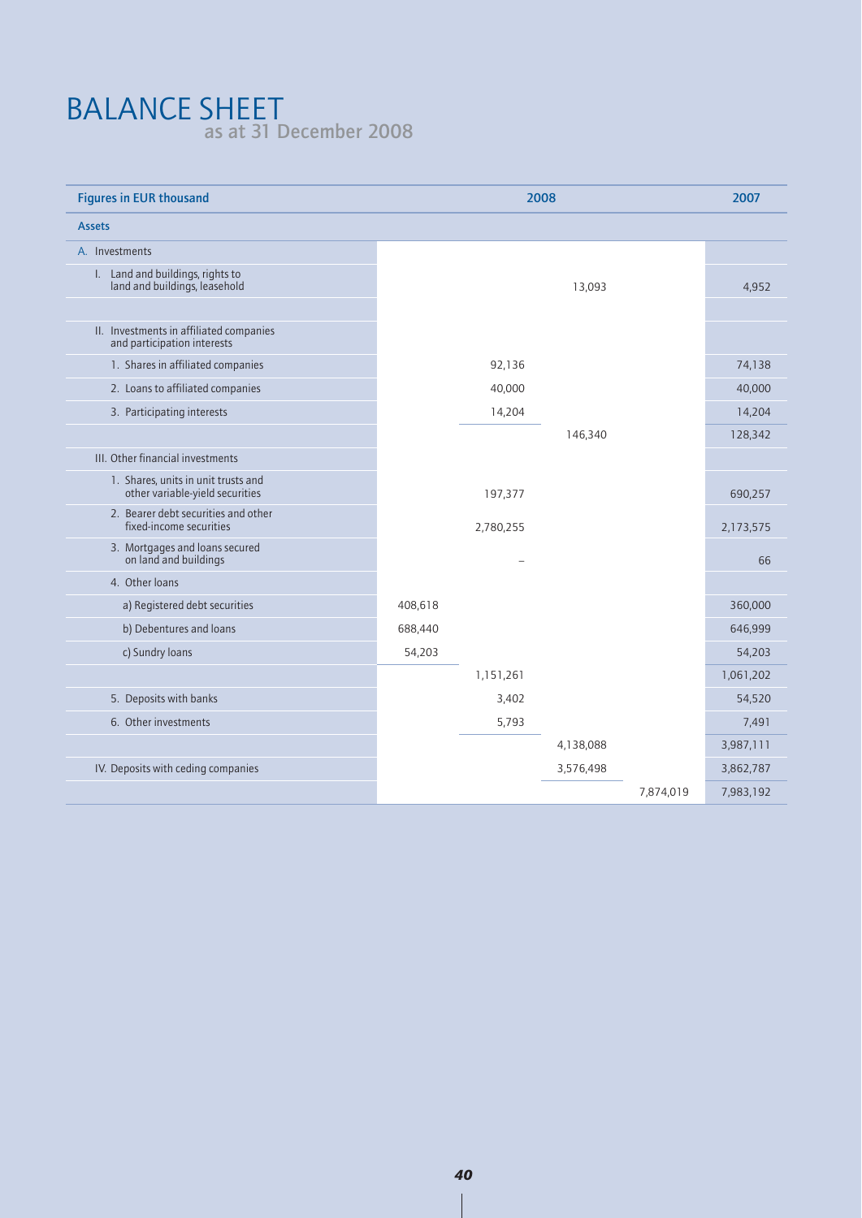# BALANCE SHEET

## as at 31 December 2008

| Figures in EUR thousand | 2008 | | | | 2007 |
|---|---|---|---|---|---|
| **Assets** | | | | | |
| A. Investments | | | | | |
| I. Land and buildings, rights to land and buildings, leasehold | | | 13,093 | | 4,952 |
| II. Investments in affiliated companies and participation interests | | | | | |
| 1. Shares in affiliated companies | | 92,136 | | | 74,138 |
| 2. Loans to affiliated companies | | 40,000 | | | 40,000 |
| 3. Participating interests | | 14,204 | | | 14,204 |
| | | | 146,340 | | 128,342 |
| III. Other financial investments | | | | | |
| 1. Shares, units in unit trusts and other variable-yield securities | | 197,377 | | | 690,257 |
| 2. Bearer debt securities and other fixed-income securities | | 2,780,255 | | | 2,173,575 |
| 3. Mortgages and loans secured on land and buildings | | – | | | 66 |
| 4. Other loans | | | | | |
| a) Registered debt securities | 408,618 | | | | 360,000 |
| b) Debentures and loans | 688,440 | | | | 646,999 |
| c) Sundry loans | 54,203 | | | | 54,203 |
| | | 1,151,261 | | | 1,061,202 |
| 5. Deposits with banks | | 3,402 | | | 54,520 |
| 6. Other investments | | 5,793 | | | 7,491 |
| | | | 4,138,088 | | 3,987,111 |
| IV. Deposits with ceding companies | | | 3,576,498 | | 3,862,787 |
| | | | | 7,874,019 | 7,983,192 |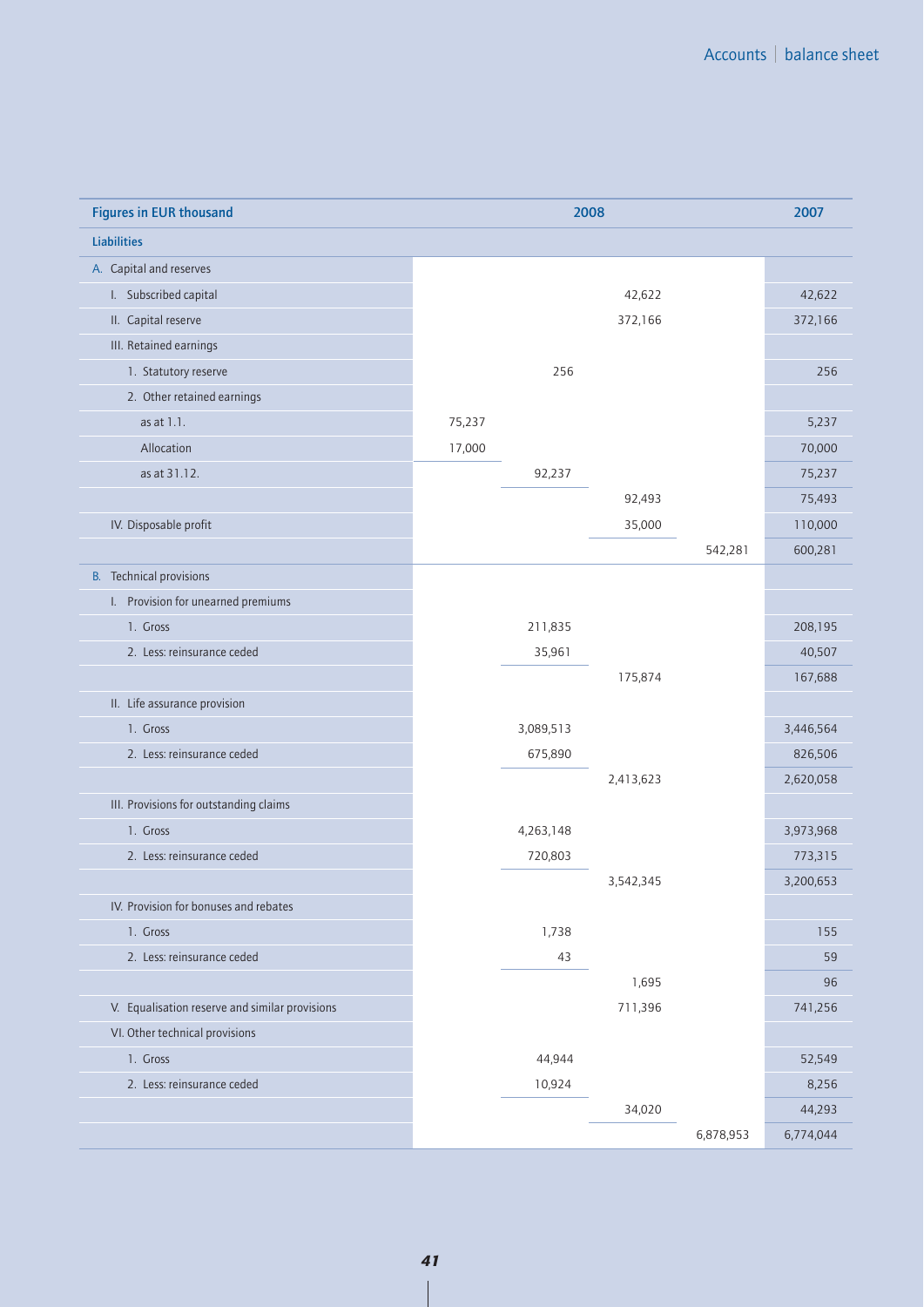| Figures in EUR thousand | 2008 | | | | 2007 |
|---|---|---|---|---|---|
| **Liabilities** | | | | | |
| A. Capital and reserves | | | | | |
| I. Subscribed capital | | | 42,622 | | 42,622 |
| II. Capital reserve | | | 372,166 | | 372,166 |
| III. Retained earnings | | | | | |
| 1. Statutory reserve | | 256 | | | 256 |
| 2. Other retained earnings | | | | | |
| as at 1.1. | 75,237 | | | | 5,237 |
| Allocation | 17,000 | | | | 70,000 |
| as at 31.12. | | 92,237 | | | 75,237 |
| | | | 92,493 | | 75,493 |
| IV. Disposable profit | | | 35,000 | | 110,000 |
| | | | | 542,281 | 600,281 |
| B. Technical provisions | | | | | |
| I. Provision for unearned premiums | | | | | |
| 1. Gross | | 211,835 | | | 208,195 |
| 2. Less: reinsurance ceded | | 35,961 | | | 40,507 |
| | | | 175,874 | | 167,688 |
| II. Life assurance provision | | | | | |
| 1. Gross | | 3,089,513 | | | 3,446,564 |
| 2. Less: reinsurance ceded | | 675,890 | | | 826,506 |
| | | | 2,413,623 | | 2,620,058 |
| III. Provisions for outstanding claims | | | | | |
| 1. Gross | | 4,263,148 | | | 3,973,968 |
| 2. Less: reinsurance ceded | | 720,803 | | | 773,315 |
| | | | 3,542,345 | | 3,200,653 |
| IV. Provision for bonuses and rebates | | | | | |
| 1. Gross | | 1,738 | | | 155 |
| 2. Less: reinsurance ceded | | 43 | | | 59 |
| | | | 1,695 | | 96 |
| V. Equalisation reserve and similar provisions | | | 711,396 | | 741,256 |
| VI. Other technical provisions | | | | | |
| 1. Gross | | 44,944 | | | 52,549 |
| 2. Less: reinsurance ceded | | 10,924 | | | 8,256 |
| | | | 34,020 | | 44,293 |
| | | | | 6,878,953 | 6,774,044 |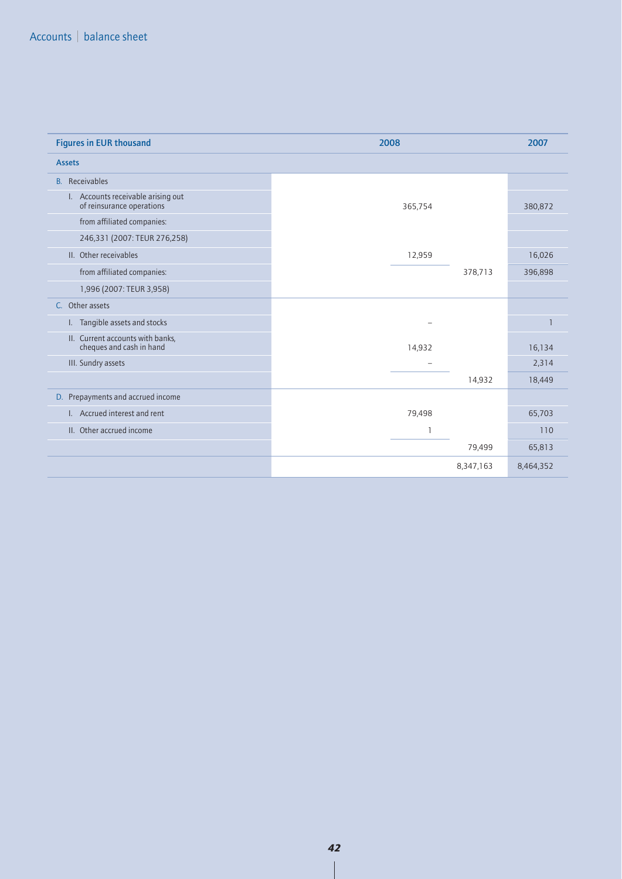| Figures in EUR thousand | 2008 | | 2007 |
|---|---|---|---|
| **Assets** | | | |
| B. Receivables | | | |
| I. Accounts receivable arising out of reinsurance operations | 365,754 | | 380,872 |
| from affiliated companies: | | | |
| 246,331 (2007: TEUR 276,258) | | | |
| II. Other receivables | 12,959 | | 16,026 |
| from affiliated companies: | | 378,713 | 396,898 |
| 1,996 (2007: TEUR 3,958) | | | |
| C. Other assets | | | |
| I. Tangible assets and stocks | – | | 1 |
| II. Current accounts with banks, cheques and cash in hand | 14,932 | | 16,134 |
| III. Sundry assets | – | | 2,314 |
| | | 14,932 | 18,449 |
| D. Prepayments and accrued income | | | |
| I. Accrued interest and rent | 79,498 | | 65,703 |
| II. Other accrued income | 1 | | 110 |
| | | 79,499 | 65,813 |
| | | 8,347,163 | 8,464,352 |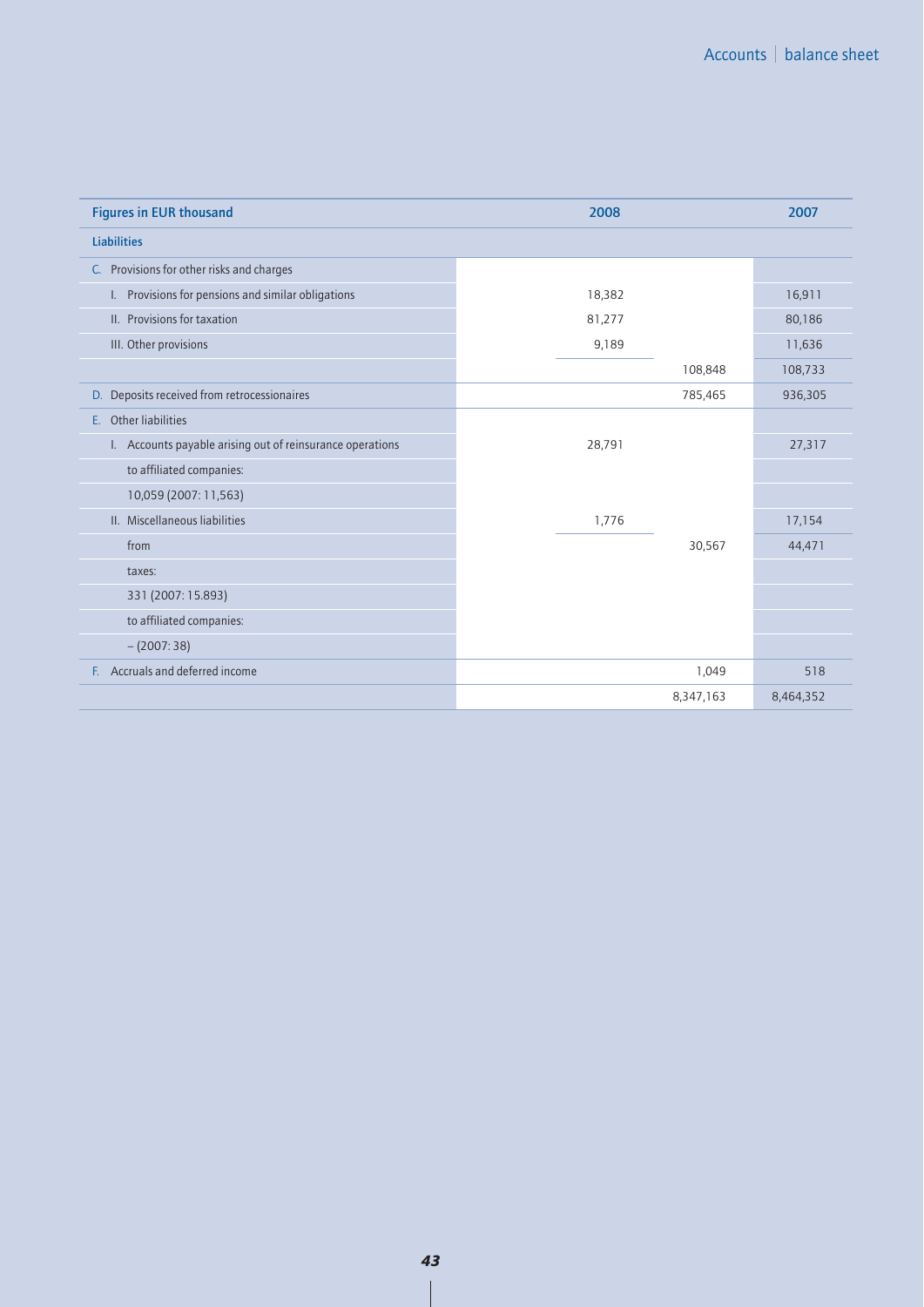| Figures in EUR thousand | 2008 | | 2007 |
|---|---|---|---|
| **Liabilities** | | | |
| C. Provisions for other risks and charges | | | |
| I. Provisions for pensions and similar obligations | 18,382 | | 16,911 |
| II. Provisions for taxation | 81,277 | | 80,186 |
| III. Other provisions | 9,189 | | 11,636 |
| | | 108,848 | 108,733 |
| D. Deposits received from retrocessionaires | | 785,465 | 936,305 |
| E. Other liabilities | | | |
| I. Accounts payable arising out of reinsurance operations | 28,791 | | 27,317 |
| to affiliated companies: | | | |
| 10,059 (2007: 11,563) | | | |
| II. Miscellaneous liabilities | 1,776 | | 17,154 |
| from | | 30,567 | 44,471 |
| taxes: | | | |
| 331 (2007: 15.893) | | | |
| to affiliated companies: | | | |
| – (2007: 38) | | | |
| F. Accruals and deferred income | | 1,049 | 518 |
| | | 8,347,163 | 8,464,352 |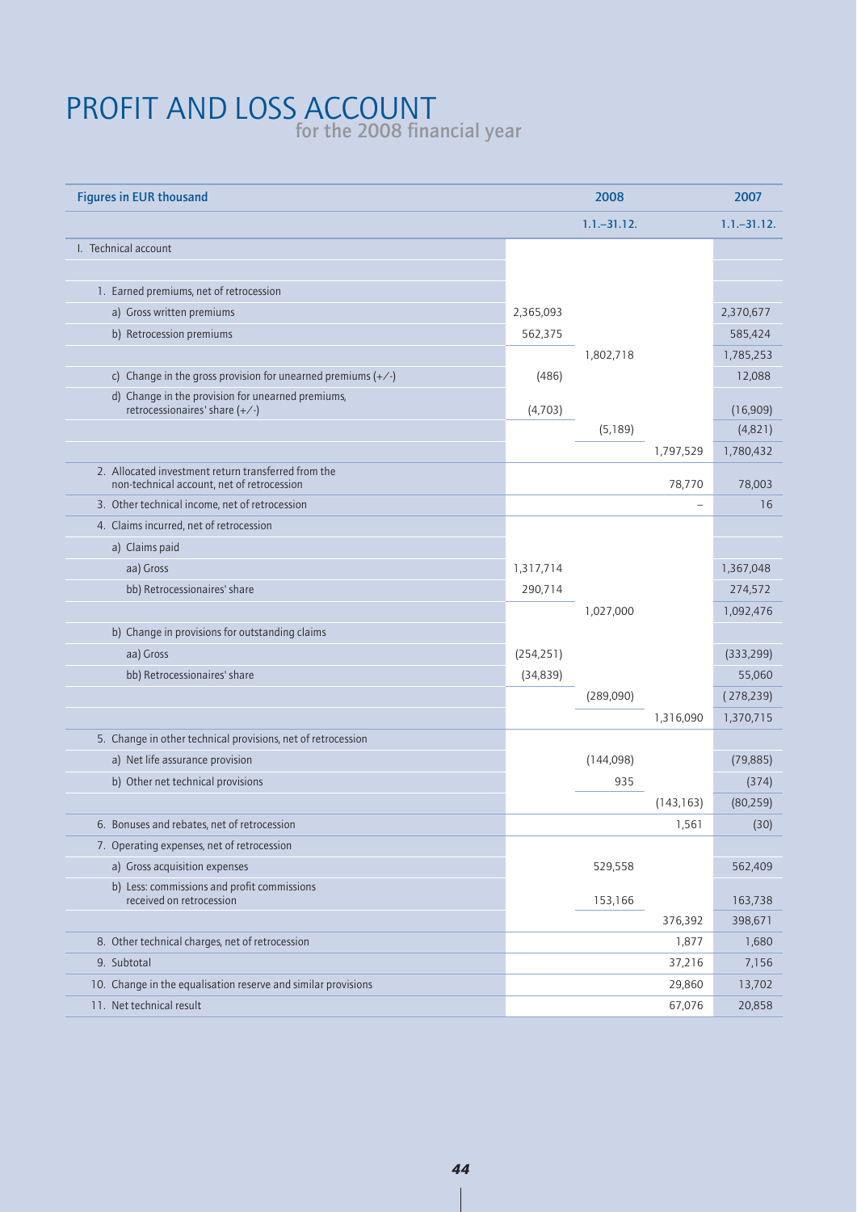# PROFIT AND LOSS ACCOUNT

## for the 2008 financial year

| Figures in EUR thousand | | 2008 | | 2007 |
|---|---|---|---|---|
| | | 1.1.–31.12. | | 1.1.–31.12. |
| I. Technical account | | | | |
| | | | | |
| 1. Earned premiums, net of retrocession | | | | |
| a) Gross written premiums | 2,365,093 | | | 2,370,677 |
| b) Retrocession premiums | 562,375 | | | 585,424 |
| | | 1,802,718 | | 1,785,253 |
| c) Change in the gross provision for unearned premiums (+/-) | (486) | | | 12,088 |
| d) Change in the provision for unearned premiums, retrocessionaires' share (+/-) | (4,703) | | | (16,909) |
| | | (5,189) | | (4,821) |
| | | | 1,797,529 | 1,780,432 |
| 2. Allocated investment return transferred from the non-technical account, net of retrocession | | | 78,770 | 78,003 |
| 3. Other technical income, net of retrocession | | | – | 16 |
| 4. Claims incurred, net of retrocession | | | | |
| a) Claims paid | | | | |
| aa) Gross | 1,317,714 | | | 1,367,048 |
| bb) Retrocessionaires' share | 290,714 | | | 274,572 |
| | | 1,027,000 | | 1,092,476 |
| b) Change in provisions for outstanding claims | | | | |
| aa) Gross | (254,251) | | | (333,299) |
| bb) Retrocessionaires' share | (34,839) | | | 55,060 |
| | | (289,090) | | (278,239) |
| | | | 1,316,090 | 1,370,715 |
| 5. Change in other technical provisions, net of retrocession | | | | |
| a) Net life assurance provision | | (144,098) | | (79,885) |
| b) Other net technical provisions | | 935 | | (374) |
| | | | (143,163) | (80,259) |
| 6. Bonuses and rebates, net of retrocession | | | 1,561 | (30) |
| 7. Operating expenses, net of retrocession | | | | |
| a) Gross acquisition expenses | | 529,558 | | 562,409 |
| b) Less: commissions and profit commissions received on retrocession | | 153,166 | | 163,738 |
| | | | 376,392 | 398,671 |
| 8. Other technical charges, net of retrocession | | | 1,877 | 1,680 |
| 9. Subtotal | | | 37,216 | 7,156 |
| 10. Change in the equalisation reserve and similar provisions | | | 29,860 | 13,702 |
| 11. Net technical result | | | 67,076 | 20,858 |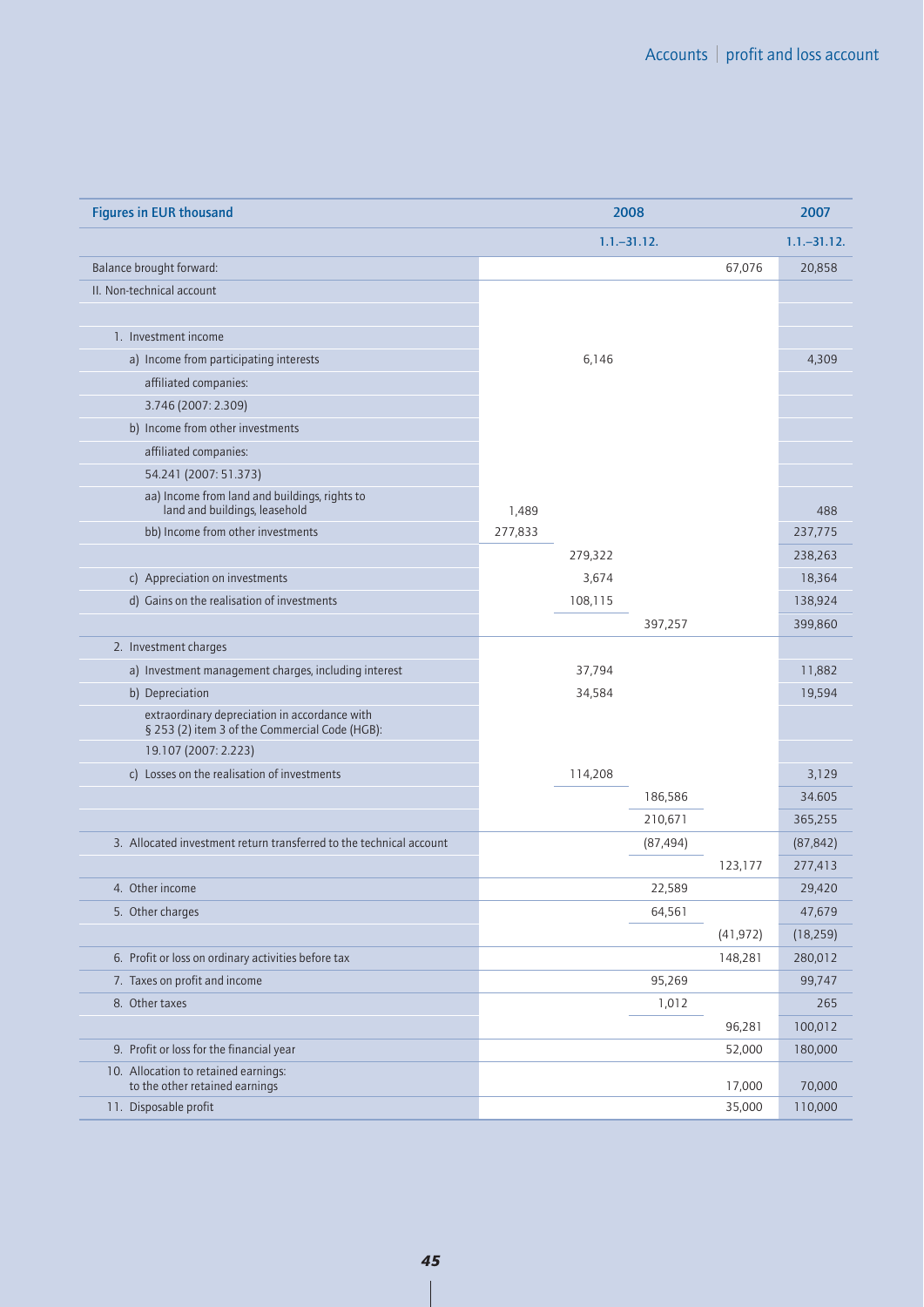| Figures in EUR thousand | | 2008 | | | 2007 |
|---|---|---|---|---|---|
| | | 1.1.–31.12. | | | 1.1.–31.12. |
| Balance brought forward: | | | | 67,076 | 20,858 |
| II. Non-technical account | | | | | |
| | | | | | |
| 1. Investment income | | | | | |
| a) Income from participating interests | | 6,146 | | | 4,309 |
| affiliated companies: | | | | | |
| 3.746 (2007: 2.309) | | | | | |
| b) Income from other investments | | | | | |
| affiliated companies: | | | | | |
| 54.241 (2007: 51.373) | | | | | |
| aa) Income from land and buildings, rights to land and buildings, leasehold | 1,489 | | | | 488 |
| bb) Income from other investments | 277,833 | | | | 237,775 |
| | | 279,322 | | | 238,263 |
| c) Appreciation on investments | | 3,674 | | | 18,364 |
| d) Gains on the realisation of investments | | 108,115 | | | 138,924 |
| | | | 397,257 | | 399,860 |
| 2. Investment charges | | | | | |
| a) Investment management charges, including interest | | 37,794 | | | 11,882 |
| b) Depreciation | | 34,584 | | | 19,594 |
| extraordinary depreciation in accordance with § 253 (2) item 3 of the Commercial Code (HGB): | | | | | |
| 19.107 (2007: 2.223) | | | | | |
| c) Losses on the realisation of investments | | 114,208 | | | 3,129 |
| | | | 186,586 | | 34.605 |
| | | | 210,671 | | 365,255 |
| 3. Allocated investment return transferred to the technical account | | | (87,494) | | (87,842) |
| | | | | 123,177 | 277,413 |
| 4. Other income | | | 22,589 | | 29,420 |
| 5. Other charges | | | 64,561 | | 47,679 |
| | | | | (41,972) | (18,259) |
| 6. Profit or loss on ordinary activities before tax | | | | 148,281 | 280,012 |
| 7. Taxes on profit and income | | | 95,269 | | 99,747 |
| 8. Other taxes | | | 1,012 | | 265 |
| | | | | 96,281 | 100,012 |
| 9. Profit or loss for the financial year | | | | 52,000 | 180,000 |
| 10. Allocation to retained earnings: to the other retained earnings | | | | 17,000 | 70,000 |
| 11. Disposable profit | | | | 35,000 | 110,000 |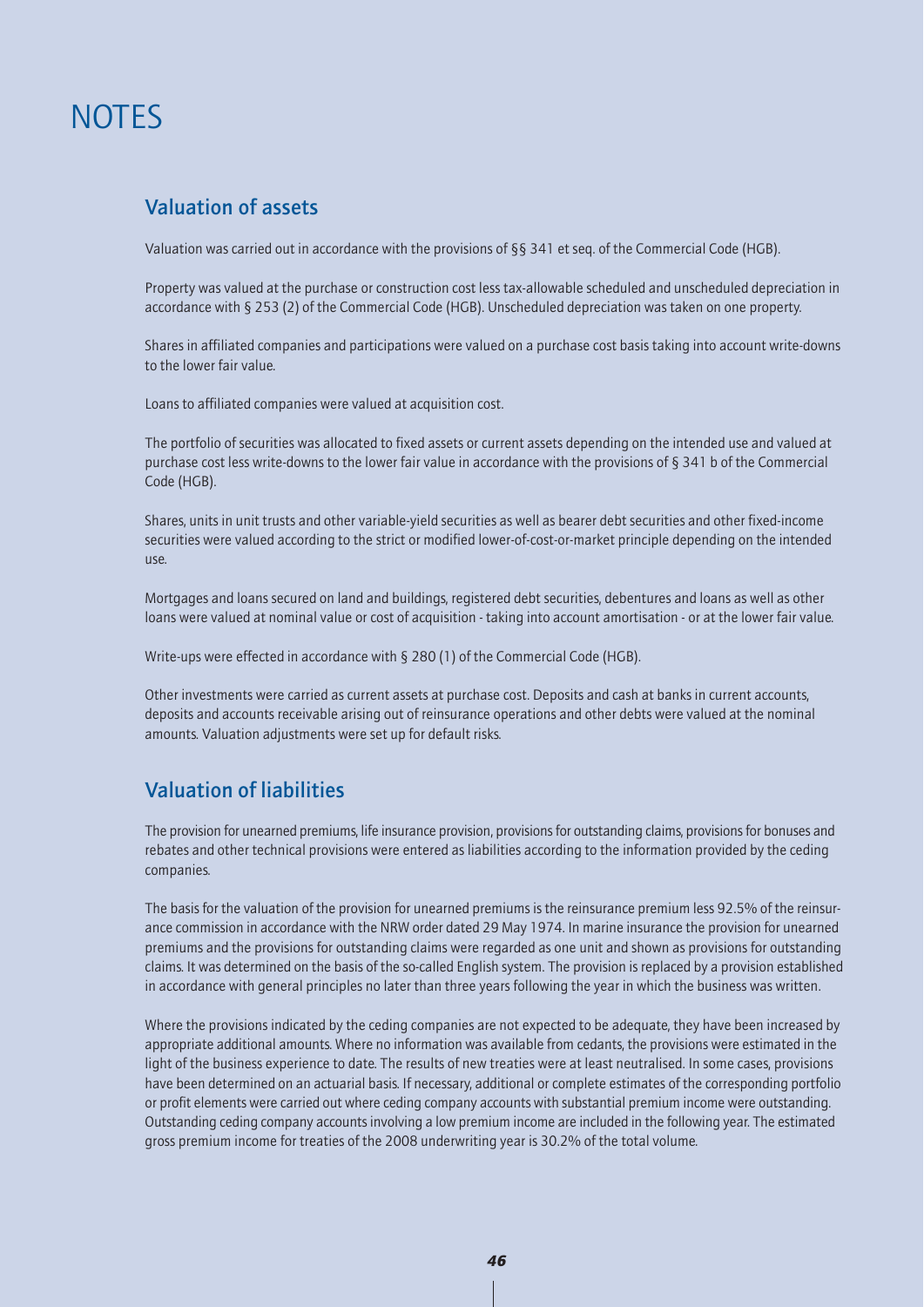# NOTES

## Valuation of assets

Valuation was carried out in accordance with the provisions of §§ 341 et seq. of the Commercial Code (HGB).

Property was valued at the purchase or construction cost less tax-allowable scheduled and unscheduled depreciation in accordance with § 253 (2) of the Commercial Code (HGB). Unscheduled depreciation was taken on one property.

Shares in affiliated companies and participations were valued on a purchase cost basis taking into account write-downs to the lower fair value.

Loans to affiliated companies were valued at acquisition cost.

The portfolio of securities was allocated to fixed assets or current assets depending on the intended use and valued at purchase cost less write-downs to the lower fair value in accordance with the provisions of § 341 b of the Commercial Code (HGB).

Shares, units in unit trusts and other variable-yield securities as well as bearer debt securities and other fixed-income securities were valued according to the strict or modified lower-of-cost-or-market principle depending on the intended use.

Mortgages and loans secured on land and buildings, registered debt securities, debentures and loans as well as other loans were valued at nominal value or cost of acquisition - taking into account amortisation - or at the lower fair value.

Write-ups were effected in accordance with § 280 (1) of the Commercial Code (HGB).

Other investments were carried as current assets at purchase cost. Deposits and cash at banks in current accounts, deposits and accounts receivable arising out of reinsurance operations and other debts were valued at the nominal amounts. Valuation adjustments were set up for default risks.

## Valuation of liabilities

The provision for unearned premiums, life insurance provision, provisions for outstanding claims, provisions for bonuses and rebates and other technical provisions were entered as liabilities according to the information provided by the ceding companies.

The basis for the valuation of the provision for unearned premiums is the reinsurance premium less 92.5% of the reinsurance commission in accordance with the NRW order dated 29 May 1974. In marine insurance the provision for unearned premiums and the provisions for outstanding claims were regarded as one unit and shown as provisions for outstanding claims. It was determined on the basis of the so-called English system. The provision is replaced by a provision established in accordance with general principles no later than three years following the year in which the business was written.

Where the provisions indicated by the ceding companies are not expected to be adequate, they have been increased by appropriate additional amounts. Where no information was available from cedants, the provisions were estimated in the light of the business experience to date. The results of new treaties were at least neutralised. In some cases, provisions have been determined on an actuarial basis. If necessary, additional or complete estimates of the corresponding portfolio or profit elements were carried out where ceding company accounts with substantial premium income were outstanding. Outstanding ceding company accounts involving a low premium income are included in the following year. The estimated gross premium income for treaties of the 2008 underwriting year is 30.2% of the total volume.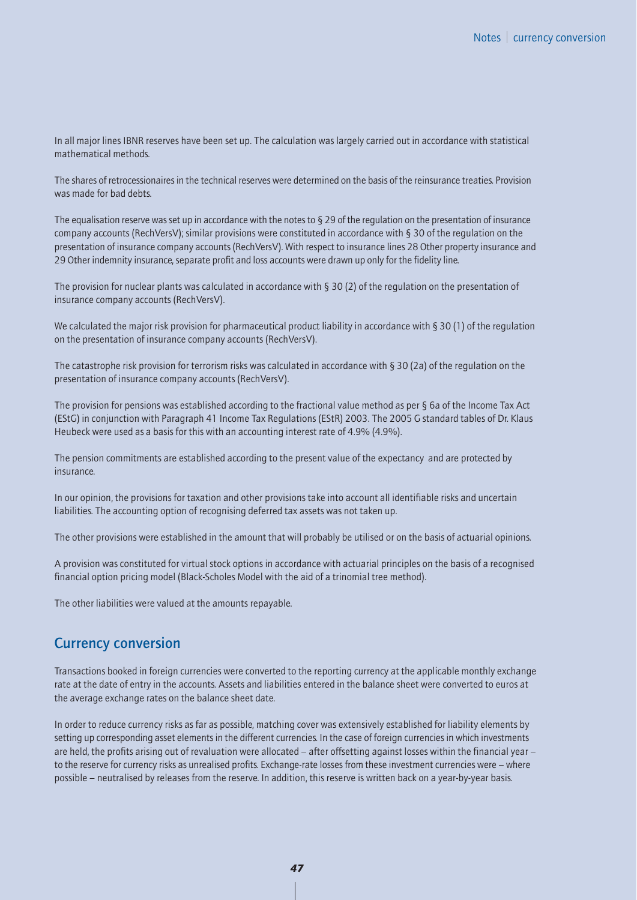In all major lines IBNR reserves have been set up. The calculation was largely carried out in accordance with statistical mathematical methods.

The shares of retrocessionaires in the technical reserves were determined on the basis of the reinsurance treaties. Provision was made for bad debts.

The equalisation reserve was set up in accordance with the notes to § 29 of the regulation on the presentation of insurance company accounts (RechVersV); similar provisions were constituted in accordance with § 30 of the regulation on the presentation of insurance company accounts (RechVersV). With respect to insurance lines 28 Other property insurance and 29 Other indemnity insurance, separate profit and loss accounts were drawn up only for the fidelity line.

The provision for nuclear plants was calculated in accordance with § 30 (2) of the regulation on the presentation of insurance company accounts (RechVersV).

We calculated the major risk provision for pharmaceutical product liability in accordance with § 30 (1) of the regulation on the presentation of insurance company accounts (RechVersV).

The catastrophe risk provision for terrorism risks was calculated in accordance with § 30 (2a) of the regulation on the presentation of insurance company accounts (RechVersV).

The provision for pensions was established according to the fractional value method as per § 6a of the Income Tax Act (EStG) in conjunction with Paragraph 41 Income Tax Regulations (EStR) 2003. The 2005 G standard tables of Dr. Klaus Heubeck were used as a basis for this with an accounting interest rate of 4.9% (4.9%).

The pension commitments are established according to the present value of the expectancy and are protected by insurance.

In our opinion, the provisions for taxation and other provisions take into account all identifiable risks and uncertain liabilities. The accounting option of recognising deferred tax assets was not taken up.

The other provisions were established in the amount that will probably be utilised or on the basis of actuarial opinions.

A provision was constituted for virtual stock options in accordance with actuarial principles on the basis of a recognised financial option pricing model (Black-Scholes Model with the aid of a trinomial tree method).

The other liabilities were valued at the amounts repayable.

## Currency conversion

Transactions booked in foreign currencies were converted to the reporting currency at the applicable monthly exchange rate at the date of entry in the accounts. Assets and liabilities entered in the balance sheet were converted to euros at the average exchange rates on the balance sheet date.

In order to reduce currency risks as far as possible, matching cover was extensively established for liability elements by setting up corresponding asset elements in the different currencies. In the case of foreign currencies in which investments are held, the profits arising out of revaluation were allocated – after offsetting against losses within the financial year – to the reserve for currency risks as unrealised profits. Exchange-rate losses from these investment currencies were – where possible – neutralised by releases from the reserve. In addition, this reserve is written back on a year-by-year basis.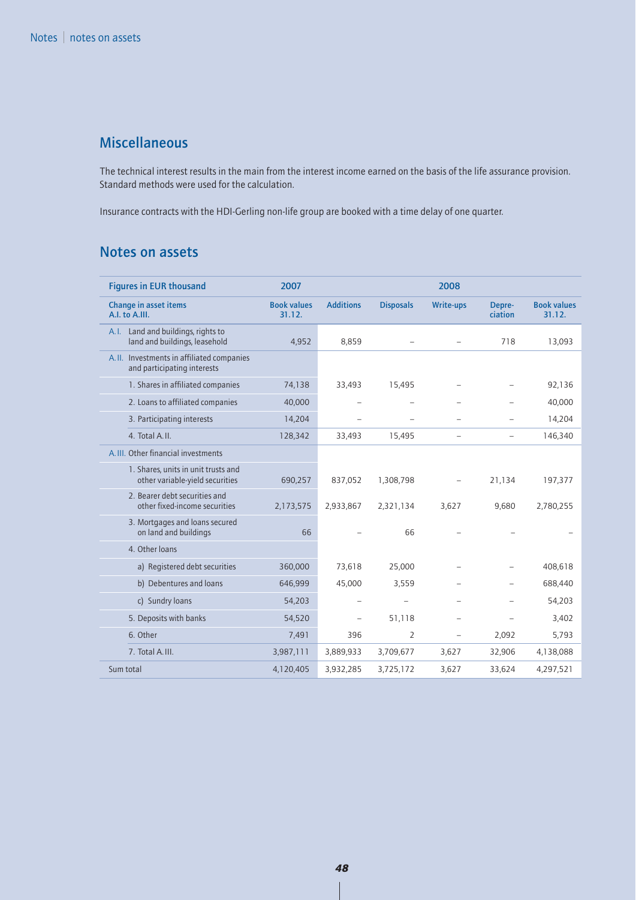## Miscellaneous

The technical interest results in the main from the interest income earned on the basis of the life assurance provision. Standard methods were used for the calculation.

Insurance contracts with the HDI-Gerling non-life group are booked with a time delay of one quarter.

## Notes on assets

| Figures in EUR thousand | 2007 | | | 2008 | | |
|---|---|---|---|---|---|---|
| Change in asset items A.I. to A.III. | Book values 31.12. | Additions | Disposals | Write-ups | Depre-ciation | Book values 31.12. |
| A.I. Land and buildings, rights to land and buildings, leasehold | 4,952 | 8,859 | – | – | 718 | 13,093 |
| A.II. Investments in affiliated companies and participating interests | | | | | | |
| 1. Shares in affiliated companies | 74,138 | 33,493 | 15,495 | – | – | 92,136 |
| 2. Loans to affiliated companies | 40,000 | – | – | – | – | 40,000 |
| 3. Participating interests | 14,204 | – | – | – | – | 14,204 |
| 4. Total A.II. | 128,342 | 33,493 | 15,495 | – | – | 146,340 |
| A.III. Other financial investments | | | | | | |
| 1. Shares, units in unit trusts and other variable-yield securities | 690,257 | 837,052 | 1,308,798 | – | 21,134 | 197,377 |
| 2. Bearer debt securities and other fixed-income securities | 2,173,575 | 2,933,867 | 2,321,134 | 3,627 | 9,680 | 2,780,255 |
| 3. Mortgages and loans secured on land and buildings | 66 | – | 66 | – | – | – |
| 4. Other loans | | | | | | |
| a) Registered debt securities | 360,000 | 73,618 | 25,000 | – | – | 408,618 |
| b) Debentures and loans | 646,999 | 45,000 | 3,559 | – | – | 688,440 |
| c) Sundry loans | 54,203 | – | – | – | – | 54,203 |
| 5. Deposits with banks | 54,520 | – | 51,118 | – | – | 3,402 |
| 6. Other | 7,491 | 396 | 2 | – | 2,092 | 5,793 |
| 7. Total A.III. | 3,987,111 | 3,889,933 | 3,709,677 | 3,627 | 32,906 | 4,138,088 |
| Sum total | 4,120,405 | 3,932,285 | 3,725,172 | 3,627 | 33,624 | 4,297,521 |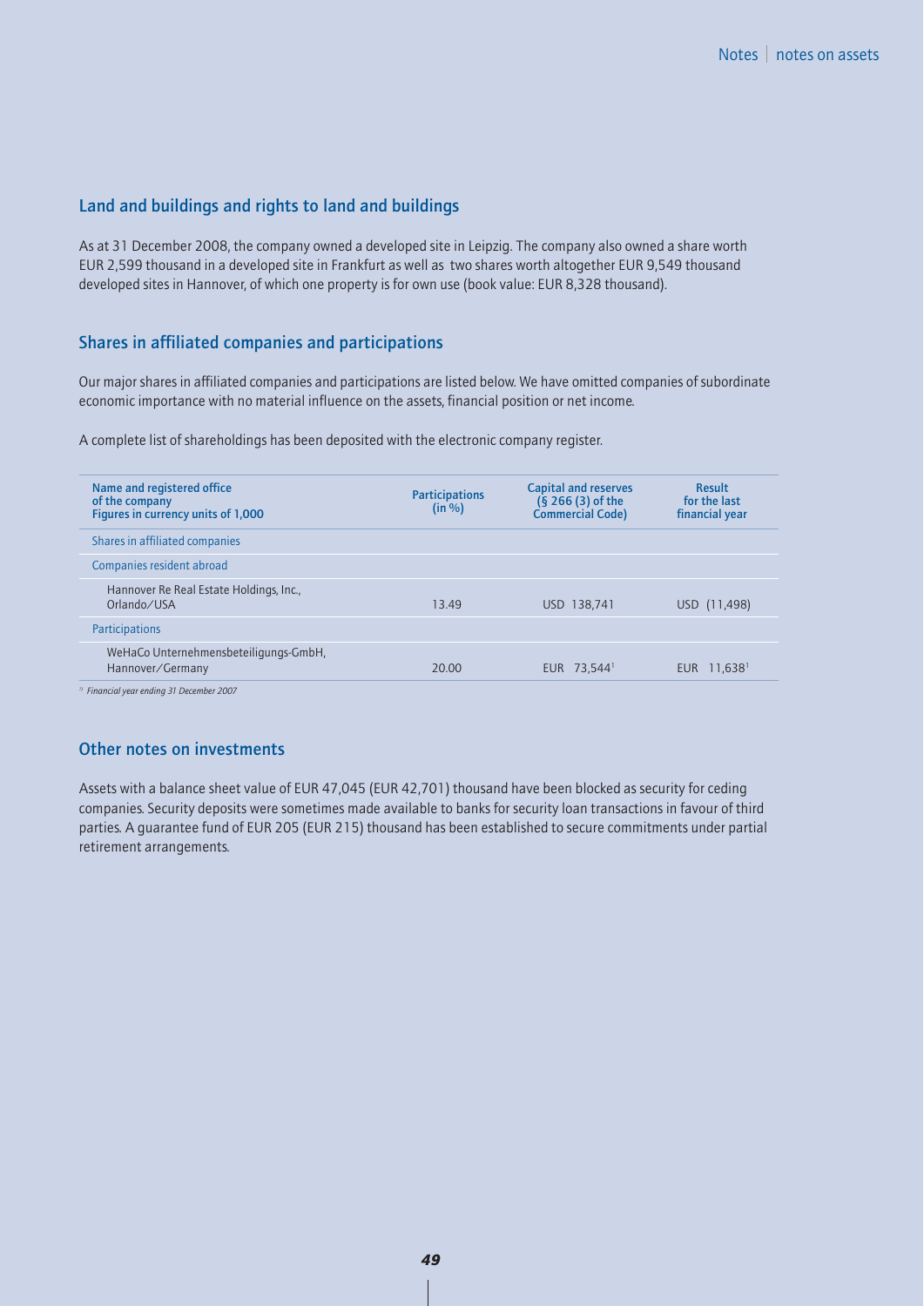## Land and buildings and rights to land and buildings

As at 31 December 2008, the company owned a developed site in Leipzig. The company also owned a share worth EUR 2,599 thousand in a developed site in Frankfurt as well as two shares worth altogether EUR 9,549 thousand developed sites in Hannover, of which one property is for own use (book value: EUR 8,328 thousand).

## Shares in affiliated companies and participations

Our major shares in affiliated companies and participations are listed below. We have omitted companies of subordinate economic importance with no material influence on the assets, financial position or net income.

A complete list of shareholdings has been deposited with the electronic company register.

| Name and registered office of the company Figures in currency units of 1,000 | Participations (in %) | Capital and reserves (§ 266 (3) of the Commercial Code) | Result for the last financial year |
|---|---|---|---|
| Shares in affiliated companies | | | |
| Companies resident abroad | | | |
| Hannover Re Real Estate Holdings, Inc., Orlando/USA | 13.49 | USD 138,741 | USD (11,498) |
| Participations | | | |
| WeHaCo Unternehmensbeteiligungs-GmbH, Hannover/Germany | 20.00 | EUR 73,544[1] | EUR 11,638[1] |

[1] *Financial year ending 31 December 2007*

## Other notes on investments

Assets with a balance sheet value of EUR 47,045 (EUR 42,701) thousand have been blocked as security for ceding companies. Security deposits were sometimes made available to banks for security loan transactions in favour of third parties. A guarantee fund of EUR 205 (EUR 215) thousand has been established to secure commitments under partial retirement arrangements.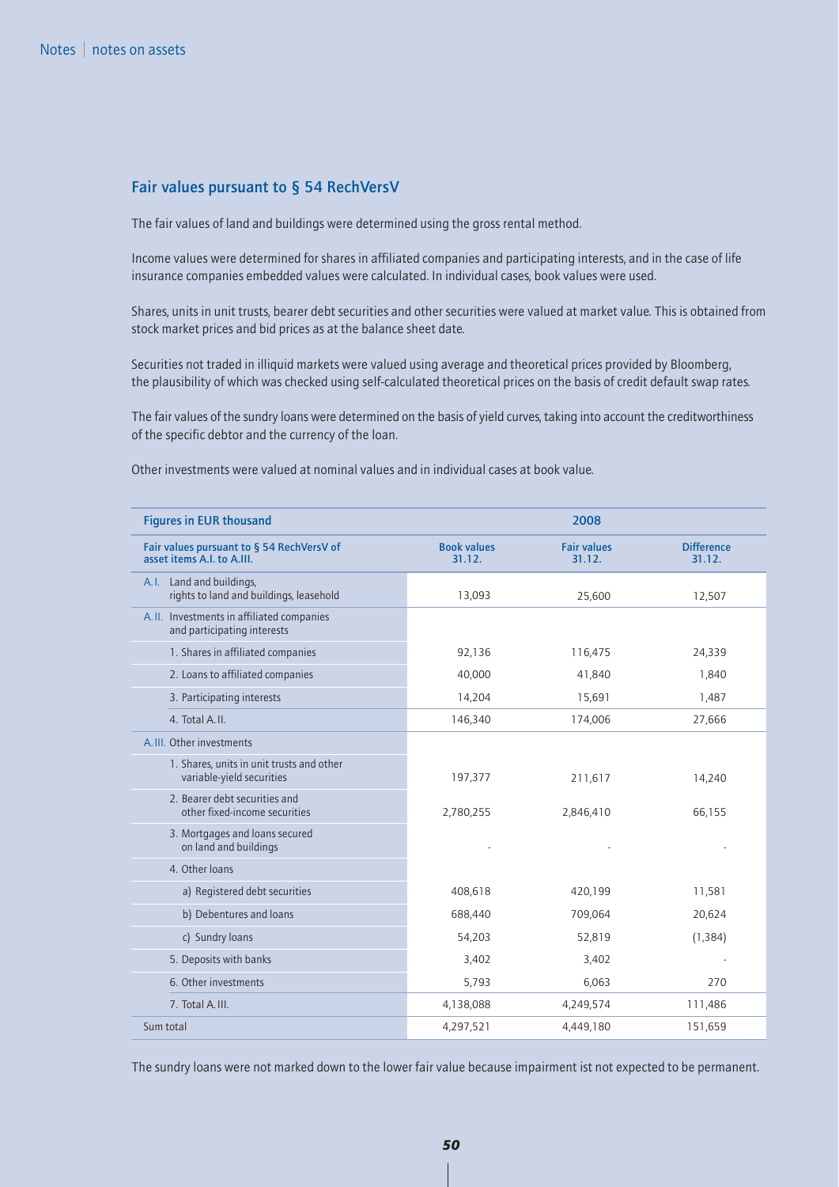## Fair values pursuant to § 54 RechVersV

The fair values of land and buildings were determined using the gross rental method.

Income values were determined for shares in affiliated companies and participating interests, and in the case of life insurance companies embedded values were calculated. In individual cases, book values were used.

Shares, units in unit trusts, bearer debt securities and other securities were valued at market value. This is obtained from stock market prices and bid prices as at the balance sheet date.

Securities not traded in illiquid markets were valued using average and theoretical prices provided by Bloomberg, the plausibility of which was checked using self-calculated theoretical prices on the basis of credit default swap rates.

The fair values of the sundry loans were determined on the basis of yield curves, taking into account the creditworthiness of the specific debtor and the currency of the loan.

Other investments were valued at nominal values and in individual cases at book value.

| Figures in EUR thousand | 2008 | | |
|---|---|---|---|
| Fair values pursuant to § 54 RechVersV of asset items A.I. to A.III. | Book values 31.12. | Fair values 31.12. | Difference 31.12. |
| A.I. Land and buildings, rights to land and buildings, leasehold | 13,093 | 25,600 | 12,507 |
| A.II. Investments in affiliated companies and participating interests | | | |
| 1. Shares in affiliated companies | 92,136 | 116,475 | 24,339 |
| 2. Loans to affiliated companies | 40,000 | 41,840 | 1,840 |
| 3. Participating interests | 14,204 | 15,691 | 1,487 |
| 4. Total A.II. | 146,340 | 174,006 | 27,666 |
| A.III. Other investments | | | |
| 1. Shares, units in unit trusts and other variable-yield securities | 197,377 | 211,617 | 14,240 |
| 2. Bearer debt securities and other fixed-income securities | 2,780,255 | 2,846,410 | 66,155 |
| 3. Mortgages and loans secured on land and buildings | - | - | - |
| 4. Other loans | | | |
| a) Registered debt securities | 408,618 | 420,199 | 11,581 |
| b) Debentures and loans | 688,440 | 709,064 | 20,624 |
| c) Sundry loans | 54,203 | 52,819 | (1,384) |
| 5. Deposits with banks | 3,402 | 3,402 | - |
| 6. Other investments | 5,793 | 6,063 | 270 |
| 7. Total A.III. | 4,138,088 | 4,249,574 | 111,486 |
| Sum total | 4,297,521 | 4,449,180 | 151,659 |

The sundry loans were not marked down to the lower fair value because impairment ist not expected to be permanent.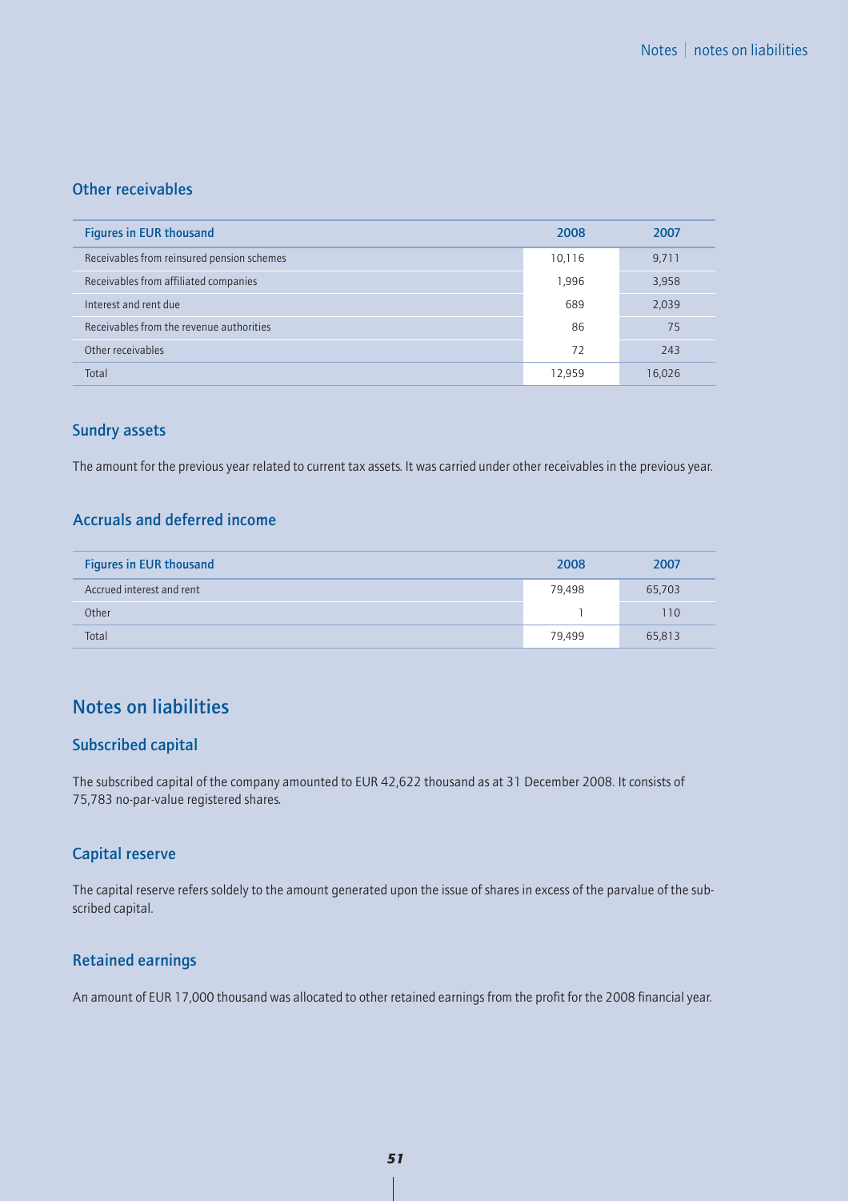## Other receivables

| Figures in EUR thousand | 2008 | 2007 |
|---|---|---|
| Receivables from reinsured pension schemes | 10,116 | 9,711 |
| Receivables from affiliated companies | 1,996 | 3,958 |
| Interest and rent due | 689 | 2,039 |
| Receivables from the revenue authorities | 86 | 75 |
| Other receivables | 72 | 243 |
| Total | 12,959 | 16,026 |

## Sundry assets

The amount for the previous year related to current tax assets. It was carried under other receivables in the previous year.

## Accruals and deferred income

| Figures in EUR thousand | 2008 | 2007 |
|---|---|---|
| Accrued interest and rent | 79,498 | 65,703 |
| Other | 1 | 110 |
| Total | 79,499 | 65,813 |

# Notes on liabilities

## Subscribed capital

The subscribed capital of the company amounted to EUR 42,622 thousand as at 31 December 2008. It consists of 75,783 no-par-value registered shares.

## Capital reserve

The capital reserve refers soldely to the amount generated upon the issue of shares in excess of the parvalue of the subscribed capital.

## Retained earnings

An amount of EUR 17,000 thousand was allocated to other retained earnings from the profit for the 2008 financial year.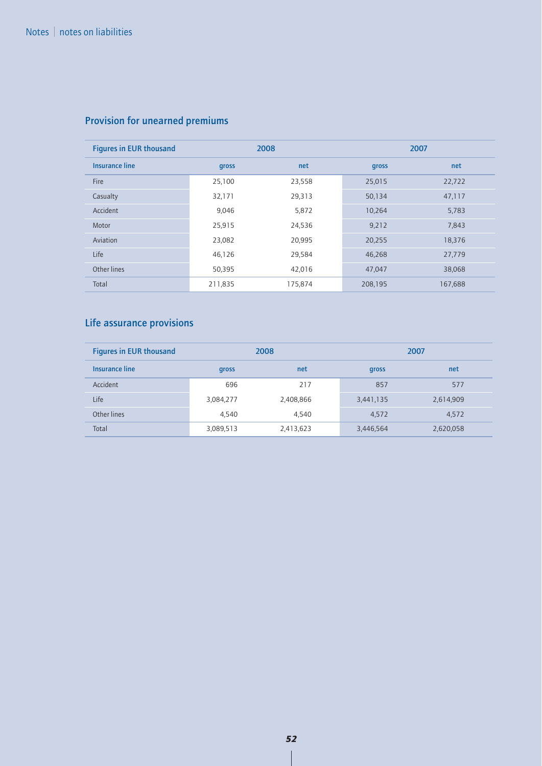## Provision for unearned premiums

| Figures in EUR thousand | 2008 | | 2007 | |
|---|---|---|---|---|
| Insurance line | gross | net | gross | net |
| Fire | 25,100 | 23,558 | 25,015 | 22,722 |
| Casualty | 32,171 | 29,313 | 50,134 | 47,117 |
| Accident | 9,046 | 5,872 | 10,264 | 5,783 |
| Motor | 25,915 | 24,536 | 9,212 | 7,843 |
| Aviation | 23,082 | 20,995 | 20,255 | 18,376 |
| Life | 46,126 | 29,584 | 46,268 | 27,779 |
| Other lines | 50,395 | 42,016 | 47,047 | 38,068 |
| Total | 211,835 | 175,874 | 208,195 | 167,688 |

## Life assurance provisions

| Figures in EUR thousand | 2008 | | 2007 | |
|---|---|---|---|---|
| Insurance line | gross | net | gross | net |
| Accident | 696 | 217 | 857 | 577 |
| Life | 3,084,277 | 2,408,866 | 3,441,135 | 2,614,909 |
| Other lines | 4,540 | 4,540 | 4,572 | 4,572 |
| Total | 3,089,513 | 2,413,623 | 3,446,564 | 2,620,058 |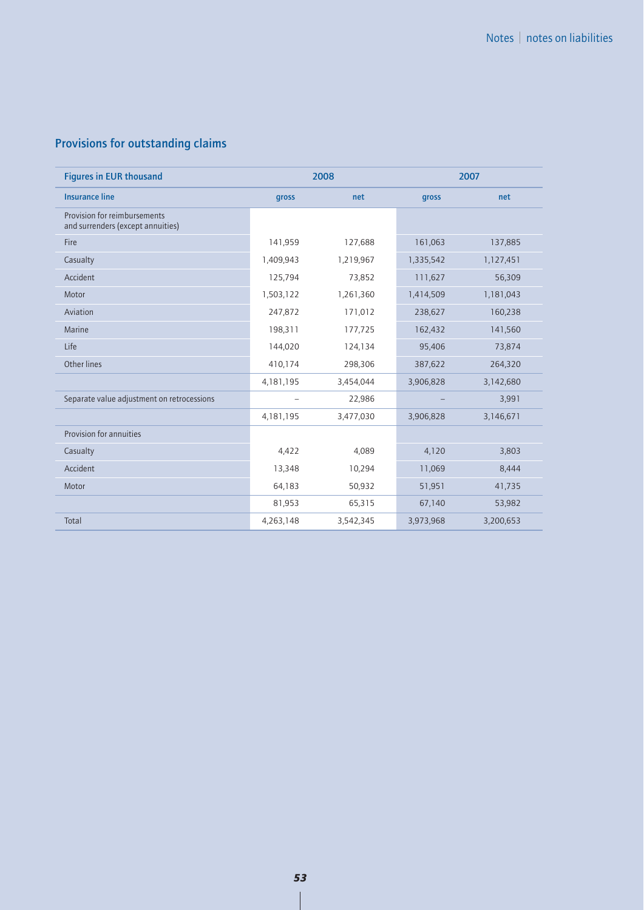## Provisions for outstanding claims

| Figures in EUR thousand | 2008 | | 2007 | |
|---|---|---|---|---|
| Insurance line | gross | net | gross | net |
| Provision for reimbursements and surrenders (except annuities) | | | | |
| Fire | 141,959 | 127,688 | 161,063 | 137,885 |
| Casualty | 1,409,943 | 1,219,967 | 1,335,542 | 1,127,451 |
| Accident | 125,794 | 73,852 | 111,627 | 56,309 |
| Motor | 1,503,122 | 1,261,360 | 1,414,509 | 1,181,043 |
| Aviation | 247,872 | 171,012 | 238,627 | 160,238 |
| Marine | 198,311 | 177,725 | 162,432 | 141,560 |
| Life | 144,020 | 124,134 | 95,406 | 73,874 |
| Other lines | 410,174 | 298,306 | 387,622 | 264,320 |
| | 4,181,195 | 3,454,044 | 3,906,828 | 3,142,680 |
| Separate value adjustment on retrocessions | – | 22,986 | – | 3,991 |
| | 4,181,195 | 3,477,030 | 3,906,828 | 3,146,671 |
| Provision for annuities | | | | |
| Casualty | 4,422 | 4,089 | 4,120 | 3,803 |
| Accident | 13,348 | 10,294 | 11,069 | 8,444 |
| Motor | 64,183 | 50,932 | 51,951 | 41,735 |
| | 81,953 | 65,315 | 67,140 | 53,982 |
| Total | 4,263,148 | 3,542,345 | 3,973,968 | 3,200,653 |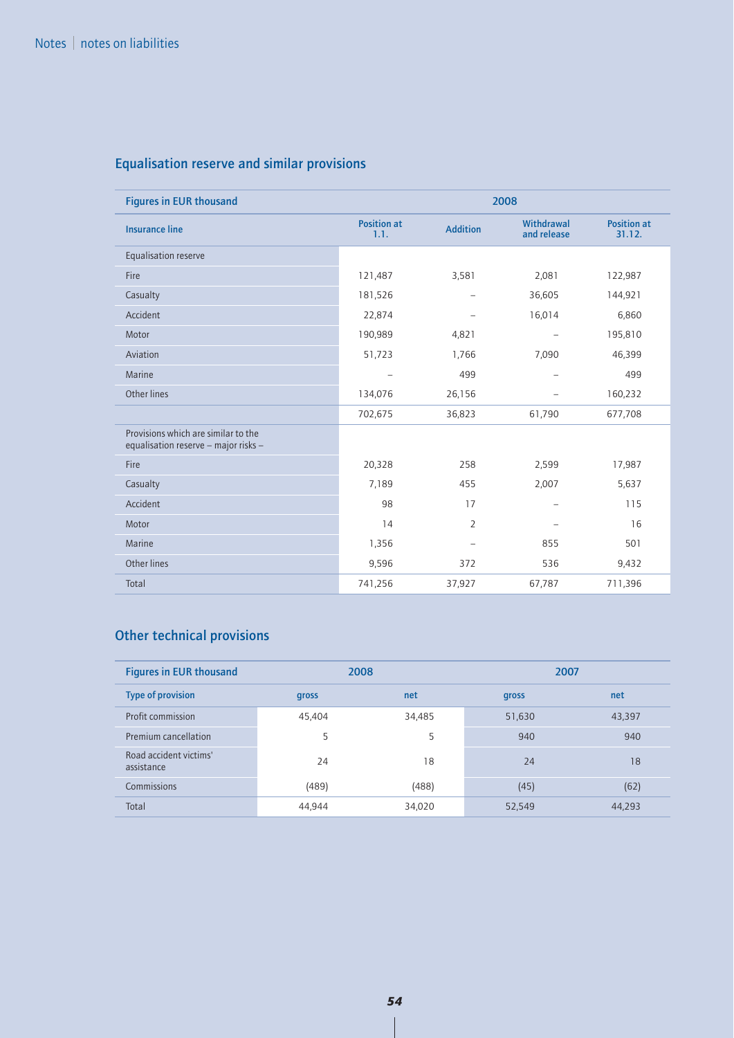## Equalisation reserve and similar provisions

| Figures in EUR thousand | 2008 | | | |
|---|---|---|---|---|
| Insurance line | Position at 1.1. | Addition | Withdrawal and release | Position at 31.12. |
| Equalisation reserve | | | | |
| Fire | 121,487 | 3,581 | 2,081 | 122,987 |
| Casualty | 181,526 | – | 36,605 | 144,921 |
| Accident | 22,874 | – | 16,014 | 6,860 |
| Motor | 190,989 | 4,821 | – | 195,810 |
| Aviation | 51,723 | 1,766 | 7,090 | 46,399 |
| Marine | – | 499 | – | 499 |
| Other lines | 134,076 | 26,156 | – | 160,232 |
| | 702,675 | 36,823 | 61,790 | 677,708 |
| Provisions which are similar to the equalisation reserve – major risks – | | | | |
| Fire | 20,328 | 258 | 2,599 | 17,987 |
| Casualty | 7,189 | 455 | 2,007 | 5,637 |
| Accident | 98 | 17 | – | 115 |
| Motor | 14 | 2 | – | 16 |
| Marine | 1,356 | – | 855 | 501 |
| Other lines | 9,596 | 372 | 536 | 9,432 |
| Total | 741,256 | 37,927 | 67,787 | 711,396 |

## Other technical provisions

| Figures in EUR thousand | 2008 | | 2007 | |
|---|---|---|---|---|
| Type of provision | gross | net | gross | net |
| Profit commission | 45,404 | 34,485 | 51,630 | 43,397 |
| Premium cancellation | 5 | 5 | 940 | 940 |
| Road accident victims' assistance | 24 | 18 | 24 | 18 |
| Commissions | (489) | (488) | (45) | (62) |
| Total | 44,944 | 34,020 | 52,549 | 44,293 |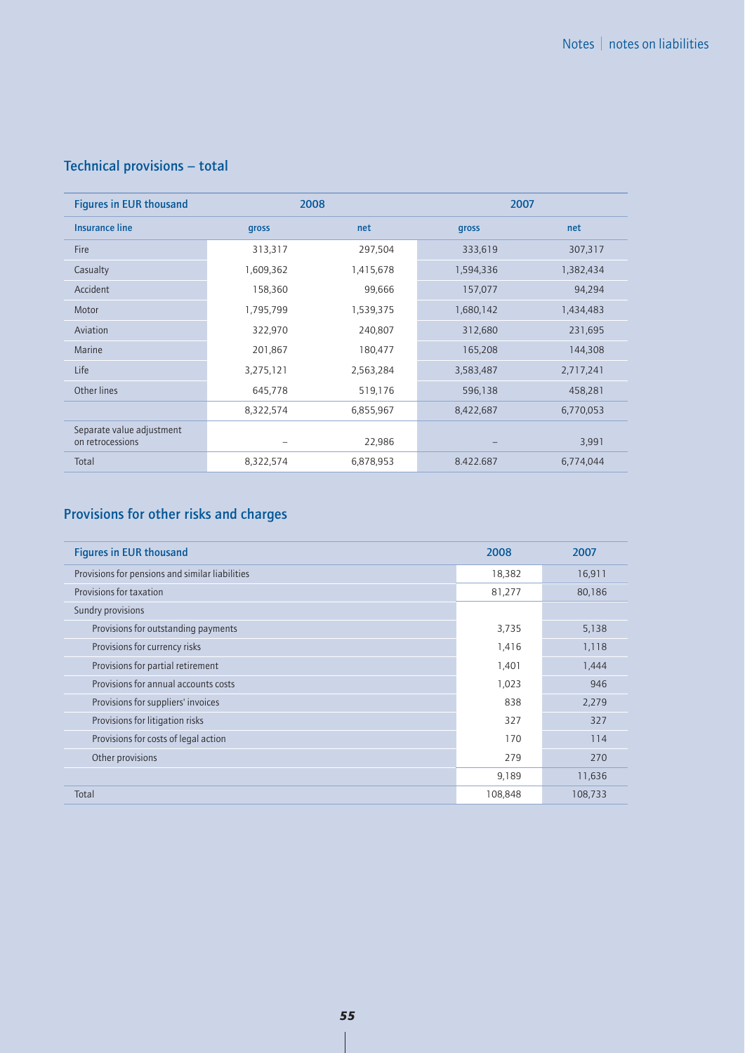## Technical provisions – total

| Figures in EUR thousand | 2008 | | 2007 | |
|---|---|---|---|---|
| Insurance line | gross | net | gross | net |
| Fire | 313,317 | 297,504 | 333,619 | 307,317 |
| Casualty | 1,609,362 | 1,415,678 | 1,594,336 | 1,382,434 |
| Accident | 158,360 | 99,666 | 157,077 | 94,294 |
| Motor | 1,795,799 | 1,539,375 | 1,680,142 | 1,434,483 |
| Aviation | 322,970 | 240,807 | 312,680 | 231,695 |
| Marine | 201,867 | 180,477 | 165,208 | 144,308 |
| Life | 3,275,121 | 2,563,284 | 3,583,487 | 2,717,241 |
| Other lines | 645,778 | 519,176 | 596,138 | 458,281 |
| | 8,322,574 | 6,855,967 | 8,422,687 | 6,770,053 |
| Separate value adjustment on retrocessions | – | 22,986 | – | 3,991 |
| Total | 8,322,574 | 6,878,953 | 8.422.687 | 6,774,044 |

## Provisions for other risks and charges

| Figures in EUR thousand | 2008 | 2007 |
|---|---|---|
| Provisions for pensions and similar liabilities | 18,382 | 16,911 |
| Provisions for taxation | 81,277 | 80,186 |
| Sundry provisions | | |
| Provisions for outstanding payments | 3,735 | 5,138 |
| Provisions for currency risks | 1,416 | 1,118 |
| Provisions for partial retirement | 1,401 | 1,444 |
| Provisions for annual accounts costs | 1,023 | 946 |
| Provisions for suppliers' invoices | 838 | 2,279 |
| Provisions for litigation risks | 327 | 327 |
| Provisions for costs of legal action | 170 | 114 |
| Other provisions | 279 | 270 |
| | 9,189 | 11,636 |
| Total | 108,848 | 108,733 |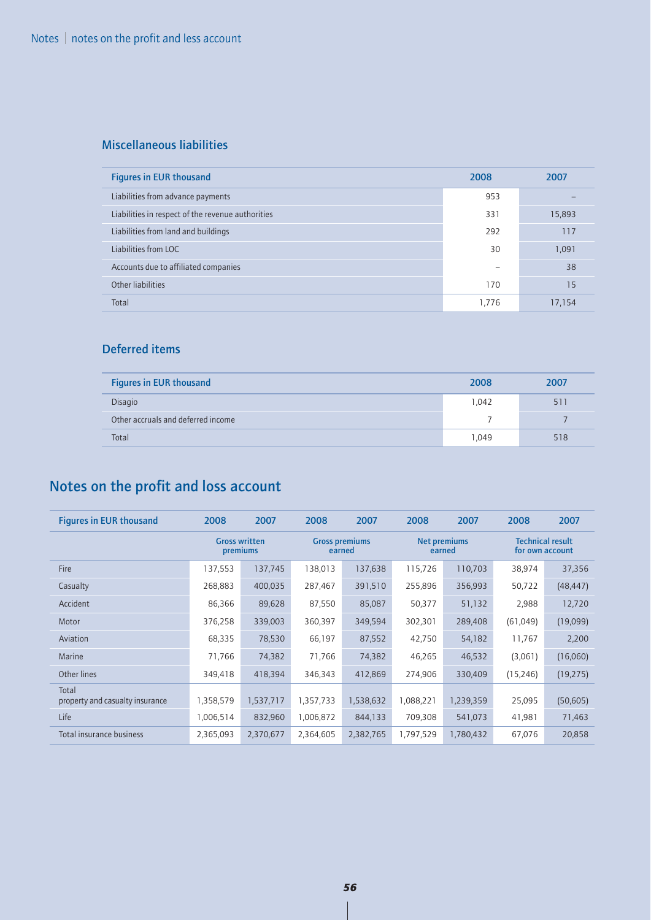### Miscellaneous liabilities

| Figures in EUR thousand | 2008 | 2007 |
|---|---|---|
| Liabilities from advance payments | 953 | – |
| Liabilities in respect of the revenue authorities | 331 | 15,893 |
| Liabilities from land and buildings | 292 | 117 |
| Liabilities from LOC | 30 | 1,091 |
| Accounts due to affiliated companies | – | 38 |
| Other liabilities | 170 | 15 |
| Total | 1,776 | 17,154 |

### Deferred items

| Figures in EUR thousand | 2008 | 2007 |
|---|---|---|
| Disagio | 1,042 | 511 |
| Other accruals and deferred income | 7 | 7 |
| Total | 1,049 | 518 |

## Notes on the profit and loss account

| Figures in EUR thousand | 2008 | 2007 | 2008 | 2007 | 2008 | 2007 | 2008 | 2007 |
|---|---|---|---|---|---|---|---|---|
| | Gross written premiums | | Gross premiums earned | | Net premiums earned | | Technical result for own account | |
| Fire | 137,553 | 137,745 | 138,013 | 137,638 | 115,726 | 110,703 | 38,974 | 37,356 |
| Casualty | 268,883 | 400,035 | 287,467 | 391,510 | 255,896 | 356,993 | 50,722 | (48,447) |
| Accident | 86,366 | 89,628 | 87,550 | 85,087 | 50,377 | 51,132 | 2,988 | 12,720 |
| Motor | 376,258 | 339,003 | 360,397 | 349,594 | 302,301 | 289,408 | (61,049) | (19,099) |
| Aviation | 68,335 | 78,530 | 66,197 | 87,552 | 42,750 | 54,182 | 11,767 | 2,200 |
| Marine | 71,766 | 74,382 | 71,766 | 74,382 | 46,265 | 46,532 | (3,061) | (16,060) |
| Other lines | 349,418 | 418,394 | 346,343 | 412,869 | 274,906 | 330,409 | (15,246) | (19,275) |
| Total property and casualty insurance | 1,358,579 | 1,537,717 | 1,357,733 | 1,538,632 | 1,088,221 | 1,239,359 | 25,095 | (50,605) |
| Life | 1,006,514 | 832,960 | 1,006,872 | 844,133 | 709,308 | 541,073 | 41,981 | 71,463 |
| Total insurance business | 2,365,093 | 2,370,677 | 2,364,605 | 2,382,765 | 1,797,529 | 1,780,432 | 67,076 | 20,858 |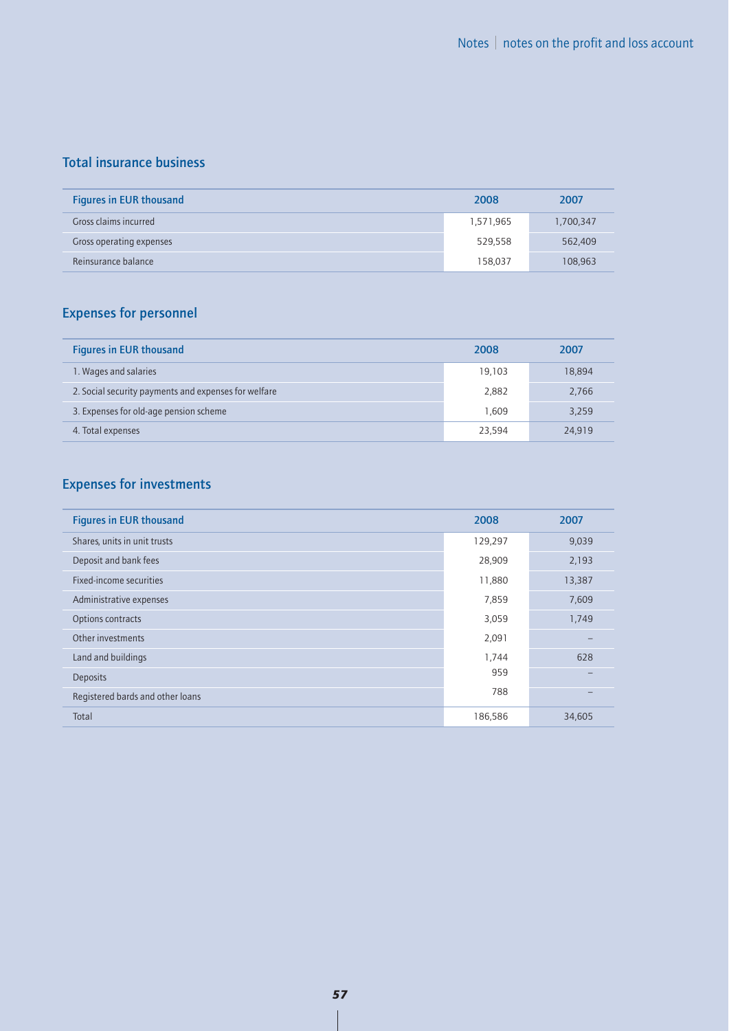## Total insurance business

| Figures in EUR thousand | 2008 | 2007 |
|---|---|---|
| Gross claims incurred | 1,571,965 | 1,700,347 |
| Gross operating expenses | 529,558 | 562,409 |
| Reinsurance balance | 158,037 | 108,963 |

## Expenses for personnel

| Figures in EUR thousand | 2008 | 2007 |
|---|---|---|
| 1. Wages and salaries | 19,103 | 18,894 |
| 2. Social security payments and expenses for welfare | 2,882 | 2,766 |
| 3. Expenses for old-age pension scheme | 1,609 | 3,259 |
| 4. Total expenses | 23,594 | 24,919 |

## Expenses for investments

| Figures in EUR thousand | 2008 | 2007 |
|---|---|---|
| Shares, units in unit trusts | 129,297 | 9,039 |
| Deposit and bank fees | 28,909 | 2,193 |
| Fixed-income securities | 11,880 | 13,387 |
| Administrative expenses | 7,859 | 7,609 |
| Options contracts | 3,059 | 1,749 |
| Other investments | 2,091 | – |
| Land and buildings | 1,744 | 628 |
| Deposits | 959 | – |
| Registered bards and other loans | 788 | – |
| Total | 186,586 | 34,605 |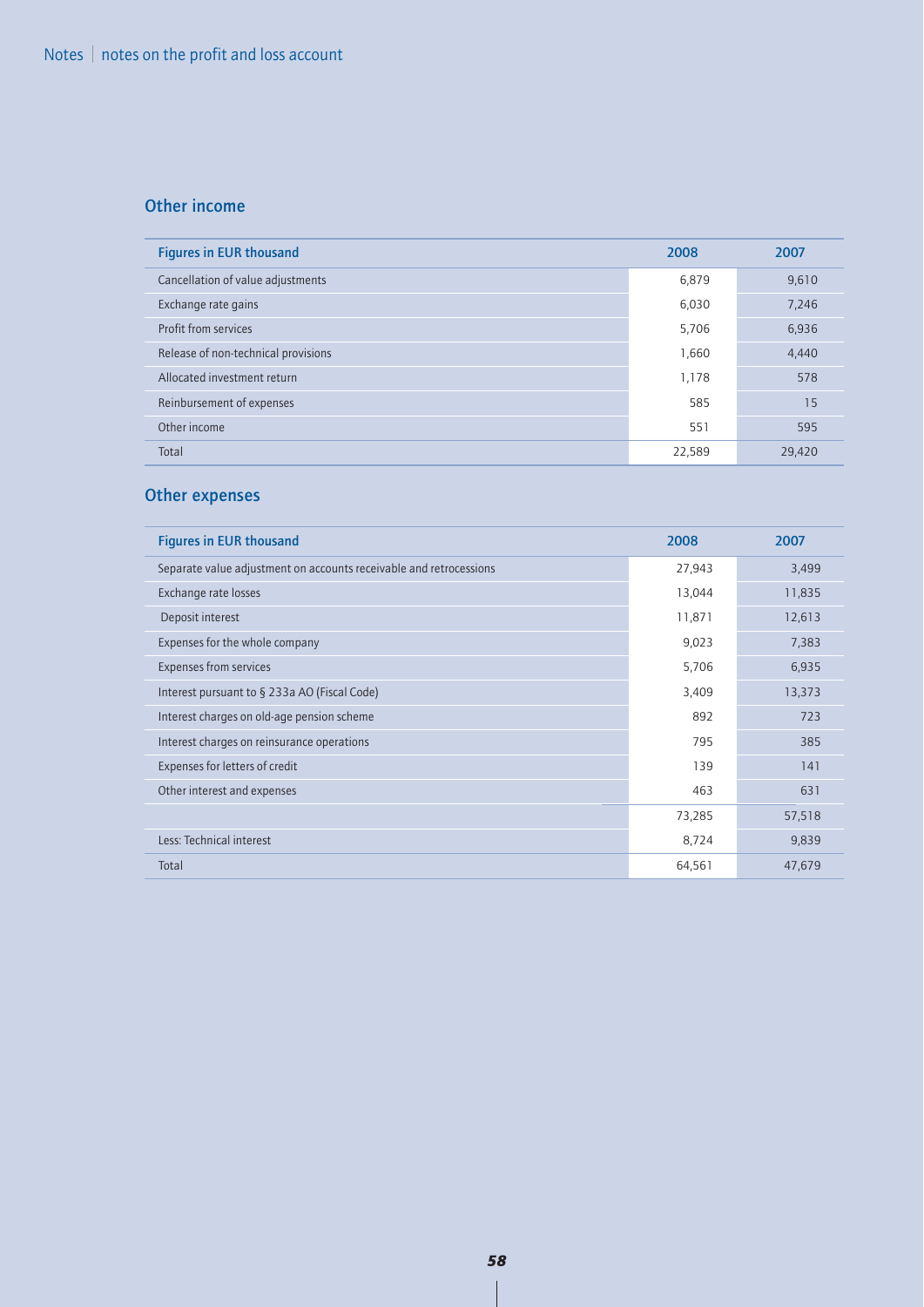## Other income

| Figures in EUR thousand | 2008 | 2007 |
|---|---|---|
| Cancellation of value adjustments | 6,879 | 9,610 |
| Exchange rate gains | 6,030 | 7,246 |
| Profit from services | 5,706 | 6,936 |
| Release of non-technical provisions | 1,660 | 4,440 |
| Allocated investment return | 1,178 | 578 |
| Reimbursement of expenses | 585 | 15 |
| Other income | 551 | 595 |
| Total | 22,589 | 29,420 |

## Other expenses

| Figures in EUR thousand | 2008 | 2007 |
|---|---|---|
| Separate value adjustment on accounts receivable and retrocessions | 27,943 | 3,499 |
| Exchange rate losses | 13,044 | 11,835 |
| Deposit interest | 11,871 | 12,613 |
| Expenses for the whole company | 9,023 | 7,383 |
| Expenses from services | 5,706 | 6,935 |
| Interest pursuant to § 233a AO (Fiscal Code) | 3,409 | 13,373 |
| Interest charges on old-age pension scheme | 892 | 723 |
| Interest charges on reinsurance operations | 795 | 385 |
| Expenses for letters of credit | 139 | 141 |
| Other interest and expenses | 463 | 631 |
| | 73,285 | 57,518 |
| Less: Technical interest | 8,724 | 9,839 |
| Total | 64,561 | 47,679 |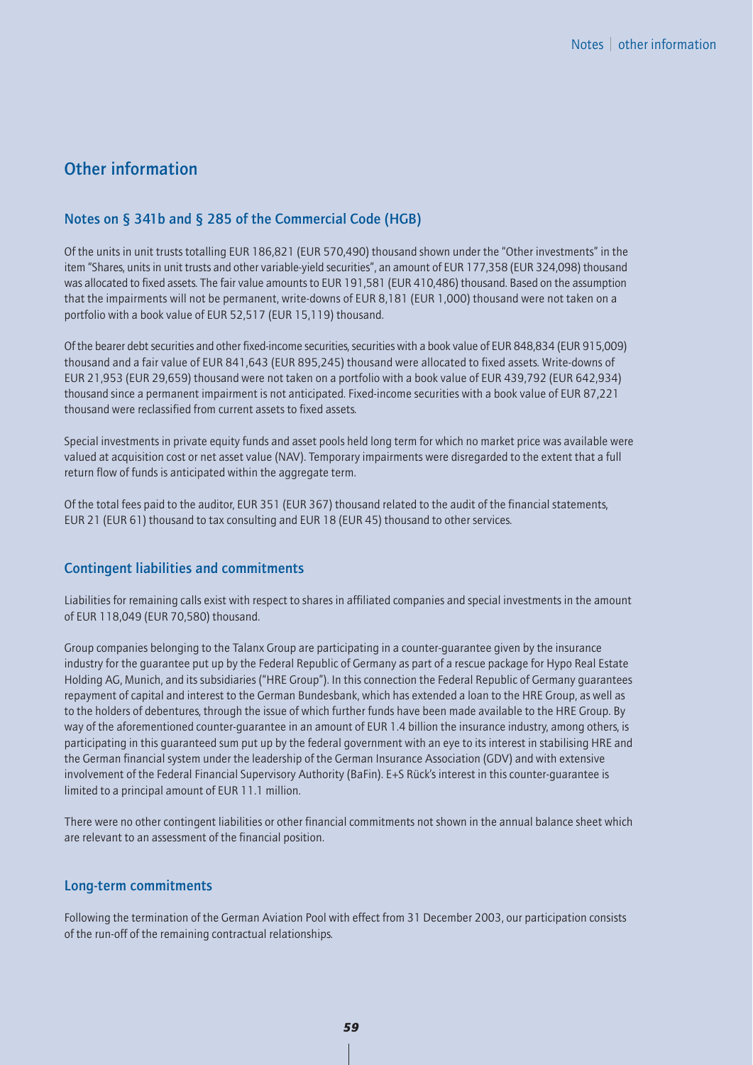# Other information

## Notes on § 341b and § 285 of the Commercial Code (HGB)

Of the units in unit trusts totalling EUR 186,821 (EUR 570,490) thousand shown under the "Other investments" in the item "Shares, units in unit trusts and other variable-yield securities", an amount of EUR 177,358 (EUR 324,098) thousand was allocated to fixed assets. The fair value amounts to EUR 191,581 (EUR 410,486) thousand. Based on the assumption that the impairments will not be permanent, write-downs of EUR 8,181 (EUR 1,000) thousand were not taken on a portfolio with a book value of EUR 52,517 (EUR 15,119) thousand.

Of the bearer debt securities and other fixed-income securities, securities with a book value of EUR 848,834 (EUR 915,009) thousand and a fair value of EUR 841,643 (EUR 895,245) thousand were allocated to fixed assets. Write-downs of EUR 21,953 (EUR 29,659) thousand were not taken on a portfolio with a book value of EUR 439,792 (EUR 642,934) thousand since a permanent impairment is not anticipated. Fixed-income securities with a book value of EUR 87,221 thousand were reclassified from current assets to fixed assets.

Special investments in private equity funds and asset pools held long term for which no market price was available were valued at acquisition cost or net asset value (NAV). Temporary impairments were disregarded to the extent that a full return flow of funds is anticipated within the aggregate term.

Of the total fees paid to the auditor, EUR 351 (EUR 367) thousand related to the audit of the financial statements, EUR 21 (EUR 61) thousand to tax consulting and EUR 18 (EUR 45) thousand to other services.

## Contingent liabilities and commitments

Liabilities for remaining calls exist with respect to shares in affiliated companies and special investments in the amount of EUR 118,049 (EUR 70,580) thousand.

Group companies belonging to the Talanx Group are participating in a counter-guarantee given by the insurance industry for the guarantee put up by the Federal Republic of Germany as part of a rescue package for Hypo Real Estate Holding AG, Munich, and its subsidiaries ("HRE Group"). In this connection the Federal Republic of Germany guarantees repayment of capital and interest to the German Bundesbank, which has extended a loan to the HRE Group, as well as to the holders of debentures, through the issue of which further funds have been made available to the HRE Group. By way of the aforementioned counter-guarantee in an amount of EUR 1.4 billion the insurance industry, among others, is participating in this guaranteed sum put up by the federal government with an eye to its interest in stabilising HRE and the German financial system under the leadership of the German Insurance Association (GDV) and with extensive involvement of the Federal Financial Supervisory Authority (BaFin). E+S Rück's interest in this counter-guarantee is limited to a principal amount of EUR 11.1 million.

There were no other contingent liabilities or other financial commitments not shown in the annual balance sheet which are relevant to an assessment of the financial position.

## Long-term commitments

Following the termination of the German Aviation Pool with effect from 31 December 2003, our participation consists of the run-off of the remaining contractual relationships.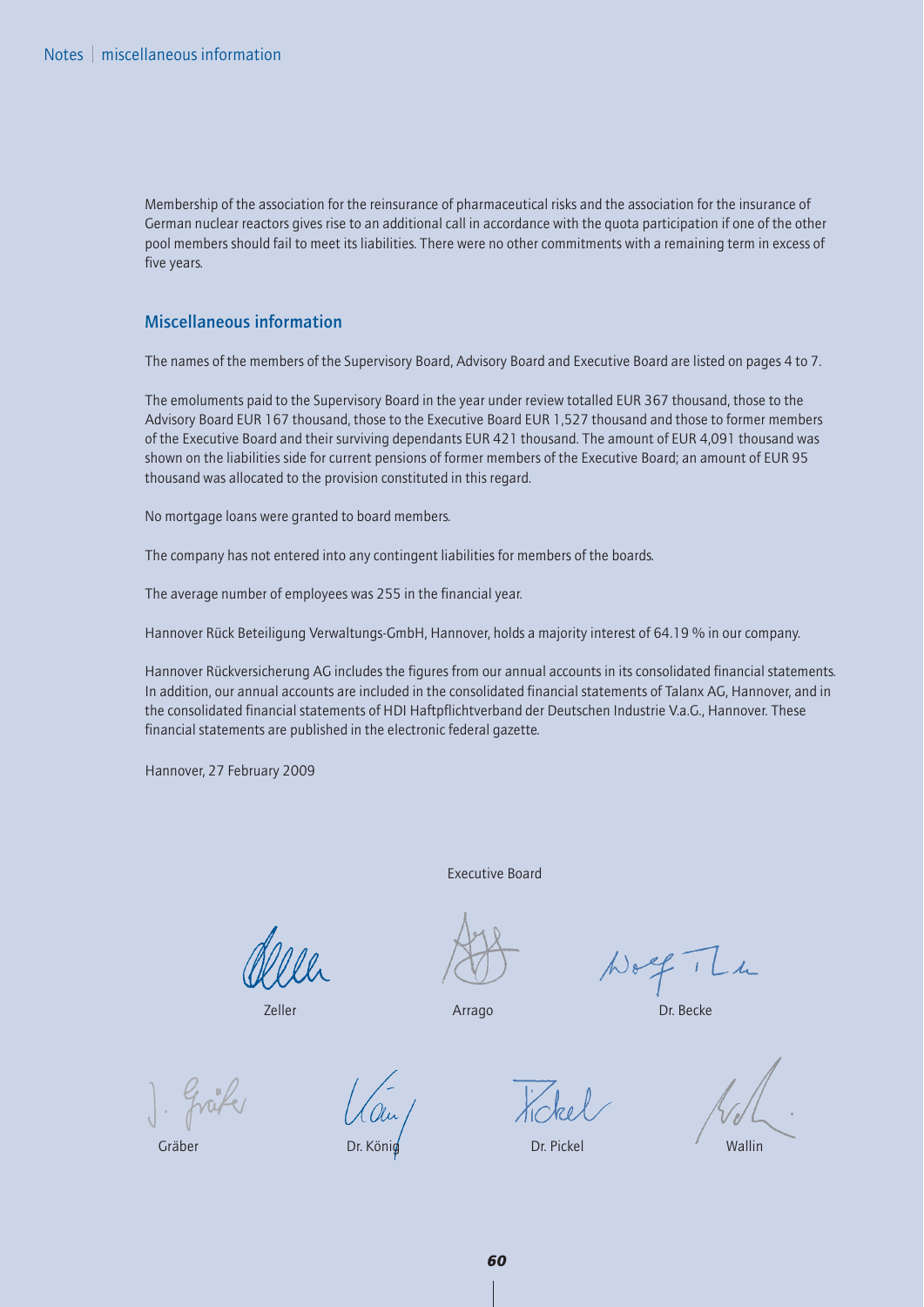Membership of the association for the reinsurance of pharmaceutical risks and the association for the insurance of German nuclear reactors gives rise to an additional call in accordance with the quota participation if one of the other pool members should fail to meet its liabilities. There were no other commitments with a remaining term in excess of five years.

## Miscellaneous information

The names of the members of the Supervisory Board, Advisory Board and Executive Board are listed on pages 4 to 7.

The emoluments paid to the Supervisory Board in the year under review totalled EUR 367 thousand, those to the Advisory Board EUR 167 thousand, those to the Executive Board EUR 1,527 thousand and those to former members of the Executive Board and their surviving dependants EUR 421 thousand. The amount of EUR 4,091 thousand was shown on the liabilities side for current pensions of former members of the Executive Board; an amount of EUR 95 thousand was allocated to the provision constituted in this regard.

No mortgage loans were granted to board members.

The company has not entered into any contingent liabilities for members of the boards.

The average number of employees was 255 in the financial year.

Hannover Rück Beteiligung Verwaltungs-GmbH, Hannover, holds a majority interest of 64.19 % in our company.

Hannover Rückversicherung AG includes the figures from our annual accounts in its consolidated financial statements. In addition, our annual accounts are included in the consolidated financial statements of Talanx AG, Hannover, and in the consolidated financial statements of HDI Haftpflichtverband der Deutschen Industrie V.a.G., Hannover. These financial statements are published in the electronic federal gazette.

Hannover, 27 February 2009

Executive Board

Zeller    Arrago    Dr. Becke

Gräber    Dr. König    Dr. Pickel    Wallin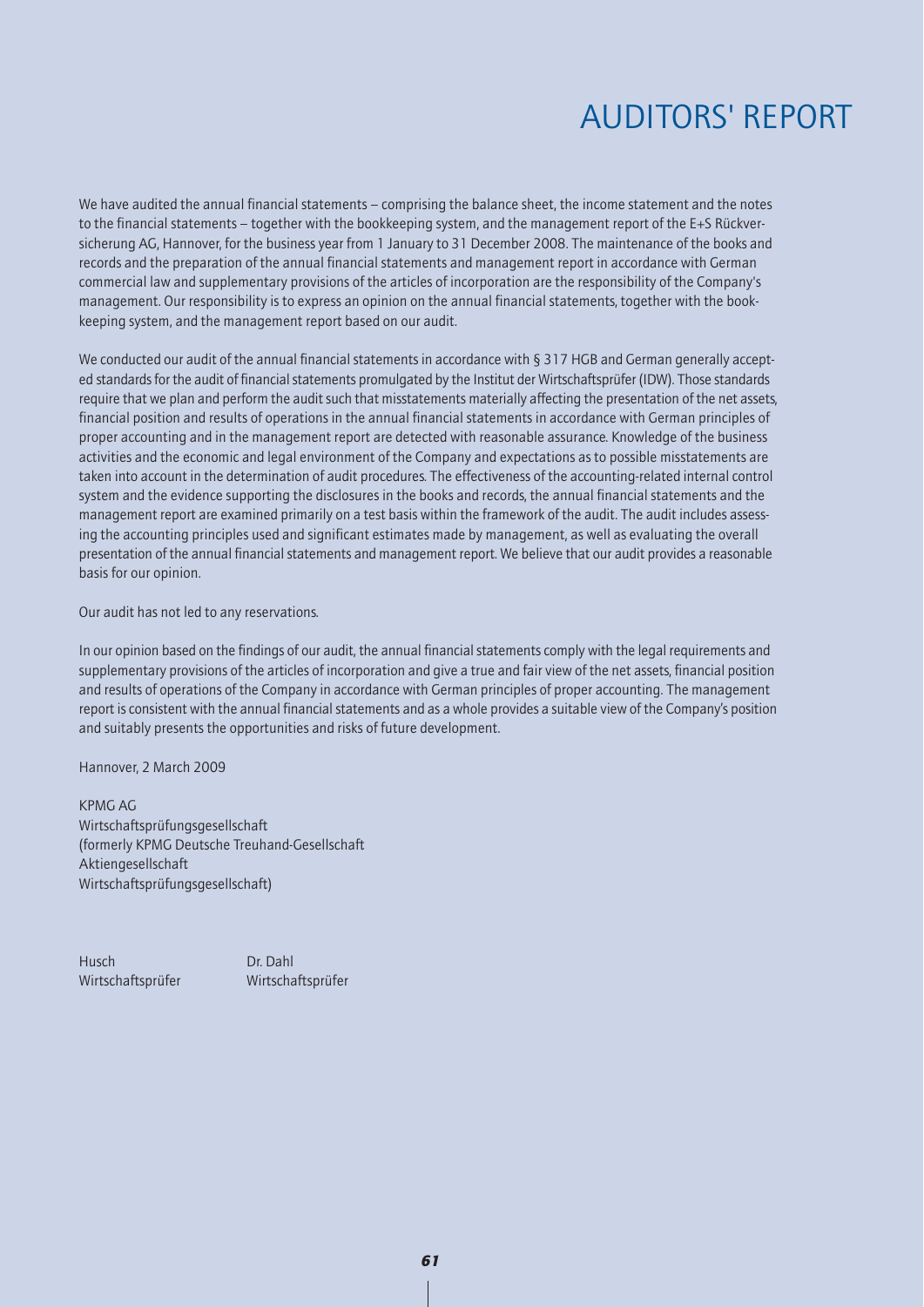# AUDITORS' REPORT

We have audited the annual financial statements – comprising the balance sheet, the income statement and the notes to the financial statements – together with the bookkeeping system, and the management report of the E+S Rückversicherung AG, Hannover, for the business year from 1 January to 31 December 2008. The maintenance of the books and records and the preparation of the annual financial statements and management report in accordance with German commercial law and supplementary provisions of the articles of incorporation are the responsibility of the Company's management. Our responsibility is to express an opinion on the annual financial statements, together with the bookkeeping system, and the management report based on our audit.

We conducted our audit of the annual financial statements in accordance with § 317 HGB and German generally accepted standards for the audit of financial statements promulgated by the Institut der Wirtschaftsprüfer (IDW). Those standards require that we plan and perform the audit such that misstatements materially affecting the presentation of the net assets, financial position and results of operations in the annual financial statements in accordance with German principles of proper accounting and in the management report are detected with reasonable assurance. Knowledge of the business activities and the economic and legal environment of the Company and expectations as to possible misstatements are taken into account in the determination of audit procedures. The effectiveness of the accounting-related internal control system and the evidence supporting the disclosures in the books and records, the annual financial statements and the management report are examined primarily on a test basis within the framework of the audit. The audit includes assessing the accounting principles used and significant estimates made by management, as well as evaluating the overall presentation of the annual financial statements and management report. We believe that our audit provides a reasonable basis for our opinion.

Our audit has not led to any reservations.

In our opinion based on the findings of our audit, the annual financial statements comply with the legal requirements and supplementary provisions of the articles of incorporation and give a true and fair view of the net assets, financial position and results of operations of the Company in accordance with German principles of proper accounting. The management report is consistent with the annual financial statements and as a whole provides a suitable view of the Company's position and suitably presents the opportunities and risks of future development.

Hannover, 2 March 2009

KPMG AG
Wirtschaftsprüfungsgesellschaft
(formerly KPMG Deutsche Treuhand-Gesellschaft
Aktiengesellschaft
Wirtschaftsprüfungsgesellschaft)

| Husch | Dr. Dahl |
|---|---|
| Wirtschaftsprüfer | Wirtschaftsprüfer |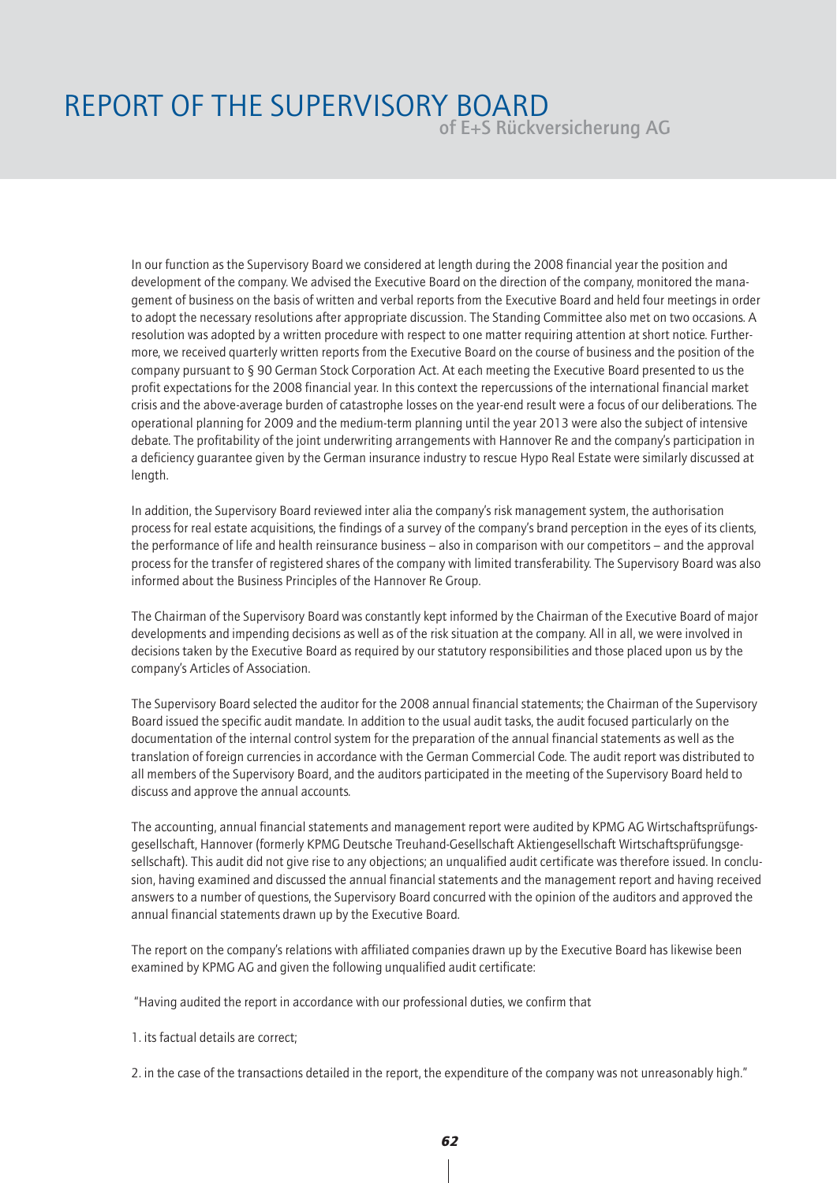# REPORT OF THE SUPERVISORY BOARD of E+S Rückversicherung AG

In our function as the Supervisory Board we considered at length during the 2008 financial year the position and development of the company. We advised the Executive Board on the direction of the company, monitored the management of business on the basis of written and verbal reports from the Executive Board and held four meetings in order to adopt the necessary resolutions after appropriate discussion. The Standing Committee also met on two occasions. A resolution was adopted by a written procedure with respect to one matter requiring attention at short notice. Furthermore, we received quarterly written reports from the Executive Board on the course of business and the position of the company pursuant to § 90 German Stock Corporation Act. At each meeting the Executive Board presented to us the profit expectations for the 2008 financial year. In this context the repercussions of the international financial market crisis and the above-average burden of catastrophe losses on the year-end result were a focus of our deliberations. The operational planning for 2009 and the medium-term planning until the year 2013 were also the subject of intensive debate. The profitability of the joint underwriting arrangements with Hannover Re and the company's participation in a deficiency guarantee given by the German insurance industry to rescue Hypo Real Estate were similarly discussed at length.

In addition, the Supervisory Board reviewed inter alia the company's risk management system, the authorisation process for real estate acquisitions, the findings of a survey of the company's brand perception in the eyes of its clients, the performance of life and health reinsurance business – also in comparison with our competitors – and the approval process for the transfer of registered shares of the company with limited transferability. The Supervisory Board was also informed about the Business Principles of the Hannover Re Group.

The Chairman of the Supervisory Board was constantly kept informed by the Chairman of the Executive Board of major developments and impending decisions as well as of the risk situation at the company. All in all, we were involved in decisions taken by the Executive Board as required by our statutory responsibilities and those placed upon us by the company's Articles of Association.

The Supervisory Board selected the auditor for the 2008 annual financial statements; the Chairman of the Supervisory Board issued the specific audit mandate. In addition to the usual audit tasks, the audit focused particularly on the documentation of the internal control system for the preparation of the annual financial statements as well as the translation of foreign currencies in accordance with the German Commercial Code. The audit report was distributed to all members of the Supervisory Board, and the auditors participated in the meeting of the Supervisory Board held to discuss and approve the annual accounts.

The accounting, annual financial statements and management report were audited by KPMG AG Wirtschaftsprüfungsgesellschaft, Hannover (formerly KPMG Deutsche Treuhand-Gesellschaft Aktiengesellschaft Wirtschaftsprüfungsgesellschaft). This audit did not give rise to any objections; an unqualified audit certificate was therefore issued. In conclusion, having examined and discussed the annual financial statements and the management report and having received answers to a number of questions, the Supervisory Board concurred with the opinion of the auditors and approved the annual financial statements drawn up by the Executive Board.

The report on the company's relations with affiliated companies drawn up by the Executive Board has likewise been examined by KPMG AG and given the following unqualified audit certificate:

"Having audited the report in accordance with our professional duties, we confirm that

1. its factual details are correct;

2. in the case of the transactions detailed in the report, the expenditure of the company was not unreasonably high."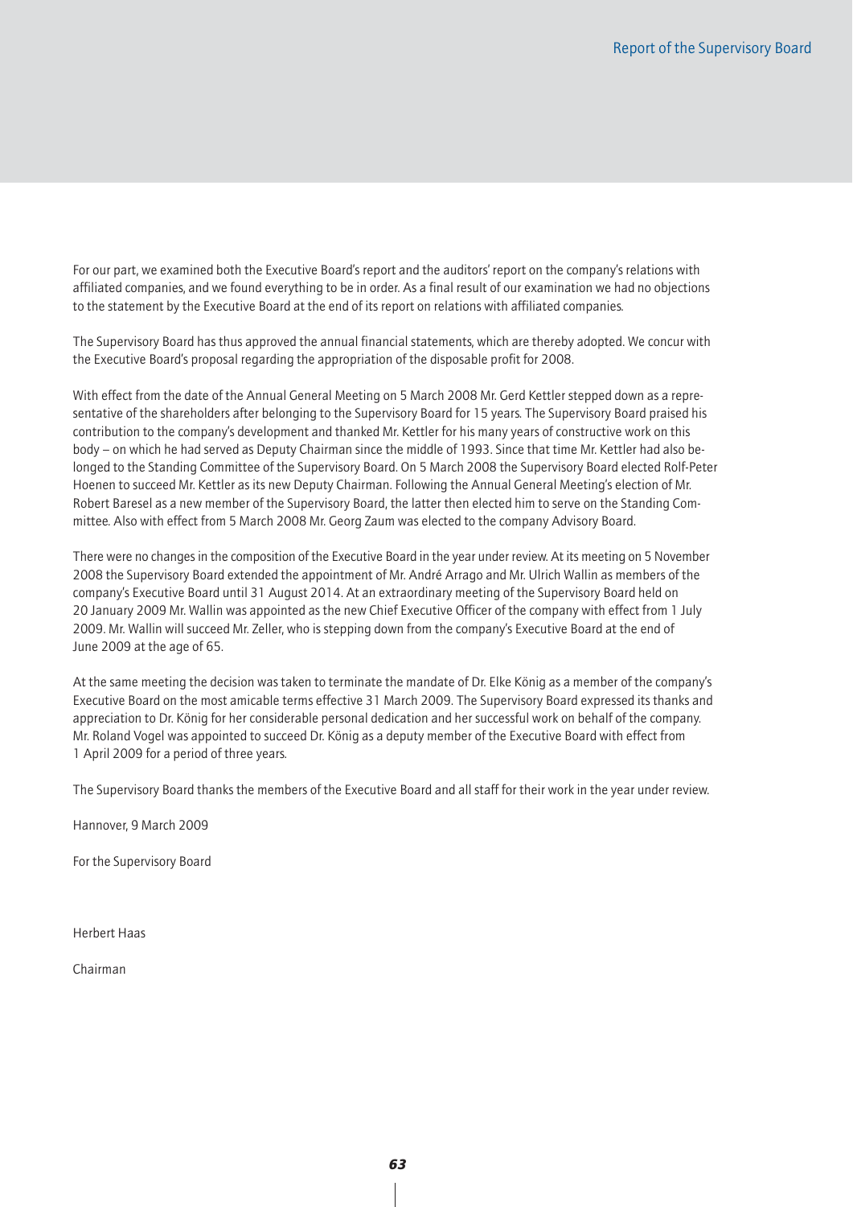For our part, we examined both the Executive Board's report and the auditors' report on the company's relations with affiliated companies, and we found everything to be in order. As a final result of our examination we had no objections to the statement by the Executive Board at the end of its report on relations with affiliated companies.

The Supervisory Board has thus approved the annual financial statements, which are thereby adopted. We concur with the Executive Board's proposal regarding the appropriation of the disposable profit for 2008.

With effect from the date of the Annual General Meeting on 5 March 2008 Mr. Gerd Kettler stepped down as a representative of the shareholders after belonging to the Supervisory Board for 15 years. The Supervisory Board praised his contribution to the company's development and thanked Mr. Kettler for his many years of constructive work on this body – on which he had served as Deputy Chairman since the middle of 1993. Since that time Mr. Kettler had also belonged to the Standing Committee of the Supervisory Board. On 5 March 2008 the Supervisory Board elected Rolf-Peter Hoenen to succeed Mr. Kettler as its new Deputy Chairman. Following the Annual General Meeting's election of Mr. Robert Baresel as a new member of the Supervisory Board, the latter then elected him to serve on the Standing Committee. Also with effect from 5 March 2008 Mr. Georg Zaum was elected to the company Advisory Board.

There were no changes in the composition of the Executive Board in the year under review. At its meeting on 5 November 2008 the Supervisory Board extended the appointment of Mr. André Arrago and Mr. Ulrich Wallin as members of the company's Executive Board until 31 August 2014. At an extraordinary meeting of the Supervisory Board held on 20 January 2009 Mr. Wallin was appointed as the new Chief Executive Officer of the company with effect from 1 July 2009. Mr. Wallin will succeed Mr. Zeller, who is stepping down from the company's Executive Board at the end of June 2009 at the age of 65.

At the same meeting the decision was taken to terminate the mandate of Dr. Elke König as a member of the company's Executive Board on the most amicable terms effective 31 March 2009. The Supervisory Board expressed its thanks and appreciation to Dr. König for her considerable personal dedication and her successful work on behalf of the company. Mr. Roland Vogel was appointed to succeed Dr. König as a deputy member of the Executive Board with effect from 1 April 2009 for a period of three years.

The Supervisory Board thanks the members of the Executive Board and all staff for their work in the year under review.

Hannover, 9 March 2009

For the Supervisory Board

Herbert Haas

Chairman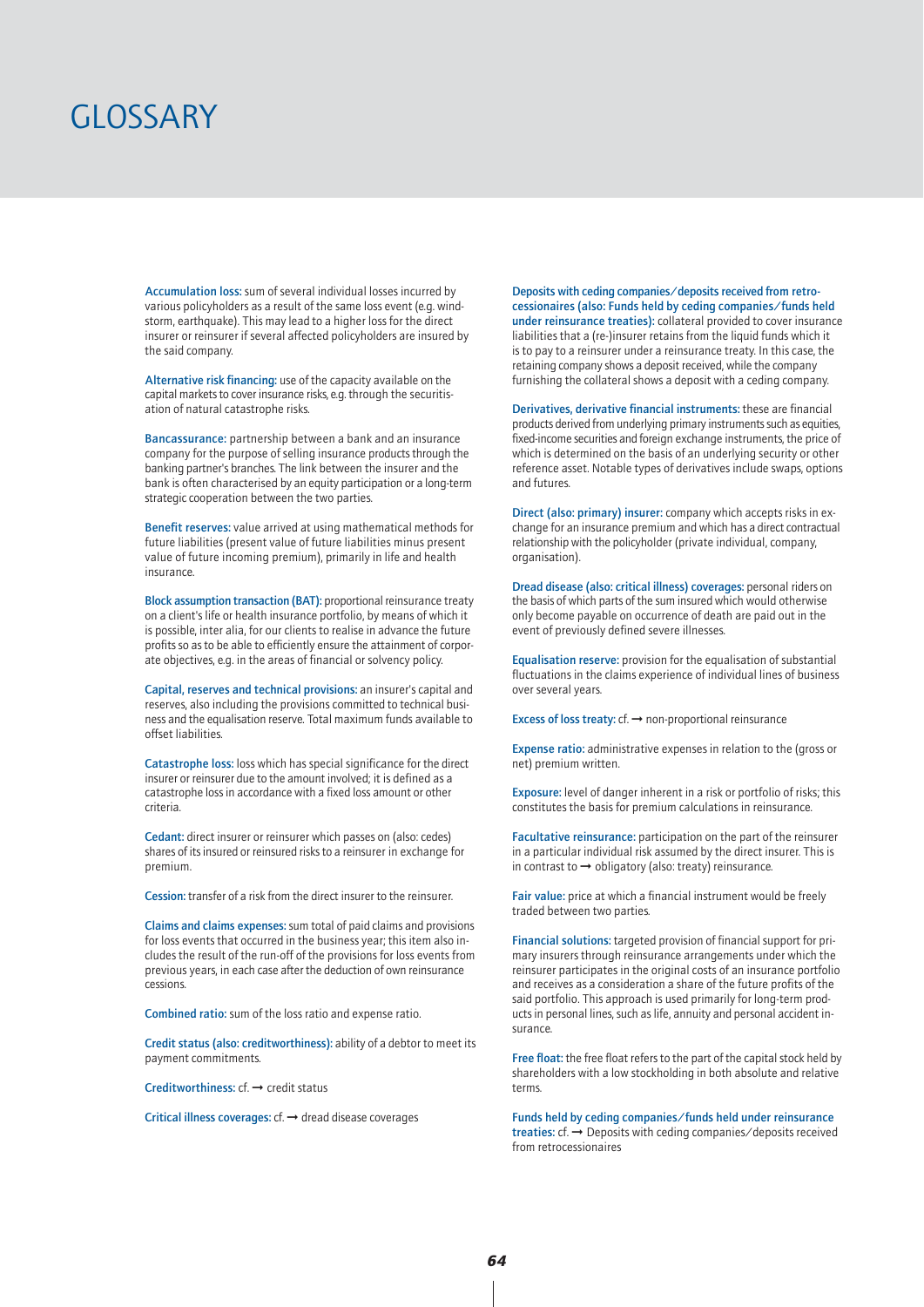# GLOSSARY

**Accumulation loss:** sum of several individual losses incurred by various policyholders as a result of the same loss event (e.g. windstorm, earthquake). This may lead to a higher loss for the direct insurer or reinsurer if several affected policyholders are insured by the said company.

**Alternative risk financing:** use of the capacity available on the capital markets to cover insurance risks, e.g. through the securitisation of natural catastrophe risks.

**Bancassurance:** partnership between a bank and an insurance company for the purpose of selling insurance products through the banking partner's branches. The link between the insurer and the bank is often characterised by an equity participation or a long-term strategic cooperation between the two parties.

**Benefit reserves:** value arrived at using mathematical methods for future liabilities (present value of future liabilities minus present value of future incoming premium), primarily in life and health insurance.

**Block assumption transaction (BAT):** proportional reinsurance treaty on a client's life or health insurance portfolio, by means of which it is possible, inter alia, for our clients to realise in advance the future profits so as to be able to efficiently ensure the attainment of corporate objectives, e.g. in the areas of financial or solvency policy.

**Capital, reserves and technical provisions:** an insurer's capital and reserves, also including the provisions committed to technical business and the equalisation reserve. Total maximum funds available to offset liabilities.

**Catastrophe loss:** loss which has special significance for the direct insurer or reinsurer due to the amount involved; it is defined as a catastrophe loss in accordance with a fixed loss amount or other criteria.

**Cedant:** direct insurer or reinsurer which passes on (also: cedes) shares of its insured or reinsured risks to a reinsurer in exchange for premium.

**Cession:** transfer of a risk from the direct insurer to the reinsurer.

**Claims and claims expenses:** sum total of paid claims and provisions for loss events that occurred in the business year; this item also includes the result of the run-off of the provisions for loss events from previous years, in each case after the deduction of own reinsurance cessions.

**Combined ratio:** sum of the loss ratio and expense ratio.

**Credit status (also: creditworthiness):** ability of a debtor to meet its payment commitments.

**Creditworthiness:** cf. → credit status

**Critical illness coverages:** cf. → dread disease coverages

**Deposits with ceding companies/deposits received from retrocessionaires (also: Funds held by ceding companies/funds held under reinsurance treaties):** collateral provided to cover insurance liabilities that a (re-)insurer retains from the liquid funds which it is to pay to a reinsurer under a reinsurance treaty. In this case, the retaining company shows a deposit received, while the company furnishing the collateral shows a deposit with a ceding company.

**Derivatives, derivative financial instruments:** these are financial products derived from underlying primary instruments such as equities, fixed-income securities and foreign exchange instruments, the price of which is determined on the basis of an underlying security or other reference asset. Notable types of derivatives include swaps, options and futures.

**Direct (also: primary) insurer:** company which accepts risks in exchange for an insurance premium and which has a direct contractual relationship with the policyholder (private individual, company, organisation).

**Dread disease (also: critical illness) coverages:** personal riders on the basis of which parts of the sum insured which would otherwise only become payable on occurrence of death are paid out in the event of previously defined severe illnesses.

**Equalisation reserve:** provision for the equalisation of substantial fluctuations in the claims experience of individual lines of business over several years.

**Excess of loss treaty:** cf. → non-proportional reinsurance

**Expense ratio:** administrative expenses in relation to the (gross or net) premium written.

**Exposure:** level of danger inherent in a risk or portfolio of risks; this constitutes the basis for premium calculations in reinsurance.

**Facultative reinsurance:** participation on the part of the reinsurer in a particular individual risk assumed by the direct insurer. This is in contrast to → obligatory (also: treaty) reinsurance.

**Fair value:** price at which a financial instrument would be freely traded between two parties.

**Financial solutions:** targeted provision of financial support for primary insurers through reinsurance arrangements under which the reinsurer participates in the original costs of an insurance portfolio and receives as a consideration a share of the future profits of the said portfolio. This approach is used primarily for long-term products in personal lines, such as life, annuity and personal accident insurance.

**Free float:** the free float refers to the part of the capital stock held by shareholders with a low stockholding in both absolute and relative terms.

**Funds held by ceding companies/funds held under reinsurance treaties:** cf. → Deposits with ceding companies/deposits received from retrocessionaires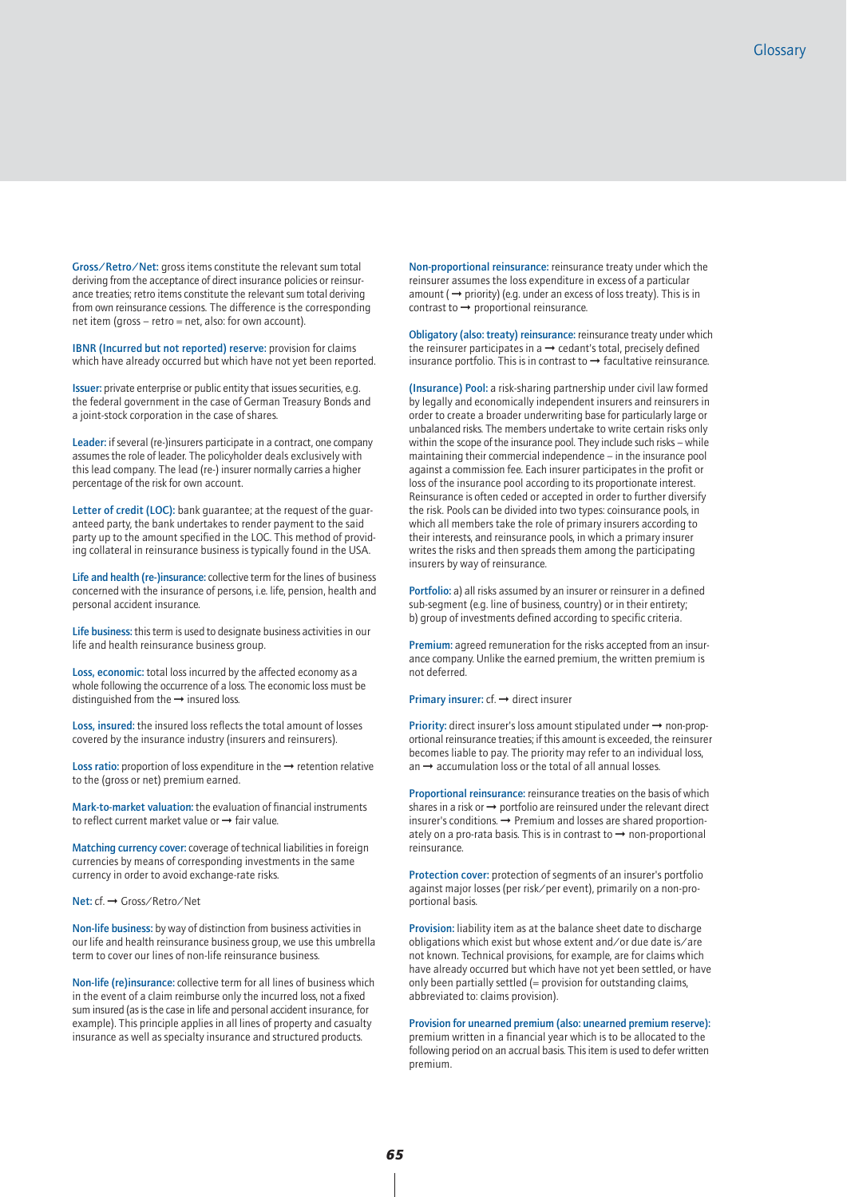**Gross/Retro/Net:** gross items constitute the relevant sum total deriving from the acceptance of direct insurance policies or reinsurance treaties; retro items constitute the relevant sum total deriving from own reinsurance cessions. The difference is the corresponding net item (gross – retro = net, also: for own account).

**IBNR (Incurred but not reported) reserve:** provision for claims which have already occurred but which have not yet been reported.

**Issuer:** private enterprise or public entity that issues securities, e.g. the federal government in the case of German Treasury Bonds and a joint-stock corporation in the case of shares.

**Leader:** if several (re-)insurers participate in a contract, one company assumes the role of leader. The policyholder deals exclusively with this lead company. The lead (re-) insurer normally carries a higher percentage of the risk for own account.

**Letter of credit (LOC):** bank guarantee; at the request of the guaranteed party, the bank undertakes to render payment to the said party up to the amount specified in the LOC. This method of providing collateral in reinsurance business is typically found in the USA.

**Life and health (re-)insurance:** collective term for the lines of business concerned with the insurance of persons, i.e. life, pension, health and personal accident insurance.

**Life business:** this term is used to designate business activities in our life and health reinsurance business group.

**Loss, economic:** total loss incurred by the affected economy as a whole following the occurrence of a loss. The economic loss must be distinguished from the → insured loss.

**Loss, insured:** the insured loss reflects the total amount of losses covered by the insurance industry (insurers and reinsurers).

**Loss ratio:** proportion of loss expenditure in the → retention relative to the (gross or net) premium earned.

**Mark-to-market valuation:** the evaluation of financial instruments to reflect current market value or → fair value.

**Matching currency cover:** coverage of technical liabilities in foreign currencies by means of corresponding investments in the same currency in order to avoid exchange-rate risks.

**Net:** cf. → Gross/Retro/Net

**Non-life business:** by way of distinction from business activities in our life and health reinsurance business group, we use this umbrella term to cover our lines of non-life reinsurance business.

**Non-life (re)insurance:** collective term for all lines of business which in the event of a claim reimburse only the incurred loss, not a fixed sum insured (as is the case in life and personal accident insurance, for example). This principle applies in all lines of property and casualty insurance as well as specialty insurance and structured products.

**Non-proportional reinsurance:** reinsurance treaty under which the reinsurer assumes the loss expenditure in excess of a particular amount (→ priority) (e.g. under an excess of loss treaty). This is in contrast to → proportional reinsurance.

**Obligatory (also: treaty) reinsurance:** reinsurance treaty under which the reinsurer participates in a → cedant's total, precisely defined insurance portfolio. This is in contrast to → facultative reinsurance.

**(Insurance) Pool:** a risk-sharing partnership under civil law formed by legally and economically independent insurers and reinsurers in order to create a broader underwriting base for particularly large or unbalanced risks. The members undertake to write certain risks only within the scope of the insurance pool. They include such risks – while maintaining their commercial independence – in the insurance pool against a commission fee. Each insurer participates in the profit or loss of the insurance pool according to its proportionate interest. Reinsurance is often ceded or accepted in order to further diversify the risk. Pools can be divided into two types: coinsurance pools, in which all members take the role of primary insurers according to their interests, and reinsurance pools, in which a primary insurer writes the risks and then spreads them among the participating insurers by way of reinsurance.

**Portfolio:** a) all risks assumed by an insurer or reinsurer in a defined sub-segment (e.g. line of business, country) or in their entirety; b) group of investments defined according to specific criteria.

**Premium:** agreed remuneration for the risks accepted from an insurance company. Unlike the earned premium, the written premium is not deferred.

**Primary insurer:** cf. → direct insurer

**Priority:** direct insurer's loss amount stipulated under → non-proportional reinsurance treaties; if this amount is exceeded, the reinsurer becomes liable to pay. The priority may refer to an individual loss, an → accumulation loss or the total of all annual losses.

**Proportional reinsurance:** reinsurance treaties on the basis of which shares in a risk or → portfolio are reinsured under the relevant direct insurer's conditions. → Premium and losses are shared proportionately on a pro-rata basis. This is in contrast to → non-proportional reinsurance.

**Protection cover:** protection of segments of an insurer's portfolio against major losses (per risk/per event), primarily on a non-proportional basis.

**Provision:** liability item as at the balance sheet date to discharge obligations which exist but whose extent and/or due date is/are not known. Technical provisions, for example, are for claims which have already occurred but which have not yet been settled, or have only been partially settled (= provision for outstanding claims, abbreviated to: claims provision).

**Provision for unearned premium (also: unearned premium reserve):** premium written in a financial year which is to be allocated to the following period on an accrual basis. This item is used to defer written premium.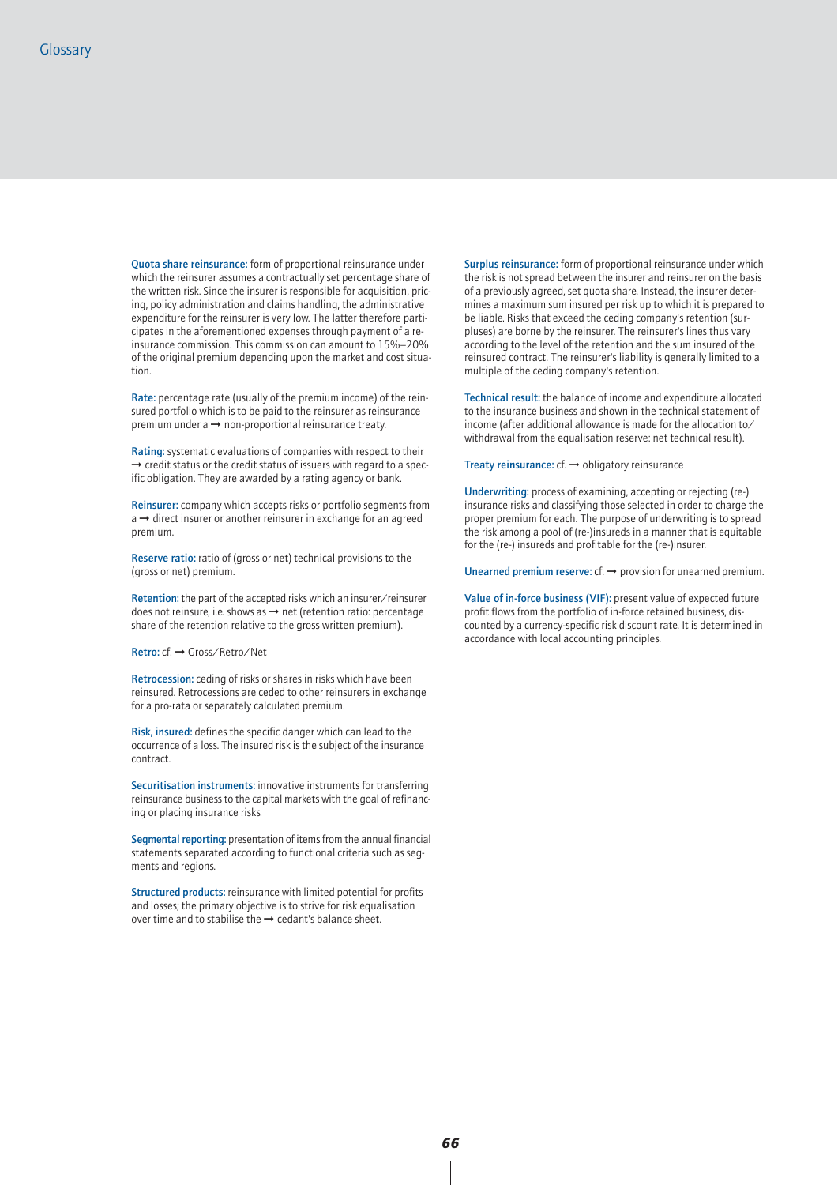Quota share reinsurance: form of proportional reinsurance under which the reinsurer assumes a contractually set percentage share of the written risk. Since the insurer is responsible for acquisition, pricing, policy administration and claims handling, the administrative expenditure for the reinsurer is very low. The latter therefore participates in the aforementioned expenses through payment of a reinsurance commission. This commission can amount to 15%–20% of the original premium depending upon the market and cost situation.

Rate: percentage rate (usually of the premium income) of the reinsured portfolio which is to be paid to the reinsurer as reinsurance premium under a ➞ non-proportional reinsurance treaty.

Rating: systematic evaluations of companies with respect to their ➞ credit status or the credit status of issuers with regard to a specific obligation. They are awarded by a rating agency or bank.

Reinsurer: company which accepts risks or portfolio segments from a ➞ direct insurer or another reinsurer in exchange for an agreed premium.

Reserve ratio: ratio of (gross or net) technical provisions to the (gross or net) premium.

Retention: the part of the accepted risks which an insurer/reinsurer does not reinsure, i.e. shows as ➞ net (retention ratio: percentage share of the retention relative to the gross written premium).

Retro: cf. ➞ Gross/Retro/Net

Retrocession: ceding of risks or shares in risks which have been reinsured. Retrocessions are ceded to other reinsurers in exchange for a pro-rata or separately calculated premium.

Risk, insured: defines the specific danger which can lead to the occurrence of a loss. The insured risk is the subject of the insurance contract.

Securitisation instruments: innovative instruments for transferring reinsurance business to the capital markets with the goal of refinancing or placing insurance risks.

Segmental reporting: presentation of items from the annual financial statements separated according to functional criteria such as segments and regions.

Structured products: reinsurance with limited potential for profits and losses; the primary objective is to strive for risk equalisation over time and to stabilise the ➞ cedant's balance sheet.

Surplus reinsurance: form of proportional reinsurance under which the risk is not spread between the insurer and reinsurer on the basis of a previously agreed, set quota share. Instead, the insurer determines a maximum sum insured per risk up to which it is prepared to be liable. Risks that exceed the ceding company's retention (surpluses) are borne by the reinsurer. The reinsurer's lines thus vary according to the level of the retention and the sum insured of the reinsured contract. The reinsurer's liability is generally limited to a multiple of the ceding company's retention.

Technical result: the balance of income and expenditure allocated to the insurance business and shown in the technical statement of income (after additional allowance is made for the allocation to/withdrawal from the equalisation reserve: net technical result).

Treaty reinsurance: cf. ➞ obligatory reinsurance

Underwriting: process of examining, accepting or rejecting (re-)insurance risks and classifying those selected in order to charge the proper premium for each. The purpose of underwriting is to spread the risk among a pool of (re-)insureds in a manner that is equitable for the (re-) insureds and profitable for the (re-)insurer.

Unearned premium reserve: cf. ➞ provision for unearned premium.

Value of in-force business (VIF): present value of expected future profit flows from the portfolio of in-force retained business, discounted by a currency-specific risk discount rate. It is determined in accordance with local accounting principles.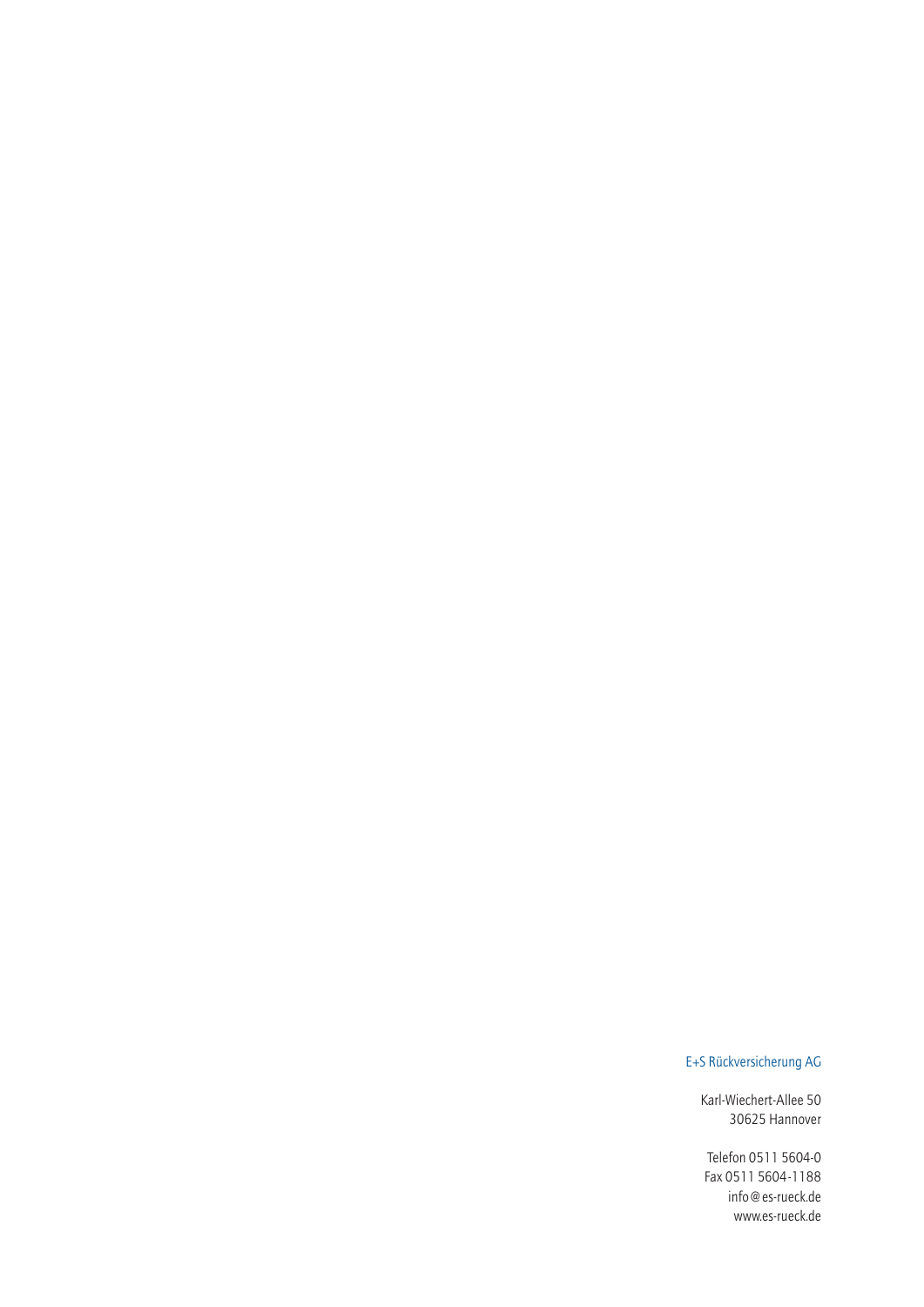E+S Rückversicherung AG

Karl-Wiechert-Allee 50
30625 Hannover

Telefon 0511 5604-0
Fax 0511 5604-1188
info@es-rueck.de
www.es-rueck.de